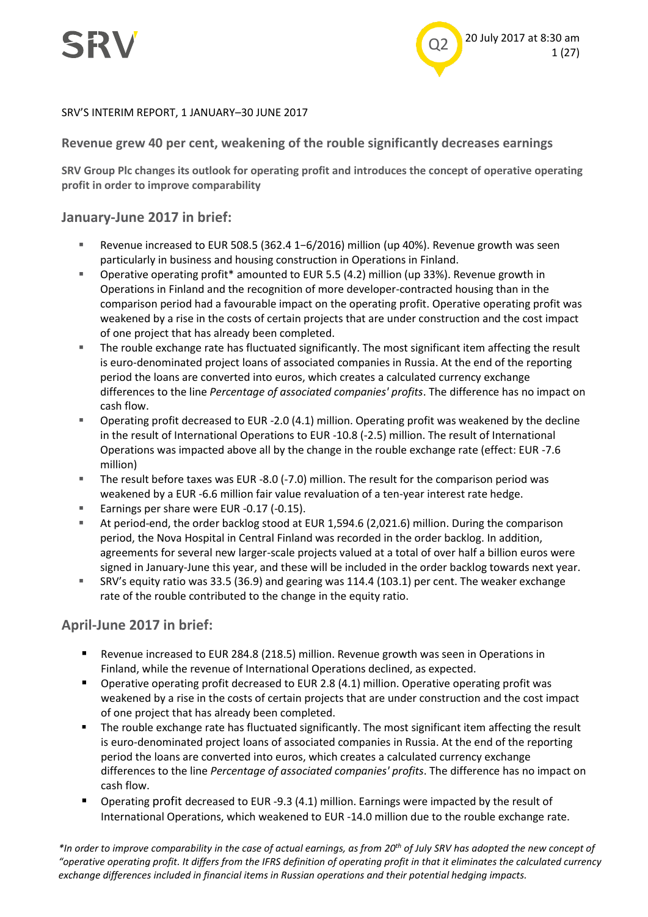SRV'S INTERIM REPORT, 1 JANUARY–30 JUNE 2017

## Revenue grew 40 per cent, weakening of the rouble significantly decreases earnings

**SRV Group Plc changes its outlook for operating profit and introduces the concept of operative operating profit in order to improve comparability**

## January-June 2017 in brief:

- Revenue increased to EUR 508.5 (362.4 1−6/2016) million (up 40%). Revenue growth was seen particularly in business and housing construction in Operations in Finland.
- Operative operating profit* amounted to EUR 5.5 (4.2) million (up 33%). Revenue growth in Operations in Finland and the recognition of more developer-contracted housing than in the comparison period had a favourable impact on the operating profit. Operative operating profit was weakened by a rise in the costs of certain projects that are under construction and the cost impact of one project that has already been completed.
- The rouble exchange rate has fluctuated significantly. The most significant item affecting the result is euro-denominated project loans of associated companies in Russia. At the end of the reporting period the loans are converted into euros, which creates a calculated currency exchange differences to the line *Percentage of associated companies' profits*. The difference has no impact on cash flow.
- Operating profit decreased to EUR -2.0 (4.1) million. Operating profit was weakened by the decline in the result of International Operations to EUR -10.8 (-2.5) million. The result of International Operations was impacted above all by the change in the rouble exchange rate (effect: EUR -7.6 million)
- The result before taxes was EUR -8.0 (-7.0) million. The result for the comparison period was weakened by a EUR -6.6 million fair value revaluation of a ten-year interest rate hedge.
- Earnings per share were EUR -0.17 (-0.15).
- At period-end, the order backlog stood at EUR 1,594.6 (2,021.6) million. During the comparison period, the Nova Hospital in Central Finland was recorded in the order backlog. In addition, agreements for several new larger-scale projects valued at a total of over half a billion euros were signed in January-June this year, and these will be included in the order backlog towards next year.
- SRV's equity ratio was 33.5 (36.9) and gearing was 114.4 (103.1) per cent. The weaker exchange rate of the rouble contributed to the change in the equity ratio.

## April-June 2017 in brief:

- Revenue increased to EUR 284.8 (218.5) million. Revenue growth was seen in Operations in Finland, while the revenue of International Operations declined, as expected.
- Operative operating profit decreased to EUR 2.8 (4.1) million. Operative operating profit was weakened by a rise in the costs of certain projects that are under construction and the cost impact of one project that has already been completed.
- The rouble exchange rate has fluctuated significantly. The most significant item affecting the result is euro-denominated project loans of associated companies in Russia. At the end of the reporting period the loans are converted into euros, which creates a calculated currency exchange differences to the line *Percentage of associated companies' profits*. The difference has no impact on cash flow.
- Operating profit decreased to EUR -9.3 (4.1) million. Earnings were impacted by the result of International Operations, which weakened to EUR -14.0 million due to the rouble exchange rate.

**In order to improve comparability in the case of actual earnings, as from 20th of July SRV has adopted the new concept of "operative operating profit. It differs from the IFRS definition of operating profit in that it eliminates the calculated currency exchange differences included in financial items in Russian operations and their potential hedging impacts.*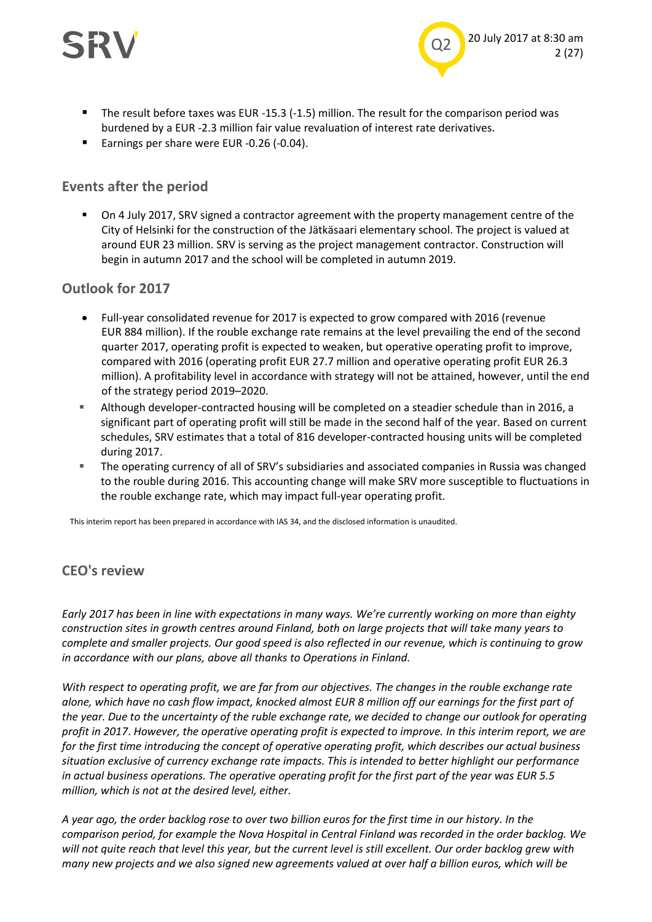- The result before taxes was EUR -15.3 (-1.5) million. The result for the comparison period was burdened by a EUR -2.3 million fair value revaluation of interest rate derivatives.
- Earnings per share were EUR -0.26 (-0.04).

## Events after the period

- On 4 July 2017, SRV signed a contractor agreement with the property management centre of the City of Helsinki for the construction of the Jätkäsaari elementary school. The project is valued at around EUR 23 million. SRV is serving as the project management contractor. Construction will begin in autumn 2017 and the school will be completed in autumn 2019.

## Outlook for 2017

- Full-year consolidated revenue for 2017 is expected to grow compared with 2016 (revenue EUR 884 million). If the rouble exchange rate remains at the level prevailing the end of the second quarter 2017, operating profit is expected to weaken, but operative operating profit to improve, compared with 2016 (operating profit EUR 27.7 million and operative operating profit EUR 26.3 million). A profitability level in accordance with strategy will not be attained, however, until the end of the strategy period 2019–2020.
- Although developer-contracted housing will be completed on a steadier schedule than in 2016, a significant part of operating profit will still be made in the second half of the year. Based on current schedules, SRV estimates that a total of 816 developer-contracted housing units will be completed during 2017.
- The operating currency of all of SRV's subsidiaries and associated companies in Russia was changed to the rouble during 2016. This accounting change will make SRV more susceptible to fluctuations in the rouble exchange rate, which may impact full-year operating profit.

This interim report has been prepared in accordance with IAS 34, and the disclosed information is unaudited.

## CEO's review

*Early 2017 has been in line with expectations in many ways. We're currently working on more than eighty construction sites in growth centres around Finland, both on large projects that will take many years to complete and smaller projects. Our good speed is also reflected in our revenue, which is continuing to grow in accordance with our plans, above all thanks to Operations in Finland.*

*With respect to operating profit, we are far from our objectives. The changes in the rouble exchange rate alone, which have no cash flow impact, knocked almost EUR 8 million off our earnings for the first part of the year. Due to the uncertainty of the ruble exchange rate, we decided to change our outlook for operating profit in 2017. However, the operative operating profit is expected to improve. In this interim report, we are for the first time introducing the concept of operative operating profit, which describes our actual business situation exclusive of currency exchange rate impacts. This is intended to better highlight our performance in actual business operations. The operative operating profit for the first part of the year was EUR 5.5 million, which is not at the desired level, either.*

*A year ago, the order backlog rose to over two billion euros for the first time in our history. In the comparison period, for example the Nova Hospital in Central Finland was recorded in the order backlog. We will not quite reach that level this year, but the current level is still excellent. Our order backlog grew with many new projects and we also signed new agreements valued at over half a billion euros, which will be*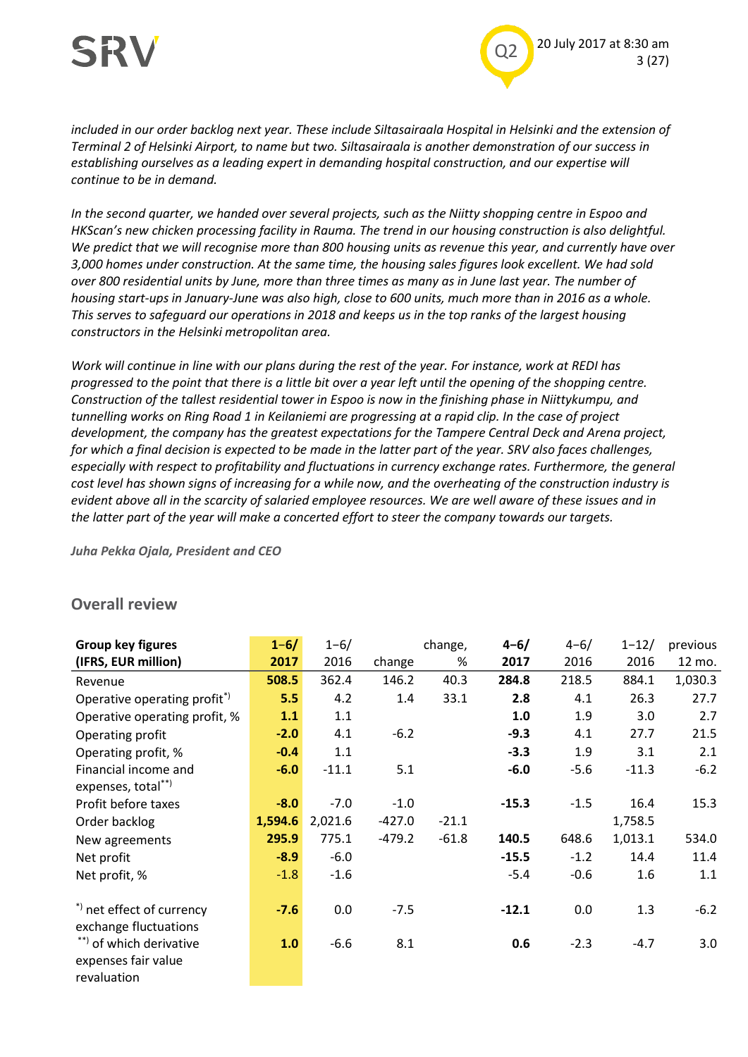*included in our order backlog next year. These include Siltasairaala Hospital in Helsinki and the extension of Terminal 2 of Helsinki Airport, to name but two. Siltasairaala is another demonstration of our success in establishing ourselves as a leading expert in demanding hospital construction, and our expertise will continue to be in demand.*

*In the second quarter, we handed over several projects, such as the Niitty shopping centre in Espoo and HKScan's new chicken processing facility in Rauma. The trend in our housing construction is also delightful. We predict that we will recognise more than 800 housing units as revenue this year, and currently have over 3,000 homes under construction. At the same time, the housing sales figures look excellent. We had sold over 800 residential units by June, more than three times as many as in June last year. The number of housing start-ups in January-June was also high, close to 600 units, much more than in 2016 as a whole. This serves to safeguard our operations in 2018 and keeps us in the top ranks of the largest housing constructors in the Helsinki metropolitan area.*

*Work will continue in line with our plans during the rest of the year. For instance, work at REDI has progressed to the point that there is a little bit over a year left until the opening of the shopping centre. Construction of the tallest residential tower in Espoo is now in the finishing phase in Niittykumpu, and tunnelling works on Ring Road 1 in Keilaniemi are progressing at a rapid clip. In the case of project development, the company has the greatest expectations for the Tampere Central Deck and Arena project, for which a final decision is expected to be made in the latter part of the year. SRV also faces challenges, especially with respect to profitability and fluctuations in currency exchange rates. Furthermore, the general cost level has shown signs of increasing for a while now, and the overheating of the construction industry is evident above all in the scarcity of salaried employee resources. We are well aware of these issues and in the latter part of the year will make a concerted effort to steer the company towards our targets.*

***Juha Pekka Ojala, President and CEO***

## Overall review

| Group key figures (IFRS, EUR million) | **1–6/ 2017** | 1–6/ 2016 | change | change, % | **4–6/ 2017** | 4–6/ 2016 | 1–12/ 2016 | previous 12 mo. |
|---|---|---|---|---|---|---|---|---|
| Revenue | **508.5** | 362.4 | 146.2 | 40.3 | **284.8** | 218.5 | 884.1 | 1,030.3 |
| Operative operating profit[*)] | **5.5** | 4.2 | 1.4 | 33.1 | **2.8** | 4.1 | 26.3 | 27.7 |
| Operative operating profit, % | **1.1** | 1.1 | | | **1.0** | 1.9 | 3.0 | 2.7 |
| Operating profit | **-2.0** | 4.1 | -6.2 | | **-9.3** | 4.1 | 27.7 | 21.5 |
| Operating profit, % | **-0.4** | 1.1 | | | **-3.3** | 1.9 | 3.1 | 2.1 |
| Financial income and expenses, total[**)] | **-6.0** | -11.1 | 5.1 | | **-6.0** | -5.6 | -11.3 | -6.2 |
| Profit before taxes | **-8.0** | -7.0 | -1.0 | | **-15.3** | -1.5 | 16.4 | 15.3 |
| Order backlog | **1,594.6** | 2,021.6 | -427.0 | -21.1 | | | 1,758.5 | |
| New agreements | **295.9** | 775.1 | -479.2 | -61.8 | **140.5** | 648.6 | 1,013.1 | 534.0 |
| Net profit | **-8.9** | -6.0 | | | **-15.5** | -1.2 | 14.4 | 11.4 |
| Net profit, % | -1.8 | -1.6 | | | -5.4 | -0.6 | 1.6 | 1.1 |
| | | | | | | | | |
| [*)] net effect of currency exchange fluctuations | **-7.6** | 0.0 | -7.5 | | **-12.1** | 0.0 | 1.3 | -6.2 |
| [**)] of which derivative expenses fair value revaluation | **1.0** | -6.6 | 8.1 | | **0.6** | -2.3 | -4.7 | 3.0 |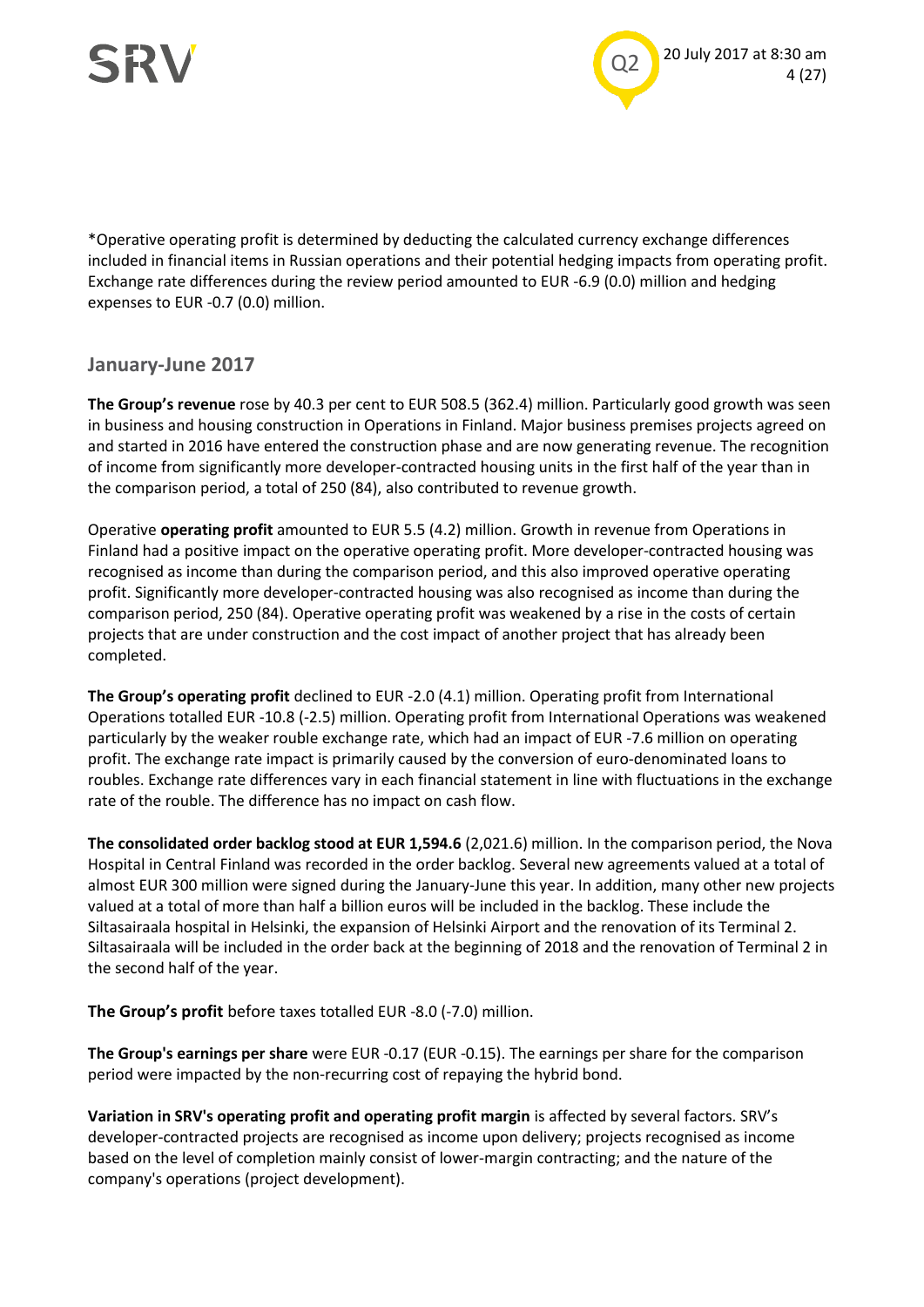*Operative operating profit is determined by deducting the calculated currency exchange differences included in financial items in Russian operations and their potential hedging impacts from operating profit. Exchange rate differences during the review period amounted to EUR -6.9 (0.0) million and hedging expenses to EUR -0.7 (0.0) million.

## January-June 2017

**The Group's revenue** rose by 40.3 per cent to EUR 508.5 (362.4) million. Particularly good growth was seen in business and housing construction in Operations in Finland. Major business premises projects agreed on and started in 2016 have entered the construction phase and are now generating revenue. The recognition of income from significantly more developer-contracted housing units in the first half of the year than in the comparison period, a total of 250 (84), also contributed to revenue growth.

Operative **operating profit** amounted to EUR 5.5 (4.2) million. Growth in revenue from Operations in Finland had a positive impact on the operative operating profit. More developer-contracted housing was recognised as income than during the comparison period, and this also improved operative operating profit. Significantly more developer-contracted housing was also recognised as income than during the comparison period, 250 (84). Operative operating profit was weakened by a rise in the costs of certain projects that are under construction and the cost impact of another project that has already been completed.

**The Group's operating profit** declined to EUR -2.0 (4.1) million. Operating profit from International Operations totalled EUR -10.8 (-2.5) million. Operating profit from International Operations was weakened particularly by the weaker rouble exchange rate, which had an impact of EUR -7.6 million on operating profit. The exchange rate impact is primarily caused by the conversion of euro-denominated loans to roubles. Exchange rate differences vary in each financial statement in line with fluctuations in the exchange rate of the rouble. The difference has no impact on cash flow.

**The consolidated order backlog stood at EUR 1,594.6** (2,021.6) million. In the comparison period, the Nova Hospital in Central Finland was recorded in the order backlog. Several new agreements valued at a total of almost EUR 300 million were signed during the January-June this year. In addition, many other new projects valued at a total of more than half a billion euros will be included in the backlog. These include the Siltasairaala hospital in Helsinki, the expansion of Helsinki Airport and the renovation of its Terminal 2. Siltasairaala will be included in the order back at the beginning of 2018 and the renovation of Terminal 2 in the second half of the year.

**The Group's profit** before taxes totalled EUR -8.0 (-7.0) million.

**The Group's earnings per share** were EUR -0.17 (EUR -0.15). The earnings per share for the comparison period were impacted by the non-recurring cost of repaying the hybrid bond.

**Variation in SRV's operating profit and operating profit margin** is affected by several factors. SRV's developer-contracted projects are recognised as income upon delivery; projects recognised as income based on the level of completion mainly consist of lower-margin contracting; and the nature of the company's operations (project development).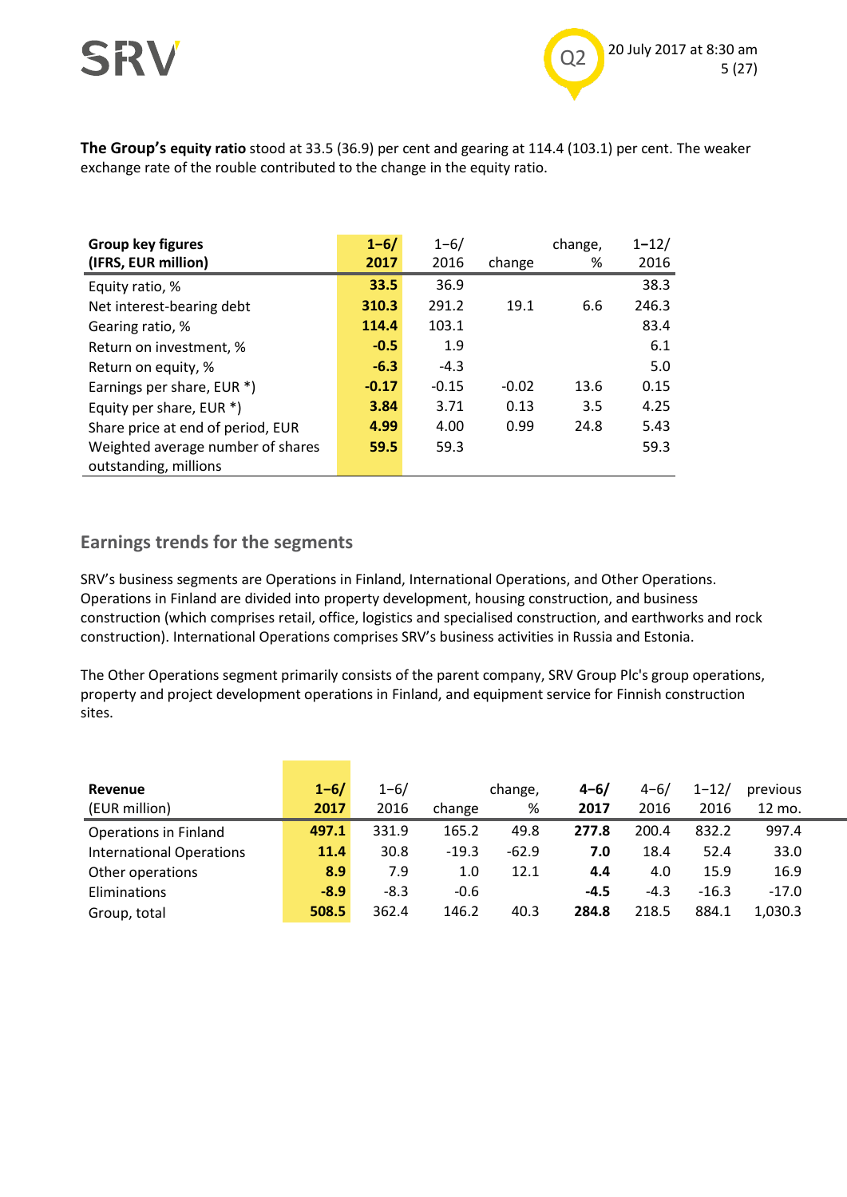**The Group's equity ratio** stood at 33.5 (36.9) per cent and gearing at 114.4 (103.1) per cent. The weaker exchange rate of the rouble contributed to the change in the equity ratio.

| **Group key figures (IFRS, EUR million)** | **1–6/ 2017** | 1–6/ 2016 | change | change, % | 1–12/ 2016 |
|---|---|---|---|---|---|
| Equity ratio, % | **33.5** | 36.9 | | | 38.3 |
| Net interest-bearing debt | **310.3** | 291.2 | 19.1 | 6.6 | 246.3 |
| Gearing ratio, % | **114.4** | 103.1 | | | 83.4 |
| Return on investment, % | **-0.5** | 1.9 | | | 6.1 |
| Return on equity, % | **-6.3** | -4.3 | | | 5.0 |
| Earnings per share, EUR *) | **-0.17** | -0.15 | -0.02 | 13.6 | 0.15 |
| Equity per share, EUR *) | **3.84** | 3.71 | 0.13 | 3.5 | 4.25 |
| Share price at end of period, EUR | **4.99** | 4.00 | 0.99 | 24.8 | 5.43 |
| Weighted average number of shares outstanding, millions | **59.5** | 59.3 | | | 59.3 |

## Earnings trends for the segments

SRV's business segments are Operations in Finland, International Operations, and Other Operations. Operations in Finland are divided into property development, housing construction, and business construction (which comprises retail, office, logistics and specialised construction, and earthworks and rock construction). International Operations comprises SRV's business activities in Russia and Estonia.

The Other Operations segment primarily consists of the parent company, SRV Group Plc's group operations, property and project development operations in Finland, and equipment service for Finnish construction sites.

| **Revenue** (EUR million) | **1–6/ 2017** | 1–6/ 2016 | change | change, % | **4–6/ 2017** | 4–6/ 2016 | 1–12/ 2016 | previous 12 mo. |
|---|---|---|---|---|---|---|---|---|
| Operations in Finland | **497.1** | 331.9 | 165.2 | 49.8 | **277.8** | 200.4 | 832.2 | 997.4 |
| International Operations | **11.4** | 30.8 | -19.3 | -62.9 | **7.0** | 18.4 | 52.4 | 33.0 |
| Other operations | **8.9** | 7.9 | 1.0 | 12.1 | **4.4** | 4.0 | 15.9 | 16.9 |
| Eliminations | **-8.9** | -8.3 | -0.6 | | **-4.5** | -4.3 | -16.3 | -17.0 |
| Group, total | **508.5** | 362.4 | 146.2 | 40.3 | **284.8** | 218.5 | 884.1 | 1,030.3 |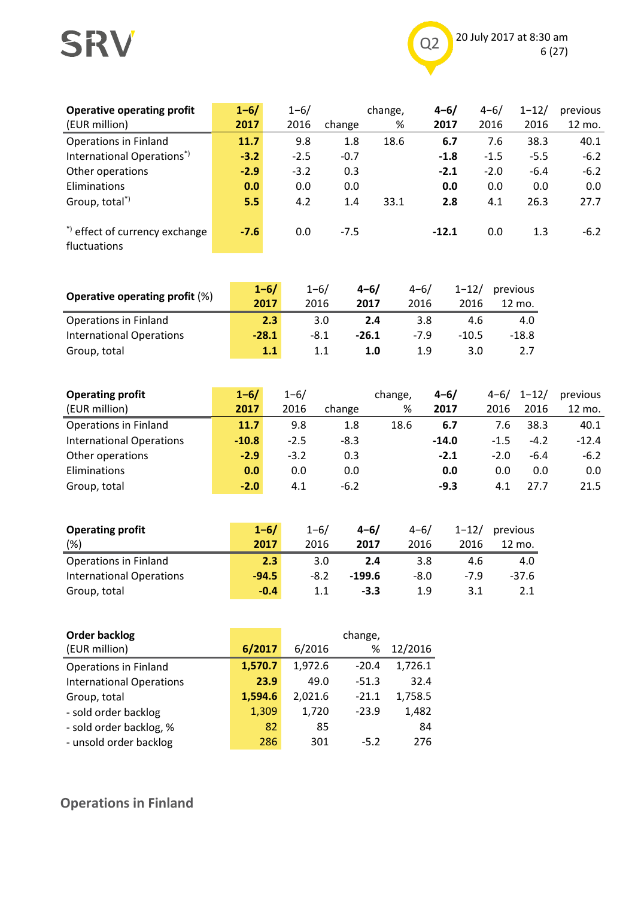| Operative operating profit (EUR million) | 1–6/ 2017 | 1–6/ 2016 | change | change, % | 4–6/ 2017 | 4–6/ 2016 | 1–12/ 2016 | previous 12 mo. |
|---|---|---|---|---|---|---|---|---|
| Operations in Finland | **11.7** | 9.8 | 1.8 | 18.6 | **6.7** | 7.6 | 38.3 | 40.1 |
| International Operations*) | **-3.2** | -2.5 | -0.7 | | **-1.8** | -1.5 | -5.5 | -6.2 |
| Other operations | **-2.9** | -3.2 | 0.3 | | **-2.1** | -2.0 | -6.4 | -6.2 |
| Eliminations | **0.0** | 0.0 | 0.0 | | **0.0** | 0.0 | 0.0 | 0.0 |
| Group, total*) | **5.5** | 4.2 | 1.4 | 33.1 | **2.8** | 4.1 | 26.3 | 27.7 |
| *) effect of currency exchange fluctuations | **-7.6** | 0.0 | -7.5 | | **-12.1** | 0.0 | 1.3 | -6.2 |

| Operative operating profit (%) | 1–6/ 2017 | 1–6/ 2016 | 4–6/ 2017 | 4–6/ 2016 | 1–12/ 2016 | previous 12 mo. |
|---|---|---|---|---|---|---|
| Operations in Finland | **2.3** | 3.0 | **2.4** | 3.8 | 4.6 | 4.0 |
| International Operations | **-28.1** | -8.1 | **-26.1** | -7.9 | -10.5 | -18.8 |
| Group, total | **1.1** | 1.1 | **1.0** | 1.9 | 3.0 | 2.7 |

| Operating profit (EUR million) | 1–6/ 2017 | 1–6/ 2016 | change | change, % | 4–6/ 2017 | 4–6/ 2016 | 1–12/ 2016 | previous 12 mo. |
|---|---|---|---|---|---|---|---|---|
| Operations in Finland | **11.7** | 9.8 | 1.8 | 18.6 | **6.7** | 7.6 | 38.3 | 40.1 |
| International Operations | **-10.8** | -2.5 | -8.3 | | **-14.0** | -1.5 | -4.2 | -12.4 |
| Other operations | **-2.9** | -3.2 | 0.3 | | **-2.1** | -2.0 | -6.4 | -6.2 |
| Eliminations | **0.0** | 0.0 | 0.0 | | **0.0** | 0.0 | 0.0 | 0.0 |
| Group, total | **-2.0** | 4.1 | -6.2 | | **-9.3** | 4.1 | 27.7 | 21.5 |

| Operating profit (%) | 1–6/ 2017 | 1–6/ 2016 | 4–6/ 2017 | 4–6/ 2016 | 1–12/ 2016 | previous 12 mo. |
|---|---|---|---|---|---|---|
| Operations in Finland | **2.3** | 3.0 | **2.4** | 3.8 | 4.6 | 4.0 |
| International Operations | **-94.5** | -8.2 | **-199.6** | -8.0 | -7.9 | -37.6 |
| Group, total | **-0.4** | 1.1 | **-3.3** | 1.9 | 3.1 | 2.1 |

| Order backlog (EUR million) | 6/2017 | 6/2016 | change, % | 12/2016 |
|---|---|---|---|---|
| Operations in Finland | **1,570.7** | 1,972.6 | -20.4 | 1,726.1 |
| International Operations | **23.9** | 49.0 | -51.3 | 32.4 |
| Group, total | **1,594.6** | 2,021.6 | -21.1 | 1,758.5 |
| - sold order backlog | 1,309 | 1,720 | -23.9 | 1,482 |
| - sold order backlog, % | 82 | 85 | | 84 |
| - unsold order backlog | 286 | 301 | -5.2 | 276 |

## Operations in Finland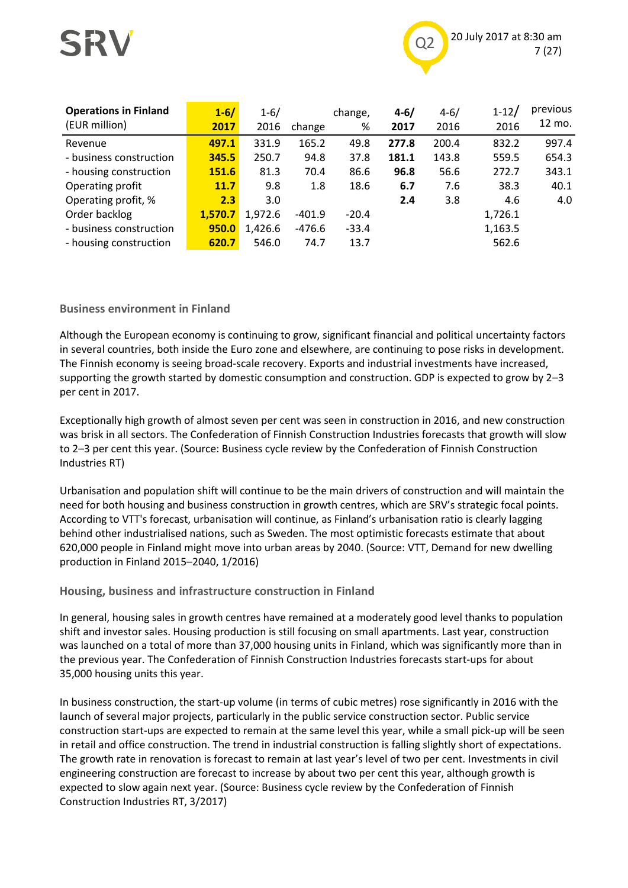| **Operations in Finland** (EUR million) | **1-6/ 2017** | 1-6/ 2016 | change | change, % | **4-6/ 2017** | 4-6/ 2016 | 1-12/ 2016 | previous 12 mo. |
|---|---|---|---|---|---|---|---|---|
| Revenue | **497.1** | 331.9 | 165.2 | 49.8 | **277.8** | 200.4 | 832.2 | 997.4 |
| - business construction | **345.5** | 250.7 | 94.8 | 37.8 | **181.1** | 143.8 | 559.5 | 654.3 |
| - housing construction | **151.6** | 81.3 | 70.4 | 86.6 | **96.8** | 56.6 | 272.7 | 343.1 |
| Operating profit | **11.7** | 9.8 | 1.8 | 18.6 | **6.7** | 7.6 | 38.3 | 40.1 |
| Operating profit, % | **2.3** | 3.0 | | | **2.4** | 3.8 | 4.6 | 4.0 |
| Order backlog | **1,570.7** | 1,972.6 | -401.9 | -20.4 | | | 1,726.1 | |
| - business construction | **950.0** | 1,426.6 | -476.6 | -33.4 | | | 1,163.5 | |
| - housing construction | **620.7** | 546.0 | 74.7 | 13.7 | | | 562.6 | |

### Business environment in Finland

Although the European economy is continuing to grow, significant financial and political uncertainty factors in several countries, both inside the Euro zone and elsewhere, are continuing to pose risks in development. The Finnish economy is seeing broad-scale recovery. Exports and industrial investments have increased, supporting the growth started by domestic consumption and construction. GDP is expected to grow by 2–3 per cent in 2017.

Exceptionally high growth of almost seven per cent was seen in construction in 2016, and new construction was brisk in all sectors. The Confederation of Finnish Construction Industries forecasts that growth will slow to 2–3 per cent this year. (Source: Business cycle review by the Confederation of Finnish Construction Industries RT)

Urbanisation and population shift will continue to be the main drivers of construction and will maintain the need for both housing and business construction in growth centres, which are SRV's strategic focal points. According to VTT's forecast, urbanisation will continue, as Finland's urbanisation ratio is clearly lagging behind other industrialised nations, such as Sweden. The most optimistic forecasts estimate that about 620,000 people in Finland might move into urban areas by 2040. (Source: VTT, Demand for new dwelling production in Finland 2015–2040, 1/2016)

### Housing, business and infrastructure construction in Finland

In general, housing sales in growth centres have remained at a moderately good level thanks to population shift and investor sales. Housing production is still focusing on small apartments. Last year, construction was launched on a total of more than 37,000 housing units in Finland, which was significantly more than in the previous year. The Confederation of Finnish Construction Industries forecasts start-ups for about 35,000 housing units this year.

In business construction, the start-up volume (in terms of cubic metres) rose significantly in 2016 with the launch of several major projects, particularly in the public service construction sector. Public service construction start-ups are expected to remain at the same level this year, while a small pick-up will be seen in retail and office construction. The trend in industrial construction is falling slightly short of expectations. The growth rate in renovation is forecast to remain at last year's level of two per cent. Investments in civil engineering construction are forecast to increase by about two per cent this year, although growth is expected to slow again next year. (Source: Business cycle review by the Confederation of Finnish Construction Industries RT, 3/2017)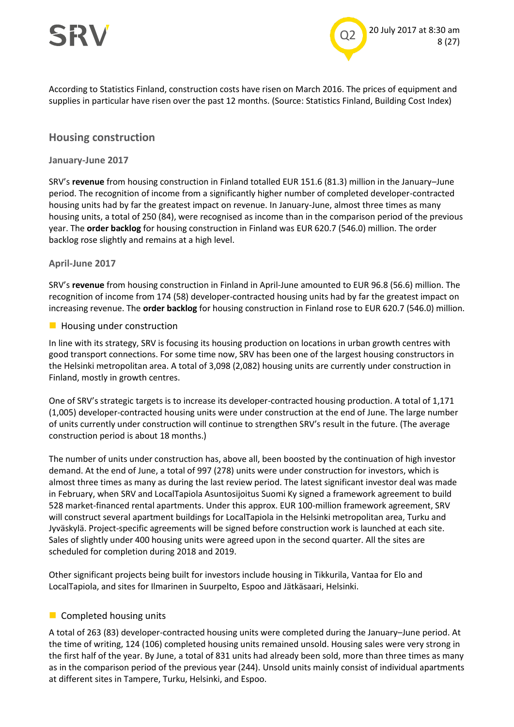According to Statistics Finland, construction costs have risen on March 2016. The prices of equipment and supplies in particular have risen over the past 12 months. (Source: Statistics Finland, Building Cost Index)

## Housing construction

### January-June 2017

SRV's **revenue** from housing construction in Finland totalled EUR 151.6 (81.3) million in the January–June period. The recognition of income from a significantly higher number of completed developer-contracted housing units had by far the greatest impact on revenue. In January-June, almost three times as many housing units, a total of 250 (84), were recognised as income than in the comparison period of the previous year. The **order backlog** for housing construction in Finland was EUR 620.7 (546.0) million. The order backlog rose slightly and remains at a high level.

### April-June 2017

SRV's **revenue** from housing construction in Finland in April-June amounted to EUR 96.8 (56.6) million. The recognition of income from 174 (58) developer-contracted housing units had by far the greatest impact on increasing revenue. The **order backlog** for housing construction in Finland rose to EUR 620.7 (546.0) million.

#### Housing under construction

In line with its strategy, SRV is focusing its housing production on locations in urban growth centres with good transport connections. For some time now, SRV has been one of the largest housing constructors in the Helsinki metropolitan area. A total of 3,098 (2,082) housing units are currently under construction in Finland, mostly in growth centres.

One of SRV's strategic targets is to increase its developer-contracted housing production. A total of 1,171 (1,005) developer-contracted housing units were under construction at the end of June. The large number of units currently under construction will continue to strengthen SRV's result in the future. (The average construction period is about 18 months.)

The number of units under construction has, above all, been boosted by the continuation of high investor demand. At the end of June, a total of 997 (278) units were under construction for investors, which is almost three times as many as during the last review period. The latest significant investor deal was made in February, when SRV and LocalTapiola Asuntosijoitus Suomi Ky signed a framework agreement to build 528 market-financed rental apartments. Under this approx. EUR 100-million framework agreement, SRV will construct several apartment buildings for LocalTapiola in the Helsinki metropolitan area, Turku and Jyväskylä. Project-specific agreements will be signed before construction work is launched at each site. Sales of slightly under 400 housing units were agreed upon in the second quarter. All the sites are scheduled for completion during 2018 and 2019.

Other significant projects being built for investors include housing in Tikkurila, Vantaa for Elo and LocalTapiola, and sites for Ilmarinen in Suurpelto, Espoo and Jätkäsaari, Helsinki.

#### Completed housing units

A total of 263 (83) developer-contracted housing units were completed during the January–June period. At the time of writing, 124 (106) completed housing units remained unsold. Housing sales were very strong in the first half of the year. By June, a total of 831 units had already been sold, more than three times as many as in the comparison period of the previous year (244). Unsold units mainly consist of individual apartments at different sites in Tampere, Turku, Helsinki, and Espoo.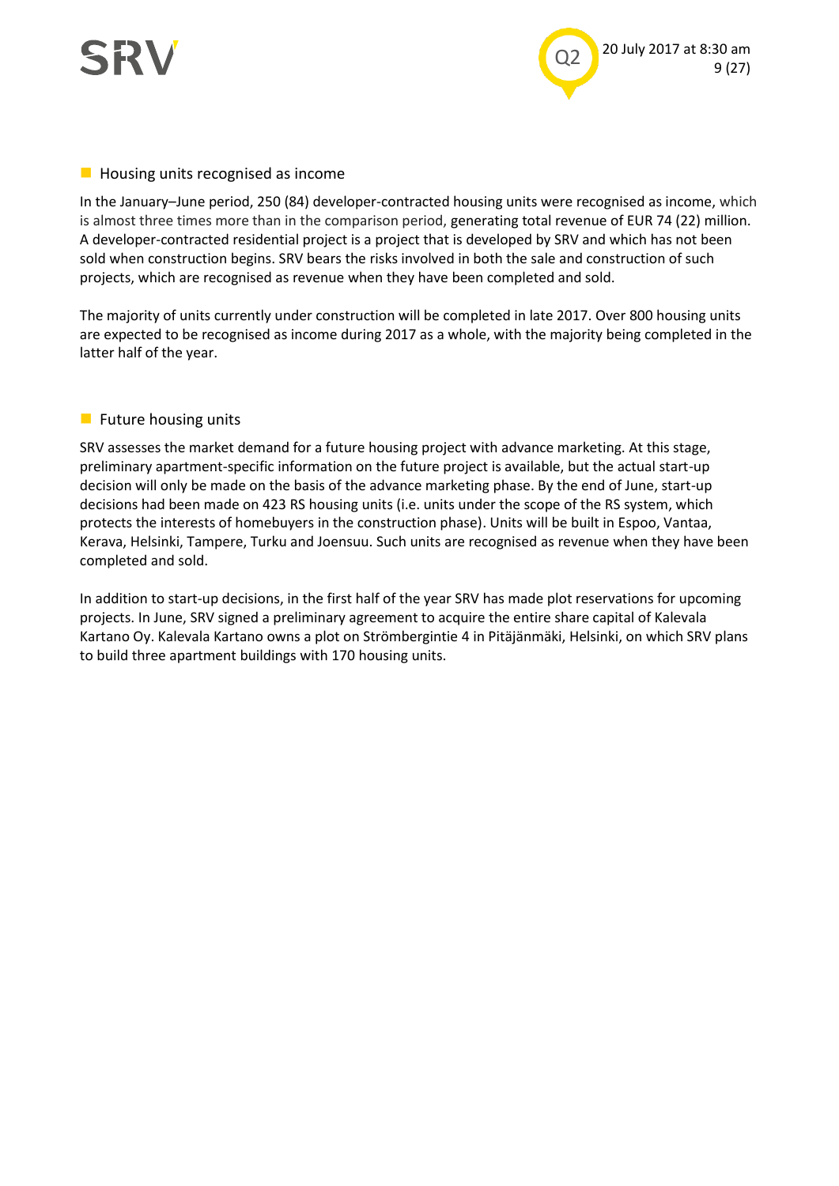## Housing units recognised as income

In the January–June period, 250 (84) developer-contracted housing units were recognised as income, which is almost three times more than in the comparison period, generating total revenue of EUR 74 (22) million. A developer-contracted residential project is a project that is developed by SRV and which has not been sold when construction begins. SRV bears the risks involved in both the sale and construction of such projects, which are recognised as revenue when they have been completed and sold.

The majority of units currently under construction will be completed in late 2017. Over 800 housing units are expected to be recognised as income during 2017 as a whole, with the majority being completed in the latter half of the year.

## Future housing units

SRV assesses the market demand for a future housing project with advance marketing. At this stage, preliminary apartment-specific information on the future project is available, but the actual start-up decision will only be made on the basis of the advance marketing phase. By the end of June, start-up decisions had been made on 423 RS housing units (i.e. units under the scope of the RS system, which protects the interests of homebuyers in the construction phase). Units will be built in Espoo, Vantaa, Kerava, Helsinki, Tampere, Turku and Joensuu. Such units are recognised as revenue when they have been completed and sold.

In addition to start-up decisions, in the first half of the year SRV has made plot reservations for upcoming projects. In June, SRV signed a preliminary agreement to acquire the entire share capital of Kalevala Kartano Oy. Kalevala Kartano owns a plot on Strömbergintie 4 in Pitäjänmäki, Helsinki, on which SRV plans to build three apartment buildings with 170 housing units.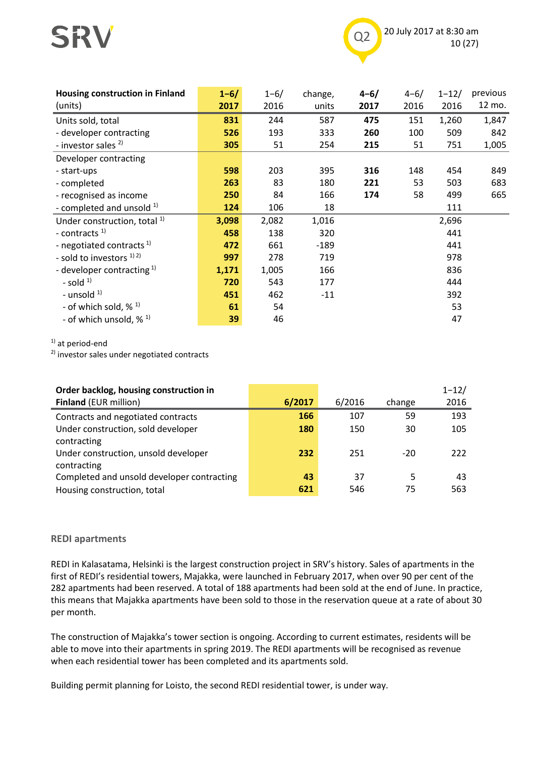| **Housing construction in Finland** (units) | **1–6/ 2017** | 1–6/ 2016 | change, units | **4–6/ 2017** | 4–6/ 2016 | 1–12/ 2016 | previous 12 mo. |
|---|---|---|---|---|---|---|---|
| Units sold, total | **831** | 244 | 587 | **475** | 151 | 1,260 | 1,847 |
| - developer contracting | **526** | 193 | 333 | **260** | 100 | 509 | 842 |
| - investor sales [2] | **305** | 51 | 254 | **215** | 51 | 751 | 1,005 |
| Developer contracting | | | | | | | |
| - start-ups | **598** | 203 | 395 | **316** | 148 | 454 | 849 |
| - completed | **263** | 83 | 180 | **221** | 53 | 503 | 683 |
| - recognised as income | **250** | 84 | 166 | **174** | 58 | 499 | 665 |
| - completed and unsold [1] | **124** | 106 | 18 | | | 111 | |
| Under construction, total [1] | **3,098** | 2,082 | 1,016 | | | 2,696 | |
| - contracts [1] | **458** | 138 | 320 | | | 441 | |
| - negotiated contracts [1] | **472** | 661 | -189 | | | 441 | |
| - sold to investors [1] [2] | **997** | 278 | 719 | | | 978 | |
| - developer contracting [1] | **1,171** | 1,005 | 166 | | | 836 | |
| - sold [1] | **720** | 543 | 177 | | | 444 | |
| - unsold [1] | **451** | 462 | -11 | | | 392 | |
| - of which sold, % [1] | **61** | 54 | | | | 53 | |
| - of which unsold, % [1] | **39** | 46 | | | | 47 | |

[1] at period-end
[2] investor sales under negotiated contracts

| **Order backlog, housing construction in Finland** (EUR million) | **6/2017** | 6/2016 | change | 1–12/ 2016 |
|---|---|---|---|---|
| Contracts and negotiated contracts | **166** | 107 | 59 | 193 |
| Under construction, sold developer contracting | **180** | 150 | 30 | 105 |
| Under construction, unsold developer contracting | **232** | 251 | -20 | 222 |
| Completed and unsold developer contracting | **43** | 37 | 5 | 43 |
| Housing construction, total | **621** | 546 | 75 | 563 |

### REDI apartments

REDI in Kalasatama, Helsinki is the largest construction project in SRV's history. Sales of apartments in the first of REDI's residential towers, Majakka, were launched in February 2017, when over 90 per cent of the 282 apartments had been reserved. A total of 188 apartments had been sold at the end of June. In practice, this means that Majakka apartments have been sold to those in the reservation queue at a rate of about 30 per month.

The construction of Majakka's tower section is ongoing. According to current estimates, residents will be able to move into their apartments in spring 2019. The REDI apartments will be recognised as revenue when each residential tower has been completed and its apartments sold.

Building permit planning for Loisto, the second REDI residential tower, is under way.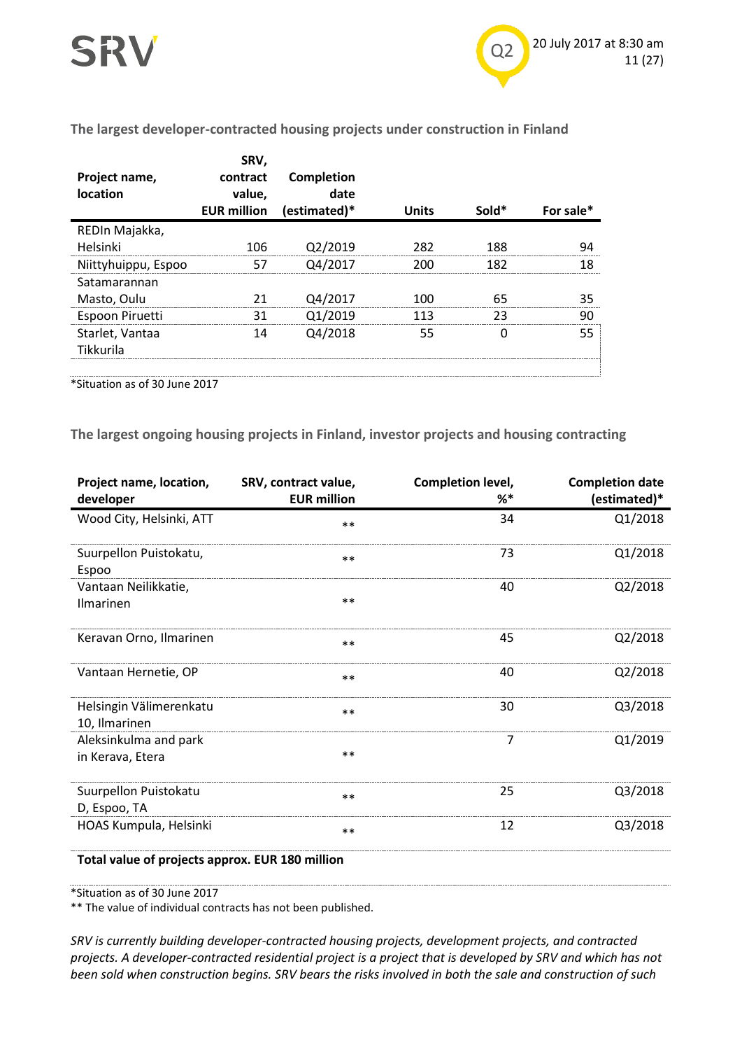### The largest developer-contracted housing projects under construction in Finland

| Project name, location | SRV, contract value, EUR million | Completion date (estimated)* | Units | Sold* | For sale* |
|---|---|---|---|---|---|
| REDIn Majakka, Helsinki | 106 | Q2/2019 | 282 | 188 | 94 |
| Niittyhuippu, Espoo | 57 | Q4/2017 | 200 | 182 | 18 |
| Satamarannan Masto, Oulu | 21 | Q4/2017 | 100 | 65 | 35 |
| Espoon Piruetti | 31 | Q1/2019 | 113 | 23 | 90 |
| Starlet, Vantaa Tikkurila | 14 | Q4/2018 | 55 | 0 | 55 |

*Situation as of 30 June 2017

### The largest ongoing housing projects in Finland, investor projects and housing contracting

| Project name, location, developer | SRV, contract value, EUR million | Completion level, %* | Completion date (estimated)* |
|---|---|---|---|
| Wood City, Helsinki, ATT | ** | 34 | Q1/2018 |
| Suurpellon Puistokatu, Espoo | ** | 73 | Q1/2018 |
| Vantaan Neilikkatie, Ilmarinen | ** | 40 | Q2/2018 |
| Keravan Orno, Ilmarinen | ** | 45 | Q2/2018 |
| Vantaan Hernetie, OP | ** | 40 | Q2/2018 |
| Helsingin Välimerenkatu 10, Ilmarinen | ** | 30 | Q3/2018 |
| Aleksinkulma and park in Kerava, Etera | ** | 7 | Q1/2019 |
| Suurpellon Puistokatu D, Espoo, TA | ** | 25 | Q3/2018 |
| HOAS Kumpula, Helsinki | ** | 12 | Q3/2018 |
| **Total value of projects approx. EUR 180 million** | | | |

*Situation as of 30 June 2017
** The value of individual contracts has not been published.

*SRV is currently building developer-contracted housing projects, development projects, and contracted projects. A developer-contracted residential project is a project that is developed by SRV and which has not been sold when construction begins. SRV bears the risks involved in both the sale and construction of such*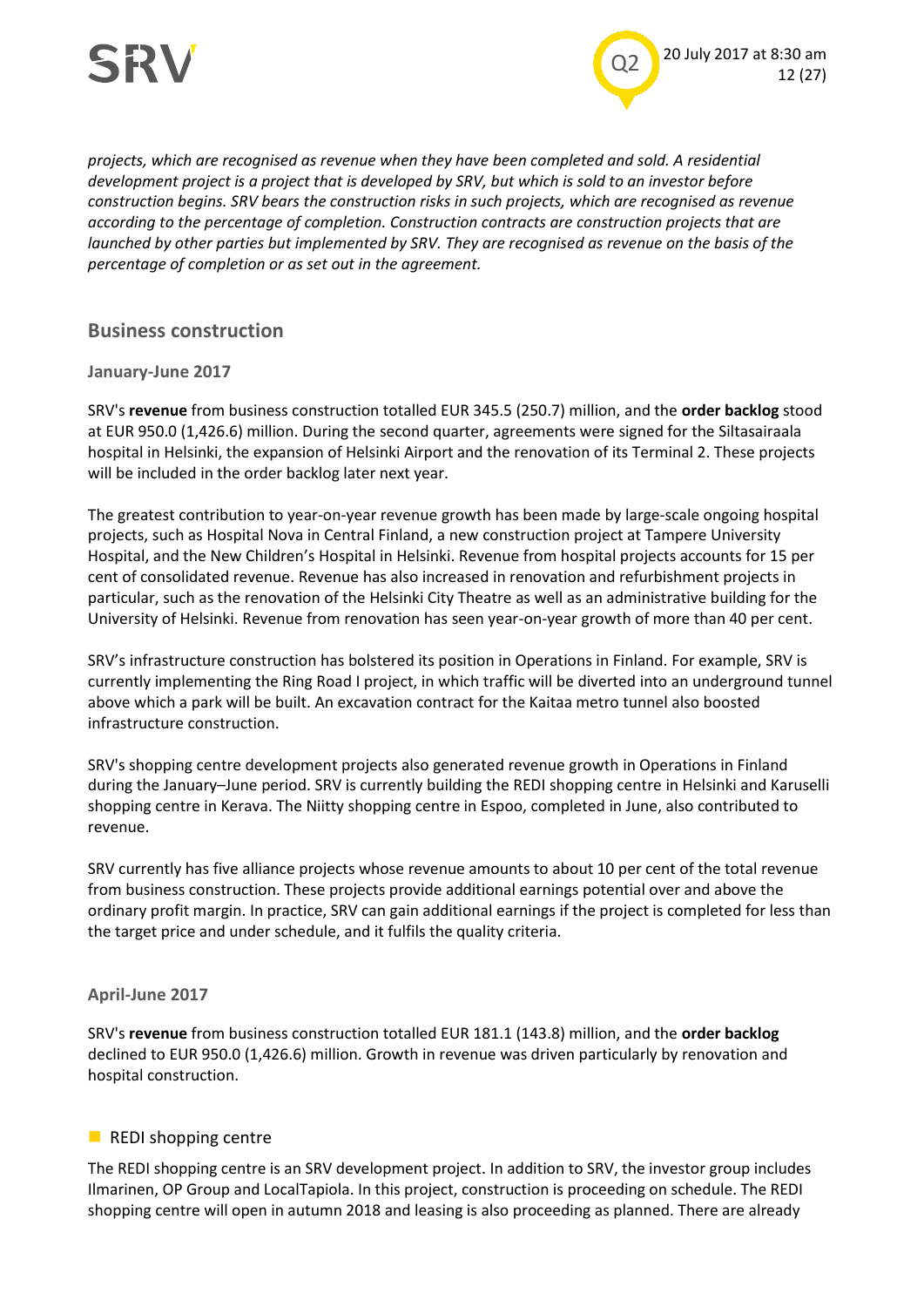*projects, which are recognised as revenue when they have been completed and sold. A residential development project is a project that is developed by SRV, but which is sold to an investor before construction begins. SRV bears the construction risks in such projects, which are recognised as revenue according to the percentage of completion. Construction contracts are construction projects that are launched by other parties but implemented by SRV. They are recognised as revenue on the basis of the percentage of completion or as set out in the agreement.*

## Business construction

### January-June 2017

SRV's **revenue** from business construction totalled EUR 345.5 (250.7) million, and the **order backlog** stood at EUR 950.0 (1,426.6) million. During the second quarter, agreements were signed for the Siltasairaala hospital in Helsinki, the expansion of Helsinki Airport and the renovation of its Terminal 2. These projects will be included in the order backlog later next year.

The greatest contribution to year-on-year revenue growth has been made by large-scale ongoing hospital projects, such as Hospital Nova in Central Finland, a new construction project at Tampere University Hospital, and the New Children's Hospital in Helsinki. Revenue from hospital projects accounts for 15 per cent of consolidated revenue. Revenue has also increased in renovation and refurbishment projects in particular, such as the renovation of the Helsinki City Theatre as well as an administrative building for the University of Helsinki. Revenue from renovation has seen year-on-year growth of more than 40 per cent.

SRV's infrastructure construction has bolstered its position in Operations in Finland. For example, SRV is currently implementing the Ring Road I project, in which traffic will be diverted into an underground tunnel above which a park will be built. An excavation contract for the Kaitaa metro tunnel also boosted infrastructure construction.

SRV's shopping centre development projects also generated revenue growth in Operations in Finland during the January–June period. SRV is currently building the REDI shopping centre in Helsinki and Karuselli shopping centre in Kerava. The Niitty shopping centre in Espoo, completed in June, also contributed to revenue.

SRV currently has five alliance projects whose revenue amounts to about 10 per cent of the total revenue from business construction. These projects provide additional earnings potential over and above the ordinary profit margin. In practice, SRV can gain additional earnings if the project is completed for less than the target price and under schedule, and it fulfils the quality criteria.

### April-June 2017

SRV's **revenue** from business construction totalled EUR 181.1 (143.8) million, and the **order backlog** declined to EUR 950.0 (1,426.6) million. Growth in revenue was driven particularly by renovation and hospital construction.

#### REDI shopping centre

The REDI shopping centre is an SRV development project. In addition to SRV, the investor group includes Ilmarinen, OP Group and LocalTapiola. In this project, construction is proceeding on schedule. The REDI shopping centre will open in autumn 2018 and leasing is also proceeding as planned. There are already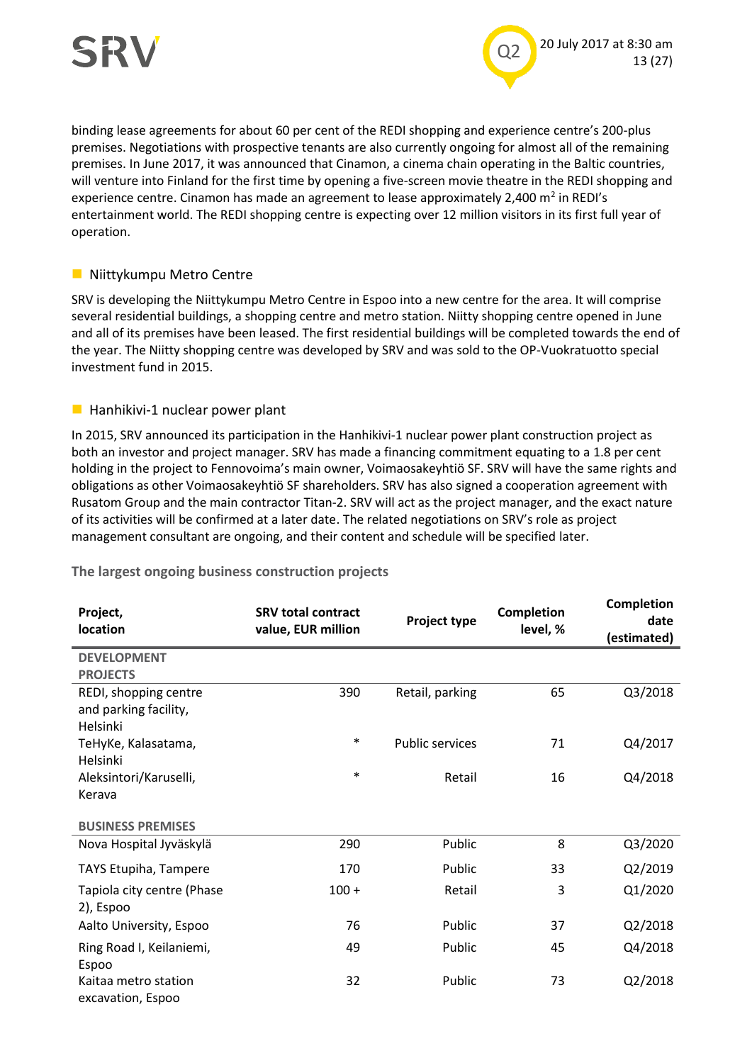binding lease agreements for about 60 per cent of the REDI shopping and experience centre's 200-plus premises. Negotiations with prospective tenants are also currently ongoing for almost all of the remaining premises. In June 2017, it was announced that Cinamon, a cinema chain operating in the Baltic countries, will venture into Finland for the first time by opening a five-screen movie theatre in the REDI shopping and experience centre. Cinamon has made an agreement to lease approximately 2,400 m$^2$ in REDI's entertainment world. The REDI shopping centre is expecting over 12 million visitors in its first full year of operation.

### Niittykumpu Metro Centre

SRV is developing the Niittykumpu Metro Centre in Espoo into a new centre for the area. It will comprise several residential buildings, a shopping centre and metro station. Niitty shopping centre opened in June and all of its premises have been leased. The first residential buildings will be completed towards the end of the year. The Niitty shopping centre was developed by SRV and was sold to the OP-Vuokratuotto special investment fund in 2015.

### Hanhikivi-1 nuclear power plant

In 2015, SRV announced its participation in the Hanhikivi-1 nuclear power plant construction project as both an investor and project manager. SRV has made a financing commitment equating to a 1.8 per cent holding in the project to Fennovoima's main owner, Voimaosakeyhtiö SF. SRV will have the same rights and obligations as other Voimaosakeyhtiö SF shareholders. SRV has also signed a cooperation agreement with Rusatom Group and the main contractor Titan-2. SRV will act as the project manager, and the exact nature of its activities will be confirmed at a later date. The related negotiations on SRV's role as project management consultant are ongoing, and their content and schedule will be specified later.

**The largest ongoing business construction projects**

| Project, location | SRV total contract value, EUR million | Project type | Completion level, % | Completion date (estimated) |
|---|---|---|---|---|
| **DEVELOPMENT PROJECTS** | | | | |
| REDI, shopping centre and parking facility, Helsinki | 390 | Retail, parking | 65 | Q3/2018 |
| TeHyKe, Kalasatama, Helsinki | * | Public services | 71 | Q4/2017 |
| Aleksintori/Karuselli, Kerava | * | Retail | 16 | Q4/2018 |
| **BUSINESS PREMISES** | | | | |
| Nova Hospital Jyväskylä | 290 | Public | 8 | Q3/2020 |
| TAYS Etupiha, Tampere | 170 | Public | 33 | Q2/2019 |
| Tapiola city centre (Phase 2), Espoo | 100 + | Retail | 3 | Q1/2020 |
| Aalto University, Espoo | 76 | Public | 37 | Q2/2018 |
| Ring Road I, Keilaniemi, Espoo | 49 | Public | 45 | Q4/2018 |
| Kaitaa metro station excavation, Espoo | 32 | Public | 73 | Q2/2018 |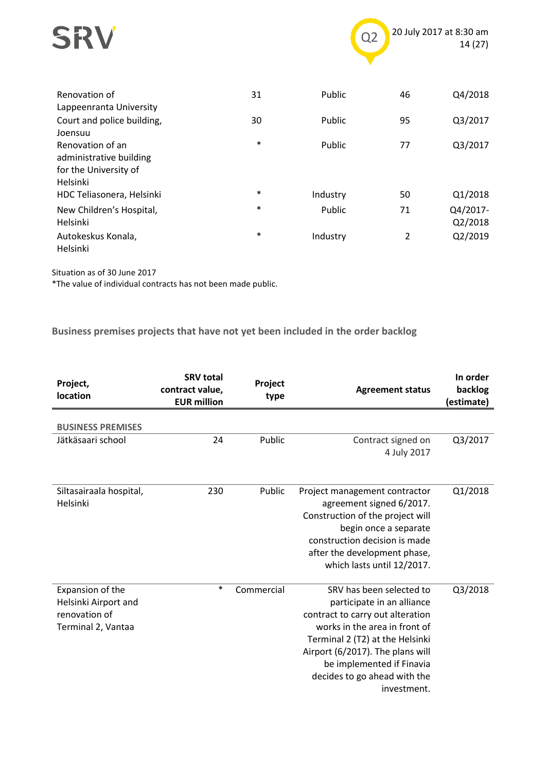| | | | | |
|---|---|---|---|---|
| Renovation of Lappeenranta University | 31 | Public | 46 | Q4/2018 |
| Court and police building, Joensuu | 30 | Public | 95 | Q3/2017 |
| Renovation of an administrative building for the University of Helsinki | * | Public | 77 | Q3/2017 |
| HDC Teliasonera, Helsinki | * | Industry | 50 | Q1/2018 |
| New Children's Hospital, Helsinki | * | Public | 71 | Q4/2017-Q2/2018 |
| Autokeskus Konala, Helsinki | * | Industry | 2 | Q2/2019 |

Situation as of 30 June 2017
*The value of individual contracts has not been made public.

### Business premises projects that have not yet been included in the order backlog

| Project, location | SRV total contract value, EUR million | Project type | Agreement status | In order backlog (estimate) |
|---|---|---|---|---|
| **BUSINESS PREMISES** | | | | |
| Jätkäsaari school | 24 | Public | Contract signed on 4 July 2017 | Q3/2017 |
| Siltasairaala hospital, Helsinki | 230 | Public | Project management contractor agreement signed 6/2017. Construction of the project will begin once a separate construction decision is made after the development phase, which lasts until 12/2017. | Q1/2018 |
| Expansion of the Helsinki Airport and renovation of Terminal 2, Vantaa | * | Commercial | SRV has been selected to participate in an alliance contract to carry out alteration works in the area in front of Terminal 2 (T2) at the Helsinki Airport (6/2017). The plans will be implemented if Finavia decides to go ahead with the investment. | Q3/2018 |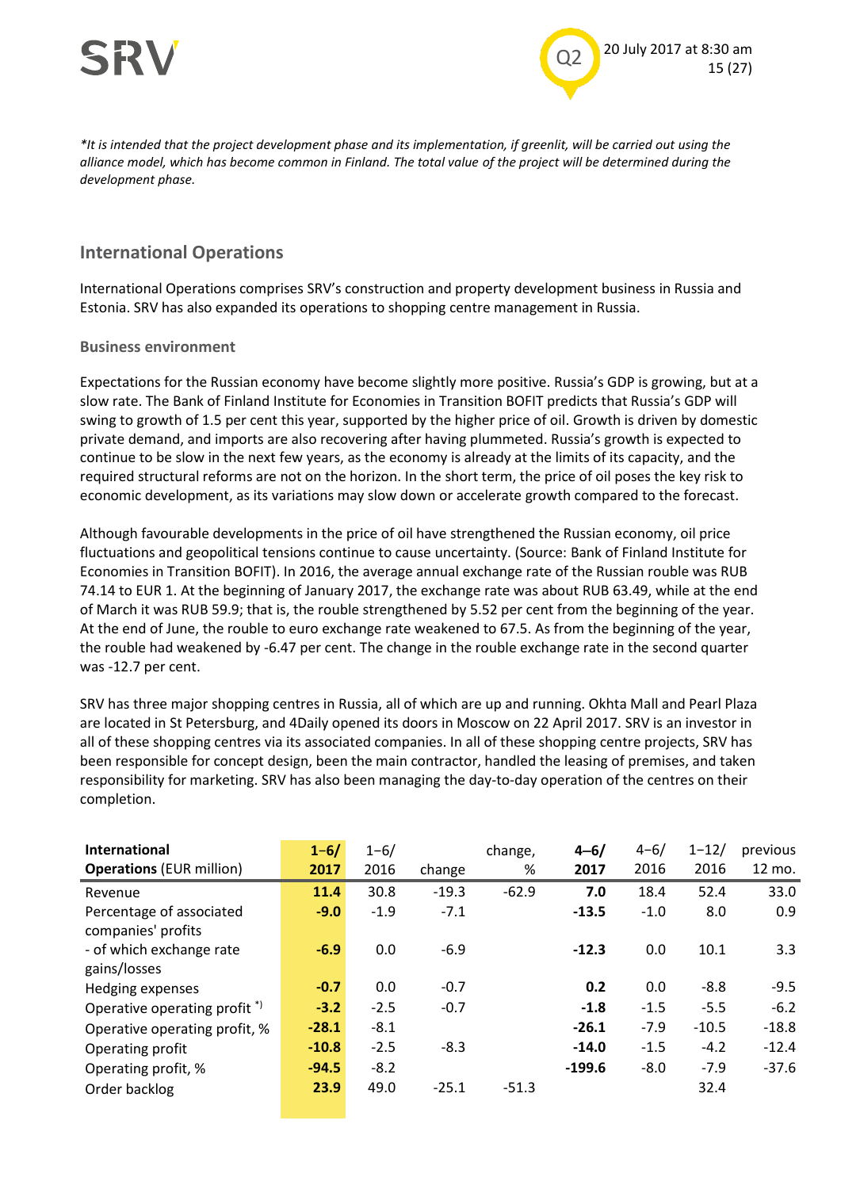*It is intended that the project development phase and its implementation, if greenlit, will be carried out using the alliance model, which has become common in Finland. The total value of the project will be determined during the development phase.

## International Operations

International Operations comprises SRV's construction and property development business in Russia and Estonia. SRV has also expanded its operations to shopping centre management in Russia.

### Business environment

Expectations for the Russian economy have become slightly more positive. Russia's GDP is growing, but at a slow rate. The Bank of Finland Institute for Economies in Transition BOFIT predicts that Russia's GDP will swing to growth of 1.5 per cent this year, supported by the higher price of oil. Growth is driven by domestic private demand, and imports are also recovering after having plummeted. Russia's growth is expected to continue to be slow in the next few years, as the economy is already at the limits of its capacity, and the required structural reforms are not on the horizon. In the short term, the price of oil poses the key risk to economic development, as its variations may slow down or accelerate growth compared to the forecast.

Although favourable developments in the price of oil have strengthened the Russian economy, oil price fluctuations and geopolitical tensions continue to cause uncertainty. (Source: Bank of Finland Institute for Economies in Transition BOFIT). In 2016, the average annual exchange rate of the Russian rouble was RUB 74.14 to EUR 1. At the beginning of January 2017, the exchange rate was about RUB 63.49, while at the end of March it was RUB 59.9; that is, the rouble strengthened by 5.52 per cent from the beginning of the year. At the end of June, the rouble to euro exchange rate weakened to 67.5. As from the beginning of the year, the rouble had weakened by -6.47 per cent. The change in the rouble exchange rate in the second quarter was -12.7 per cent.

SRV has three major shopping centres in Russia, all of which are up and running. Okhta Mall and Pearl Plaza are located in St Petersburg, and 4Daily opened its doors in Moscow on 22 April 2017. SRV is an investor in all of these shopping centres via its associated companies. In all of these shopping centre projects, SRV has been responsible for concept design, been the main contractor, handled the leasing of premises, and taken responsibility for marketing. SRV has also been managing the day-to-day operation of the centres on their completion.

| **International Operations** (EUR million) | **1–6/ 2017** | 1–6/ 2016 | change | change, % | **4–6/ 2017** | 4–6/ 2016 | 1–12/ 2016 | previous 12 mo. |
|---|---|---|---|---|---|---|---|---|
| Revenue | **11.4** | 30.8 | -19.3 | -62.9 | **7.0** | 18.4 | 52.4 | 33.0 |
| Percentage of associated companies' profits | **-9.0** | -1.9 | -7.1 | | **-13.5** | -1.0 | 8.0 | 0.9 |
| - of which exchange rate gains/losses | **-6.9** | 0.0 | -6.9 | | **-12.3** | 0.0 | 10.1 | 3.3 |
| Hedging expenses | **-0.7** | 0.0 | -0.7 | | **0.2** | 0.0 | -8.8 | -9.5 |
| Operative operating profit *) | **-3.2** | -2.5 | -0.7 | | **-1.8** | -1.5 | -5.5 | -6.2 |
| Operative operating profit, % | **-28.1** | -8.1 | | | **-26.1** | -7.9 | -10.5 | -18.8 |
| Operating profit | **-10.8** | -2.5 | -8.3 | | **-14.0** | -1.5 | -4.2 | -12.4 |
| Operating profit, % | **-94.5** | -8.2 | | | **-199.6** | -8.0 | -7.9 | -37.6 |
| Order backlog | **23.9** | 49.0 | -25.1 | -51.3 | | | 32.4 | |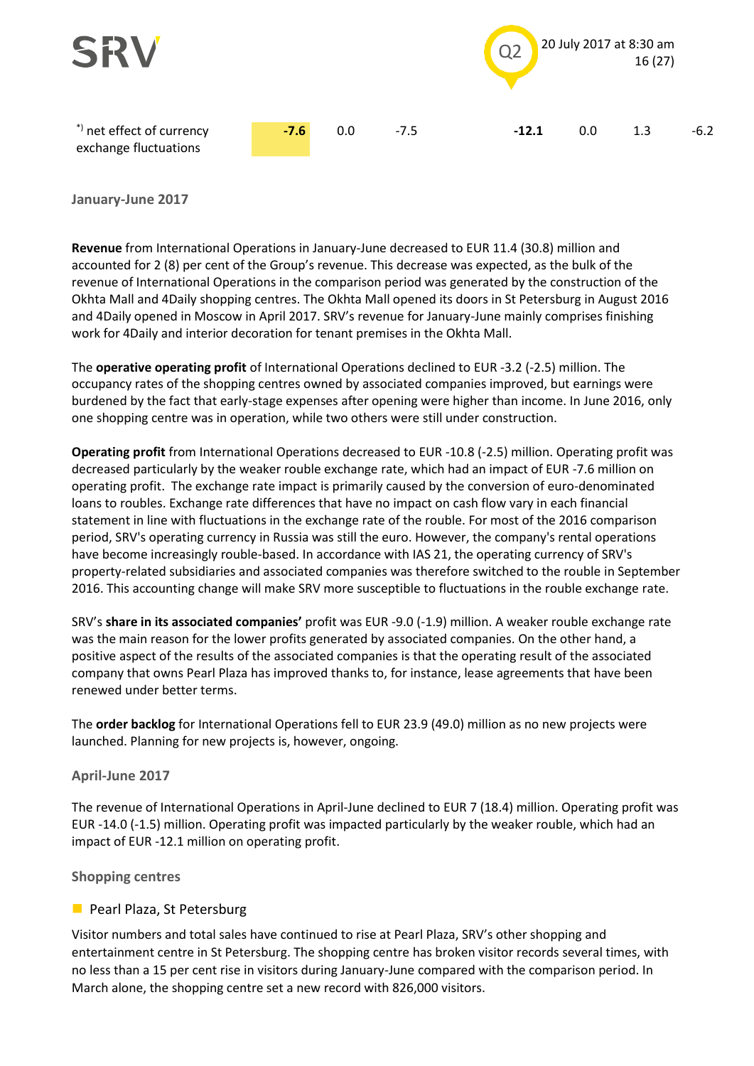| | | | | | | | |
|---|---|---|---|---|---|---|---|
| *) net effect of currency exchange fluctuations | **-7.6** | 0.0 | -7.5 | **-12.1** | 0.0 | 1.3 | -6.2 |

### January-June 2017

**Revenue** from International Operations in January-June decreased to EUR 11.4 (30.8) million and accounted for 2 (8) per cent of the Group's revenue. This decrease was expected, as the bulk of the revenue of International Operations in the comparison period was generated by the construction of the Okhta Mall and 4Daily shopping centres. The Okhta Mall opened its doors in St Petersburg in August 2016 and 4Daily opened in Moscow in April 2017. SRV's revenue for January-June mainly comprises finishing work for 4Daily and interior decoration for tenant premises in the Okhta Mall.

The **operative operating profit** of International Operations declined to EUR -3.2 (-2.5) million. The occupancy rates of the shopping centres owned by associated companies improved, but earnings were burdened by the fact that early-stage expenses after opening were higher than income. In June 2016, only one shopping centre was in operation, while two others were still under construction.

**Operating profit** from International Operations decreased to EUR -10.8 (-2.5) million. Operating profit was decreased particularly by the weaker rouble exchange rate, which had an impact of EUR -7.6 million on operating profit. The exchange rate impact is primarily caused by the conversion of euro-denominated loans to roubles. Exchange rate differences that have no impact on cash flow vary in each financial statement in line with fluctuations in the exchange rate of the rouble. For most of the 2016 comparison period, SRV's operating currency in Russia was still the euro. However, the company's rental operations have become increasingly rouble-based. In accordance with IAS 21, the operating currency of SRV's property-related subsidiaries and associated companies was therefore switched to the rouble in September 2016. This accounting change will make SRV more susceptible to fluctuations in the rouble exchange rate.

SRV's **share in its associated companies'** profit was EUR -9.0 (-1.9) million. A weaker rouble exchange rate was the main reason for the lower profits generated by associated companies. On the other hand, a positive aspect of the results of the associated companies is that the operating result of the associated company that owns Pearl Plaza has improved thanks to, for instance, lease agreements that have been renewed under better terms.

The **order backlog** for International Operations fell to EUR 23.9 (49.0) million as no new projects were launched. Planning for new projects is, however, ongoing.

### April-June 2017

The revenue of International Operations in April-June declined to EUR 7 (18.4) million. Operating profit was EUR -14.0 (-1.5) million. Operating profit was impacted particularly by the weaker rouble, which had an impact of EUR -12.1 million on operating profit.

### Shopping centres

- Pearl Plaza, St Petersburg

Visitor numbers and total sales have continued to rise at Pearl Plaza, SRV's other shopping and entertainment centre in St Petersburg. The shopping centre has broken visitor records several times, with no less than a 15 per cent rise in visitors during January-June compared with the comparison period. In March alone, the shopping centre set a new record with 826,000 visitors.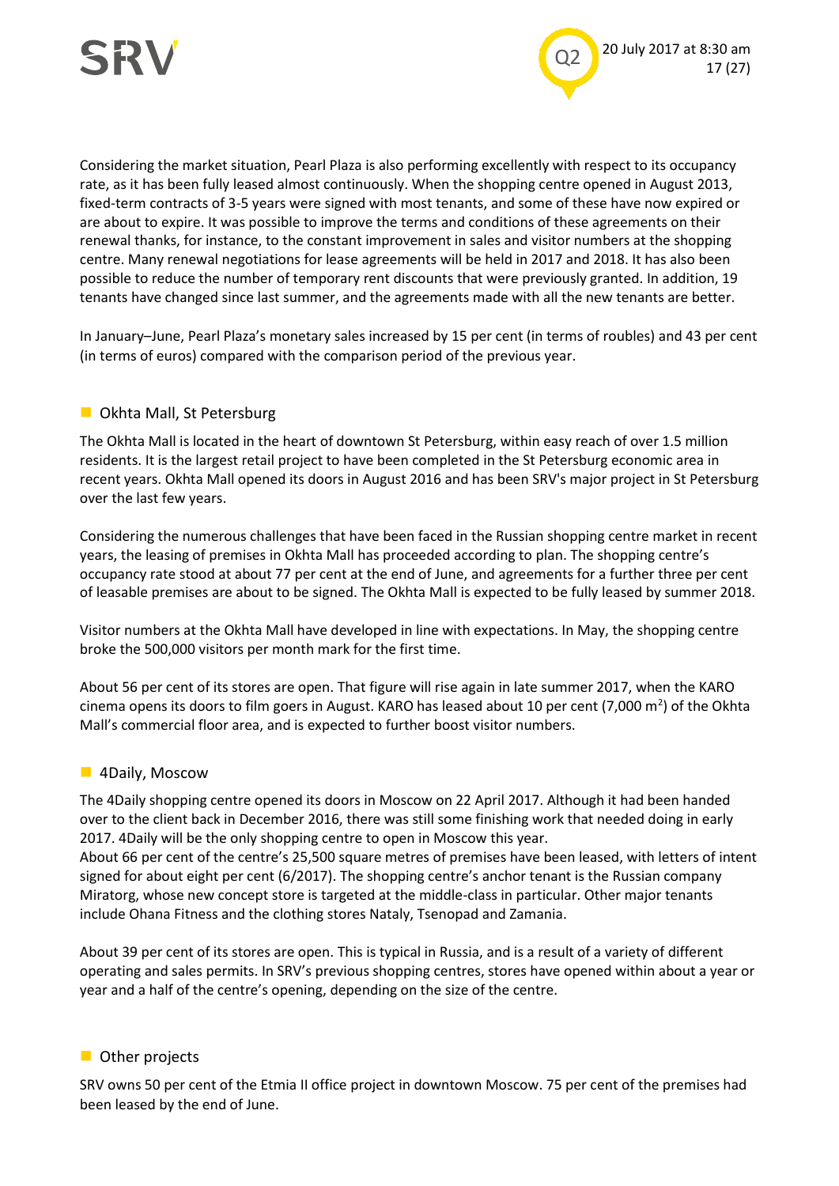Considering the market situation, Pearl Plaza is also performing excellently with respect to its occupancy rate, as it has been fully leased almost continuously. When the shopping centre opened in August 2013, fixed-term contracts of 3-5 years were signed with most tenants, and some of these have now expired or are about to expire. It was possible to improve the terms and conditions of these agreements on their renewal thanks, for instance, to the constant improvement in sales and visitor numbers at the shopping centre. Many renewal negotiations for lease agreements will be held in 2017 and 2018. It has also been possible to reduce the number of temporary rent discounts that were previously granted. In addition, 19 tenants have changed since last summer, and the agreements made with all the new tenants are better.

In January–June, Pearl Plaza's monetary sales increased by 15 per cent (in terms of roubles) and 43 per cent (in terms of euros) compared with the comparison period of the previous year.

## Okhta Mall, St Petersburg

The Okhta Mall is located in the heart of downtown St Petersburg, within easy reach of over 1.5 million residents. It is the largest retail project to have been completed in the St Petersburg economic area in recent years. Okhta Mall opened its doors in August 2016 and has been SRV's major project in St Petersburg over the last few years.

Considering the numerous challenges that have been faced in the Russian shopping centre market in recent years, the leasing of premises in Okhta Mall has proceeded according to plan. The shopping centre's occupancy rate stood at about 77 per cent at the end of June, and agreements for a further three per cent of leasable premises are about to be signed. The Okhta Mall is expected to be fully leased by summer 2018.

Visitor numbers at the Okhta Mall have developed in line with expectations. In May, the shopping centre broke the 500,000 visitors per month mark for the first time.

About 56 per cent of its stores are open. That figure will rise again in late summer 2017, when the KARO cinema opens its doors to film goers in August. KARO has leased about 10 per cent (7,000 m$^2$) of the Okhta Mall's commercial floor area, and is expected to further boost visitor numbers.

## 4Daily, Moscow

The 4Daily shopping centre opened its doors in Moscow on 22 April 2017. Although it had been handed over to the client back in December 2016, there was still some finishing work that needed doing in early 2017. 4Daily will be the only shopping centre to open in Moscow this year.
About 66 per cent of the centre's 25,500 square metres of premises have been leased, with letters of intent signed for about eight per cent (6/2017). The shopping centre's anchor tenant is the Russian company Miratorg, whose new concept store is targeted at the middle-class in particular. Other major tenants include Ohana Fitness and the clothing stores Nataly, Tsenopad and Zamania.

About 39 per cent of its stores are open. This is typical in Russia, and is a result of a variety of different operating and sales permits. In SRV's previous shopping centres, stores have opened within about a year or year and a half of the centre's opening, depending on the size of the centre.

## Other projects

SRV owns 50 per cent of the Etmia II office project in downtown Moscow. 75 per cent of the premises had been leased by the end of June.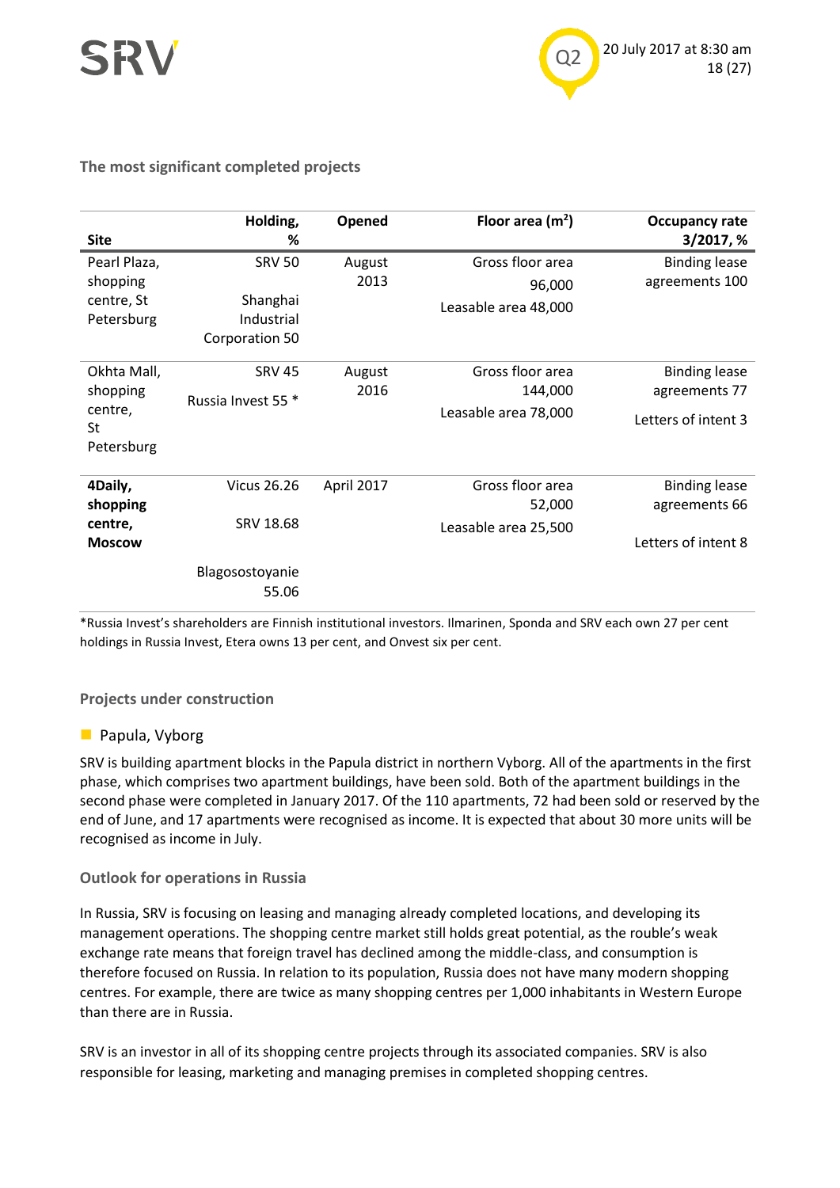### The most significant completed projects

| Site | Holding, % | Opened | Floor area (m$^2$) | Occupancy rate 3/2017, % |
|---|---|---|---|---|
| Pearl Plaza, shopping centre, St Petersburg | SRV 50<br>Shanghai Industrial Corporation 50 | August 2013 | Gross floor area 96,000<br>Leasable area 48,000 | Binding lease agreements 100 |
| Okhta Mall, shopping centre, St Petersburg | SRV 45<br>Russia Invest 55 * | August 2016 | Gross floor area 144,000<br>Leasable area 78,000 | Binding lease agreements 77<br>Letters of intent 3 |
| **4Daily, shopping centre, Moscow** | Vicus 26.26<br>SRV 18.68<br>Blagosostoyanie 55.06 | April 2017 | Gross floor area 52,000<br>Leasable area 25,500 | Binding lease agreements 66<br>Letters of intent 8 |

*Russia Invest's shareholders are Finnish institutional investors. Ilmarinen, Sponda and SRV each own 27 per cent holdings in Russia Invest, Etera owns 13 per cent, and Onvest six per cent.

### Projects under construction

- Papula, Vyborg

SRV is building apartment blocks in the Papula district in northern Vyborg. All of the apartments in the first phase, which comprises two apartment buildings, have been sold. Both of the apartment buildings in the second phase were completed in January 2017. Of the 110 apartments, 72 had been sold or reserved by the end of June, and 17 apartments were recognised as income. It is expected that about 30 more units will be recognised as income in July.

### Outlook for operations in Russia

In Russia, SRV is focusing on leasing and managing already completed locations, and developing its management operations. The shopping centre market still holds great potential, as the rouble's weak exchange rate means that foreign travel has declined among the middle-class, and consumption is therefore focused on Russia. In relation to its population, Russia does not have many modern shopping centres. For example, there are twice as many shopping centres per 1,000 inhabitants in Western Europe than there are in Russia.

SRV is an investor in all of its shopping centre projects through its associated companies. SRV is also responsible for leasing, marketing and managing premises in completed shopping centres.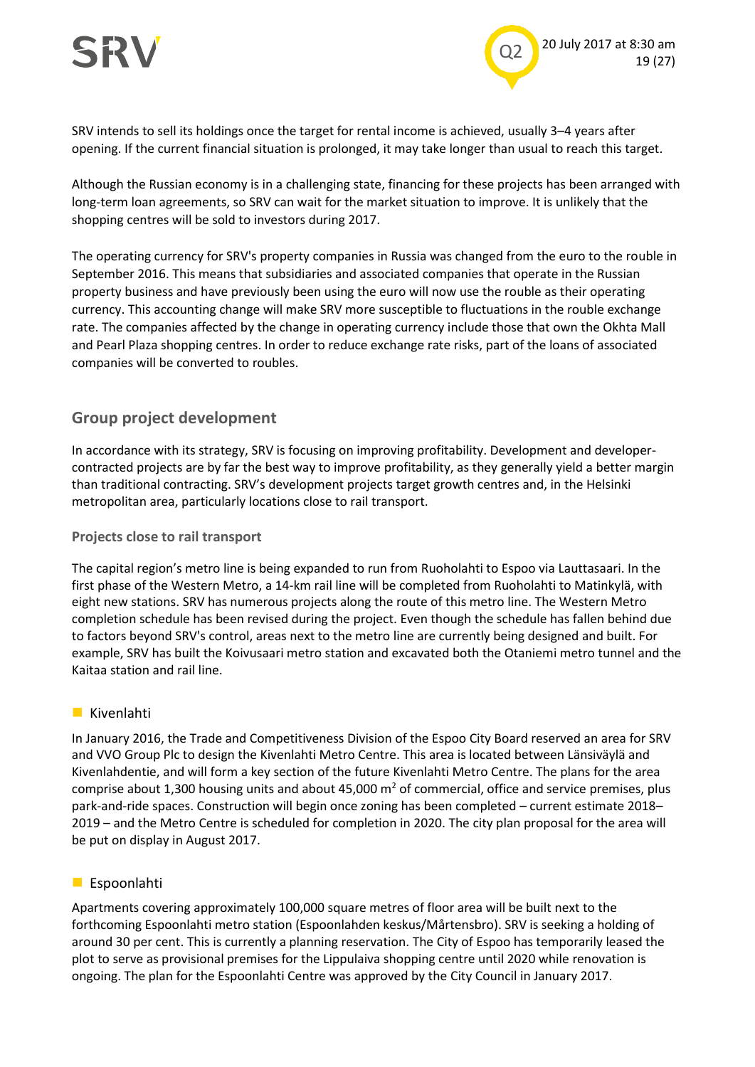SRV intends to sell its holdings once the target for rental income is achieved, usually 3–4 years after opening. If the current financial situation is prolonged, it may take longer than usual to reach this target.

Although the Russian economy is in a challenging state, financing for these projects has been arranged with long-term loan agreements, so SRV can wait for the market situation to improve. It is unlikely that the shopping centres will be sold to investors during 2017.

The operating currency for SRV's property companies in Russia was changed from the euro to the rouble in September 2016. This means that subsidiaries and associated companies that operate in the Russian property business and have previously been using the euro will now use the rouble as their operating currency. This accounting change will make SRV more susceptible to fluctuations in the rouble exchange rate. The companies affected by the change in operating currency include those that own the Okhta Mall and Pearl Plaza shopping centres. In order to reduce exchange rate risks, part of the loans of associated companies will be converted to roubles.

## Group project development

In accordance with its strategy, SRV is focusing on improving profitability. Development and developer-contracted projects are by far the best way to improve profitability, as they generally yield a better margin than traditional contracting. SRV's development projects target growth centres and, in the Helsinki metropolitan area, particularly locations close to rail transport.

### Projects close to rail transport

The capital region's metro line is being expanded to run from Ruoholahti to Espoo via Lauttasaari. In the first phase of the Western Metro, a 14-km rail line will be completed from Ruoholahti to Matinkylä, with eight new stations. SRV has numerous projects along the route of this metro line. The Western Metro completion schedule has been revised during the project. Even though the schedule has fallen behind due to factors beyond SRV's control, areas next to the metro line are currently being designed and built. For example, SRV has built the Koivusaari metro station and excavated both the Otaniemi metro tunnel and the Kaitaa station and rail line.

#### Kivenlahti

In January 2016, the Trade and Competitiveness Division of the Espoo City Board reserved an area for SRV and VVO Group Plc to design the Kivenlahti Metro Centre. This area is located between Länsiväylä and Kivenlahdentie, and will form a key section of the future Kivenlahti Metro Centre. The plans for the area comprise about 1,300 housing units and about 45,000 m$^2$ of commercial, office and service premises, plus park-and-ride spaces. Construction will begin once zoning has been completed – current estimate 2018–2019 – and the Metro Centre is scheduled for completion in 2020. The city plan proposal for the area will be put on display in August 2017.

#### Espoonlahti

Apartments covering approximately 100,000 square metres of floor area will be built next to the forthcoming Espoonlahti metro station (Espoonlahden keskus/Mårtensbro). SRV is seeking a holding of around 30 per cent. This is currently a planning reservation. The City of Espoo has temporarily leased the plot to serve as provisional premises for the Lippulaiva shopping centre until 2020 while renovation is ongoing. The plan for the Espoonlahti Centre was approved by the City Council in January 2017.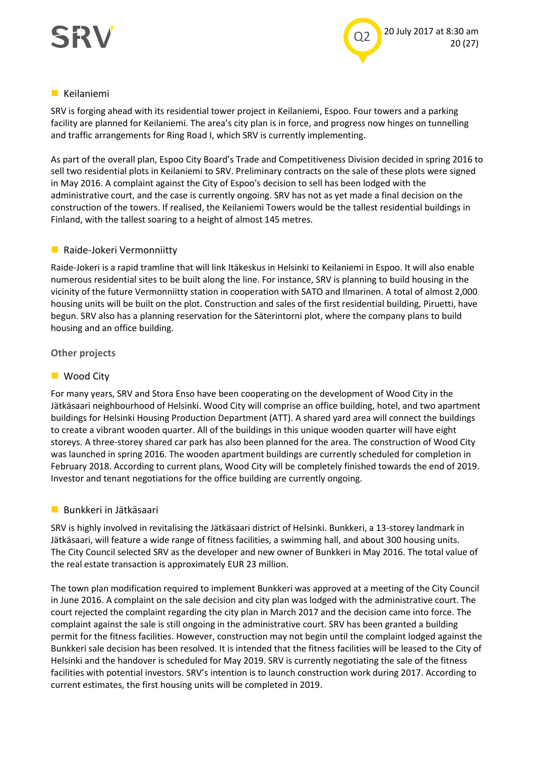### Keilaniemi

SRV is forging ahead with its residential tower project in Keilaniemi, Espoo. Four towers and a parking facility are planned for Keilaniemi. The area's city plan is in force, and progress now hinges on tunnelling and traffic arrangements for Ring Road I, which SRV is currently implementing.

As part of the overall plan, Espoo City Board's Trade and Competitiveness Division decided in spring 2016 to sell two residential plots in Keilaniemi to SRV. Preliminary contracts on the sale of these plots were signed in May 2016. A complaint against the City of Espoo's decision to sell has been lodged with the administrative court, and the case is currently ongoing. SRV has not as yet made a final decision on the construction of the towers. If realised, the Keilaniemi Towers would be the tallest residential buildings in Finland, with the tallest soaring to a height of almost 145 metres.

### Raide-Jokeri Vermonniitty

Raide-Jokeri is a rapid tramline that will link Itäkeskus in Helsinki to Keilaniemi in Espoo. It will also enable numerous residential sites to be built along the line. For instance, SRV is planning to build housing in the vicinity of the future Vermonniitty station in cooperation with SATO and Ilmarinen. A total of almost 2,000 housing units will be built on the plot. Construction and sales of the first residential building, Piruetti, have begun. SRV also has a planning reservation for the Säterintorni plot, where the company plans to build housing and an office building.

## Other projects

### Wood City

For many years, SRV and Stora Enso have been cooperating on the development of Wood City in the Jätkäsaari neighbourhood of Helsinki. Wood City will comprise an office building, hotel, and two apartment buildings for Helsinki Housing Production Department (ATT). A shared yard area will connect the buildings to create a vibrant wooden quarter. All of the buildings in this unique wooden quarter will have eight storeys. A three-storey shared car park has also been planned for the area. The construction of Wood City was launched in spring 2016. The wooden apartment buildings are currently scheduled for completion in February 2018. According to current plans, Wood City will be completely finished towards the end of 2019. Investor and tenant negotiations for the office building are currently ongoing.

### Bunkkeri in Jätkäsaari

SRV is highly involved in revitalising the Jätkäsaari district of Helsinki. Bunkkeri, a 13-storey landmark in Jätkäsaari, will feature a wide range of fitness facilities, a swimming hall, and about 300 housing units. The City Council selected SRV as the developer and new owner of Bunkkeri in May 2016. The total value of the real estate transaction is approximately EUR 23 million.

The town plan modification required to implement Bunkkeri was approved at a meeting of the City Council in June 2016. A complaint on the sale decision and city plan was lodged with the administrative court. The court rejected the complaint regarding the city plan in March 2017 and the decision came into force. The complaint against the sale is still ongoing in the administrative court. SRV has been granted a building permit for the fitness facilities. However, construction may not begin until the complaint lodged against the Bunkkeri sale decision has been resolved. It is intended that the fitness facilities will be leased to the City of Helsinki and the handover is scheduled for May 2019. SRV is currently negotiating the sale of the fitness facilities with potential investors. SRV's intention is to launch construction work during 2017. According to current estimates, the first housing units will be completed in 2019.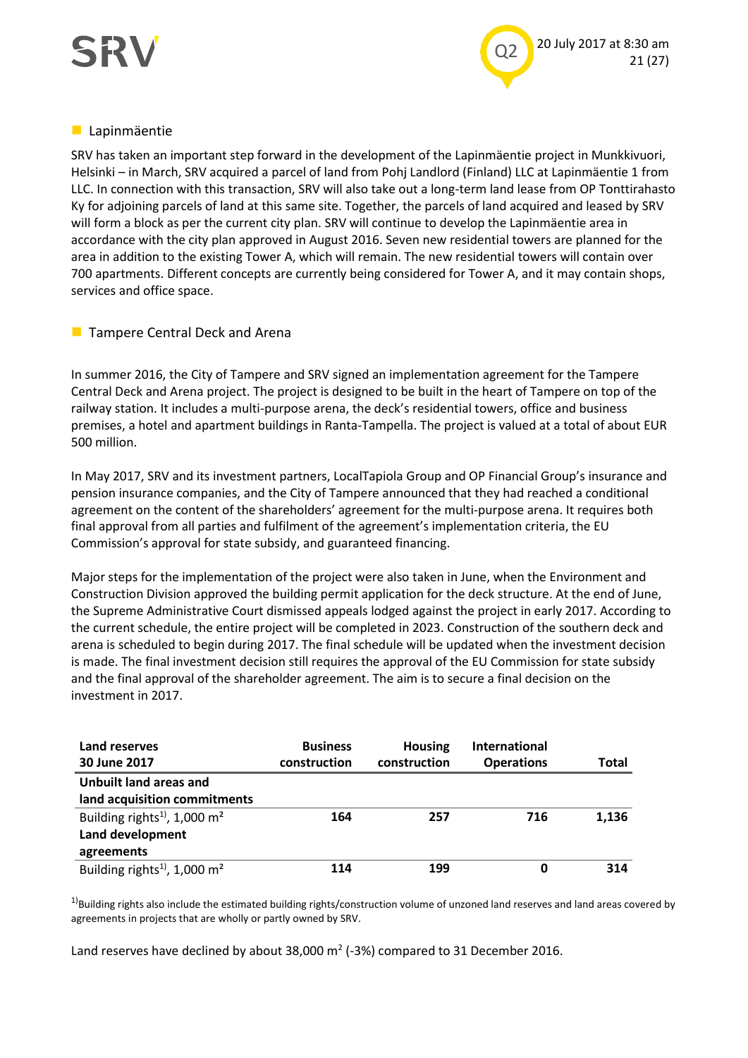## Lapinmäentie

SRV has taken an important step forward in the development of the Lapinmäentie project in Munkkivuori, Helsinki – in March, SRV acquired a parcel of land from Pohj Landlord (Finland) LLC at Lapinmäentie 1 from LLC. In connection with this transaction, SRV will also take out a long-term land lease from OP Tonttirahasto Ky for adjoining parcels of land at this same site. Together, the parcels of land acquired and leased by SRV will form a block as per the current city plan. SRV will continue to develop the Lapinmäentie area in accordance with the city plan approved in August 2016. Seven new residential towers are planned for the area in addition to the existing Tower A, which will remain. The new residential towers will contain over 700 apartments. Different concepts are currently being considered for Tower A, and it may contain shops, services and office space.

## Tampere Central Deck and Arena

In summer 2016, the City of Tampere and SRV signed an implementation agreement for the Tampere Central Deck and Arena project. The project is designed to be built in the heart of Tampere on top of the railway station. It includes a multi-purpose arena, the deck's residential towers, office and business premises, a hotel and apartment buildings in Ranta-Tampella. The project is valued at a total of about EUR 500 million.

In May 2017, SRV and its investment partners, LocalTapiola Group and OP Financial Group's insurance and pension insurance companies, and the City of Tampere announced that they had reached a conditional agreement on the content of the shareholders' agreement for the multi-purpose arena. It requires both final approval from all parties and fulfilment of the agreement's implementation criteria, the EU Commission's approval for state subsidy, and guaranteed financing.

Major steps for the implementation of the project were also taken in June, when the Environment and Construction Division approved the building permit application for the deck structure. At the end of June, the Supreme Administrative Court dismissed appeals lodged against the project in early 2017. According to the current schedule, the entire project will be completed in 2023. Construction of the southern deck and arena is scheduled to begin during 2017. The final schedule will be updated when the investment decision is made. The final investment decision still requires the approval of the EU Commission for state subsidy and the final approval of the shareholder agreement. The aim is to secure a final decision on the investment in 2017.

| **Land reserves 30 June 2017** | **Business construction** | **Housing construction** | **International Operations** | **Total** |
|---|---|---|---|---|
| **Unbuilt land areas and land acquisition commitments** | | | | |
| Building rights[1], 1,000 $m^2$ | **164** | **257** | **716** | **1,136** |
| **Land development agreements** | | | | |
| Building rights[1], 1,000 $m^2$ | **114** | **199** | **0** | **314** |

[1] Building rights also include the estimated building rights/construction volume of unzoned land reserves and land areas covered by agreements in projects that are wholly or partly owned by SRV.

Land reserves have declined by about 38,000 $m^2$ (-3%) compared to 31 December 2016.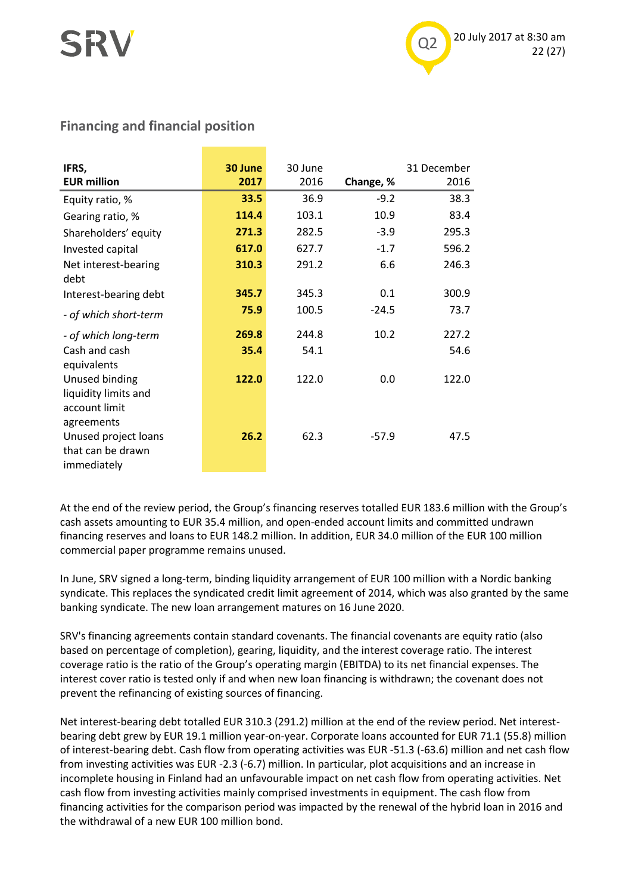## Financing and financial position

| IFRS, EUR million | 30 June 2017 | 30 June 2016 | Change, % | 31 December 2016 |
|---|---|---|---|---|
| Equity ratio, % | **33.5** | 36.9 | -9.2 | 38.3 |
| Gearing ratio, % | **114.4** | 103.1 | 10.9 | 83.4 |
| Shareholders' equity | **271.3** | 282.5 | -3.9 | 295.3 |
| Invested capital | **617.0** | 627.7 | -1.7 | 596.2 |
| Net interest-bearing debt | **310.3** | 291.2 | 6.6 | 246.3 |
| Interest-bearing debt | **345.7** | 345.3 | 0.1 | 300.9 |
| *- of which short-term* | **75.9** | 100.5 | -24.5 | 73.7 |
| *- of which long-term* | **269.8** | 244.8 | 10.2 | 227.2 |
| Cash and cash equivalents | **35.4** | 54.1 | | 54.6 |
| Unused binding liquidity limits and account limit agreements | **122.0** | 122.0 | 0.0 | 122.0 |
| Unused project loans that can be drawn immediately | **26.2** | 62.3 | -57.9 | 47.5 |

At the end of the review period, the Group's financing reserves totalled EUR 183.6 million with the Group's cash assets amounting to EUR 35.4 million, and open-ended account limits and committed undrawn financing reserves and loans to EUR 148.2 million. In addition, EUR 34.0 million of the EUR 100 million commercial paper programme remains unused.

In June, SRV signed a long-term, binding liquidity arrangement of EUR 100 million with a Nordic banking syndicate. This replaces the syndicated credit limit agreement of 2014, which was also granted by the same banking syndicate. The new loan arrangement matures on 16 June 2020.

SRV's financing agreements contain standard covenants. The financial covenants are equity ratio (also based on percentage of completion), gearing, liquidity, and the interest coverage ratio. The interest coverage ratio is the ratio of the Group's operating margin (EBITDA) to its net financial expenses. The interest cover ratio is tested only if and when new loan financing is withdrawn; the covenant does not prevent the refinancing of existing sources of financing.

Net interest-bearing debt totalled EUR 310.3 (291.2) million at the end of the review period. Net interest-bearing debt grew by EUR 19.1 million year-on-year. Corporate loans accounted for EUR 71.1 (55.8) million of interest-bearing debt. Cash flow from operating activities was EUR -51.3 (-63.6) million and net cash flow from investing activities was EUR -2.3 (-6.7) million. In particular, plot acquisitions and an increase in incomplete housing in Finland had an unfavourable impact on net cash flow from operating activities. Net cash flow from investing activities mainly comprised investments in equipment. The cash flow from financing activities for the comparison period was impacted by the renewal of the hybrid loan in 2016 and the withdrawal of a new EUR 100 million bond.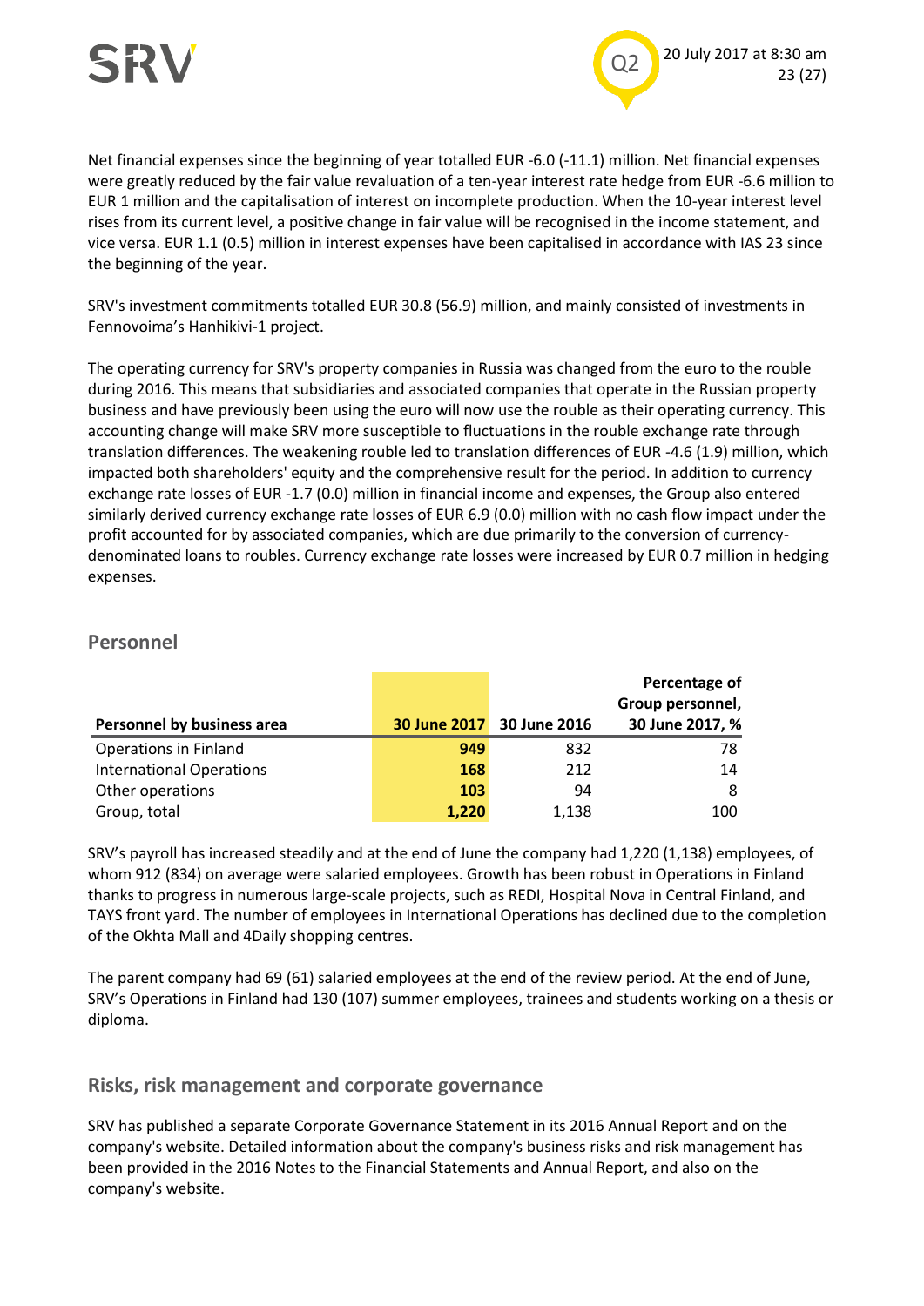Net financial expenses since the beginning of year totalled EUR -6.0 (-11.1) million. Net financial expenses were greatly reduced by the fair value revaluation of a ten-year interest rate hedge from EUR -6.6 million to EUR 1 million and the capitalisation of interest on incomplete production. When the 10-year interest level rises from its current level, a positive change in fair value will be recognised in the income statement, and vice versa. EUR 1.1 (0.5) million in interest expenses have been capitalised in accordance with IAS 23 since the beginning of the year.

SRV's investment commitments totalled EUR 30.8 (56.9) million, and mainly consisted of investments in Fennovoima's Hanhikivi-1 project.

The operating currency for SRV's property companies in Russia was changed from the euro to the rouble during 2016. This means that subsidiaries and associated companies that operate in the Russian property business and have previously been using the euro will now use the rouble as their operating currency. This accounting change will make SRV more susceptible to fluctuations in the rouble exchange rate through translation differences. The weakening rouble led to translation differences of EUR -4.6 (1.9) million, which impacted both shareholders' equity and the comprehensive result for the period. In addition to currency exchange rate losses of EUR -1.7 (0.0) million in financial income and expenses, the Group also entered similarly derived currency exchange rate losses of EUR 6.9 (0.0) million with no cash flow impact under the profit accounted for by associated companies, which are due primarily to the conversion of currency-denominated loans to roubles. Currency exchange rate losses were increased by EUR 0.7 million in hedging expenses.

## Personnel

| Personnel by business area | 30 June 2017 | 30 June 2016 | Percentage of Group personnel, 30 June 2017, % |
|---|---|---|---|
| Operations in Finland | 949 | 832 | 78 |
| International Operations | 168 | 212 | 14 |
| Other operations | 103 | 94 | 8 |
| Group, total | 1,220 | 1,138 | 100 |

SRV's payroll has increased steadily and at the end of June the company had 1,220 (1,138) employees, of whom 912 (834) on average were salaried employees. Growth has been robust in Operations in Finland thanks to progress in numerous large-scale projects, such as REDI, Hospital Nova in Central Finland, and TAYS front yard. The number of employees in International Operations has declined due to the completion of the Okhta Mall and 4Daily shopping centres.

The parent company had 69 (61) salaried employees at the end of the review period. At the end of June, SRV's Operations in Finland had 130 (107) summer employees, trainees and students working on a thesis or diploma.

## Risks, risk management and corporate governance

SRV has published a separate Corporate Governance Statement in its 2016 Annual Report and on the company's website. Detailed information about the company's business risks and risk management has been provided in the 2016 Notes to the Financial Statements and Annual Report, and also on the company's website.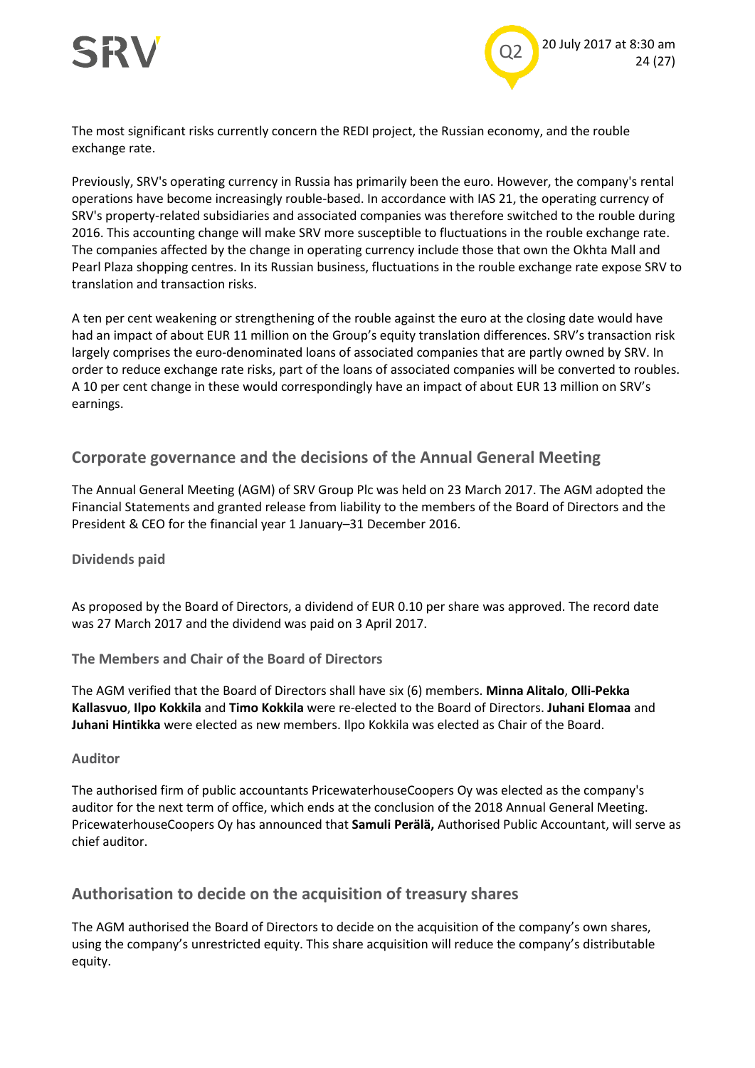The most significant risks currently concern the REDI project, the Russian economy, and the rouble exchange rate.

Previously, SRV's operating currency in Russia has primarily been the euro. However, the company's rental operations have become increasingly rouble-based. In accordance with IAS 21, the operating currency of SRV's property-related subsidiaries and associated companies was therefore switched to the rouble during 2016. This accounting change will make SRV more susceptible to fluctuations in the rouble exchange rate. The companies affected by the change in operating currency include those that own the Okhta Mall and Pearl Plaza shopping centres. In its Russian business, fluctuations in the rouble exchange rate expose SRV to translation and transaction risks.

A ten per cent weakening or strengthening of the rouble against the euro at the closing date would have had an impact of about EUR 11 million on the Group's equity translation differences. SRV's transaction risk largely comprises the euro-denominated loans of associated companies that are partly owned by SRV. In order to reduce exchange rate risks, part of the loans of associated companies will be converted to roubles. A 10 per cent change in these would correspondingly have an impact of about EUR 13 million on SRV's earnings.

## Corporate governance and the decisions of the Annual General Meeting

The Annual General Meeting (AGM) of SRV Group Plc was held on 23 March 2017. The AGM adopted the Financial Statements and granted release from liability to the members of the Board of Directors and the President & CEO for the financial year 1 January–31 December 2016.

### Dividends paid

As proposed by the Board of Directors, a dividend of EUR 0.10 per share was approved. The record date was 27 March 2017 and the dividend was paid on 3 April 2017.

### The Members and Chair of the Board of Directors

The AGM verified that the Board of Directors shall have six (6) members. **Minna Alitalo**, **Olli-Pekka Kallasvuo**, **Ilpo Kokkila** and **Timo Kokkila** were re-elected to the Board of Directors. **Juhani Elomaa** and **Juhani Hintikka** were elected as new members. Ilpo Kokkila was elected as Chair of the Board.

### Auditor

The authorised firm of public accountants PricewaterhouseCoopers Oy was elected as the company's auditor for the next term of office, which ends at the conclusion of the 2018 Annual General Meeting. PricewaterhouseCoopers Oy has announced that **Samuli Perälä,** Authorised Public Accountant, will serve as chief auditor.

## Authorisation to decide on the acquisition of treasury shares

The AGM authorised the Board of Directors to decide on the acquisition of the company's own shares, using the company's unrestricted equity. This share acquisition will reduce the company's distributable equity.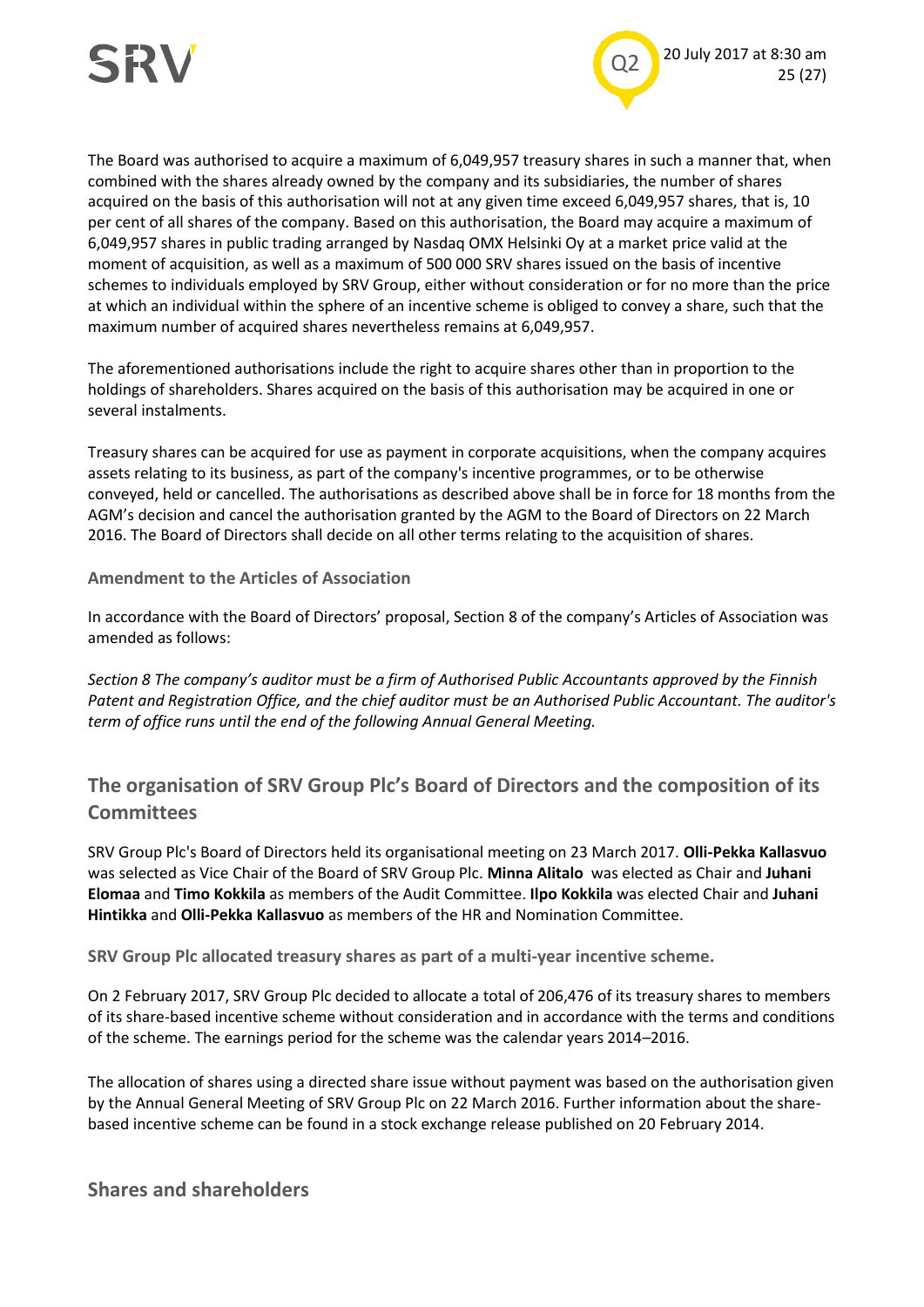The Board was authorised to acquire a maximum of 6,049,957 treasury shares in such a manner that, when combined with the shares already owned by the company and its subsidiaries, the number of shares acquired on the basis of this authorisation will not at any given time exceed 6,049,957 shares, that is, 10 per cent of all shares of the company. Based on this authorisation, the Board may acquire a maximum of 6,049,957 shares in public trading arranged by Nasdaq OMX Helsinki Oy at a market price valid at the moment of acquisition, as well as a maximum of 500 000 SRV shares issued on the basis of incentive schemes to individuals employed by SRV Group, either without consideration or for no more than the price at which an individual within the sphere of an incentive scheme is obliged to convey a share, such that the maximum number of acquired shares nevertheless remains at 6,049,957.

The aforementioned authorisations include the right to acquire shares other than in proportion to the holdings of shareholders. Shares acquired on the basis of this authorisation may be acquired in one or several instalments.

Treasury shares can be acquired for use as payment in corporate acquisitions, when the company acquires assets relating to its business, as part of the company's incentive programmes, or to be otherwise conveyed, held or cancelled. The authorisations as described above shall be in force for 18 months from the AGM's decision and cancel the authorisation granted by the AGM to the Board of Directors on 22 March 2016. The Board of Directors shall decide on all other terms relating to the acquisition of shares.

### Amendment to the Articles of Association

In accordance with the Board of Directors' proposal, Section 8 of the company's Articles of Association was amended as follows:

*Section 8 The company's auditor must be a firm of Authorised Public Accountants approved by the Finnish Patent and Registration Office, and the chief auditor must be an Authorised Public Accountant. The auditor's term of office runs until the end of the following Annual General Meeting.*

## The organisation of SRV Group Plc's Board of Directors and the composition of its Committees

SRV Group Plc's Board of Directors held its organisational meeting on 23 March 2017. **Olli-Pekka Kallasvuo** was selected as Vice Chair of the Board of SRV Group Plc. **Minna Alitalo** was elected as Chair and **Juhani Elomaa** and **Timo Kokkila** as members of the Audit Committee. **Ilpo Kokkila** was elected Chair and **Juhani Hintikka** and **Olli-Pekka Kallasvuo** as members of the HR and Nomination Committee.

### SRV Group Plc allocated treasury shares as part of a multi-year incentive scheme.

On 2 February 2017, SRV Group Plc decided to allocate a total of 206,476 of its treasury shares to members of its share-based incentive scheme without consideration and in accordance with the terms and conditions of the scheme. The earnings period for the scheme was the calendar years 2014–2016.

The allocation of shares using a directed share issue without payment was based on the authorisation given by the Annual General Meeting of SRV Group Plc on 22 March 2016. Further information about the share-based incentive scheme can be found in a stock exchange release published on 20 February 2014.

## Shares and shareholders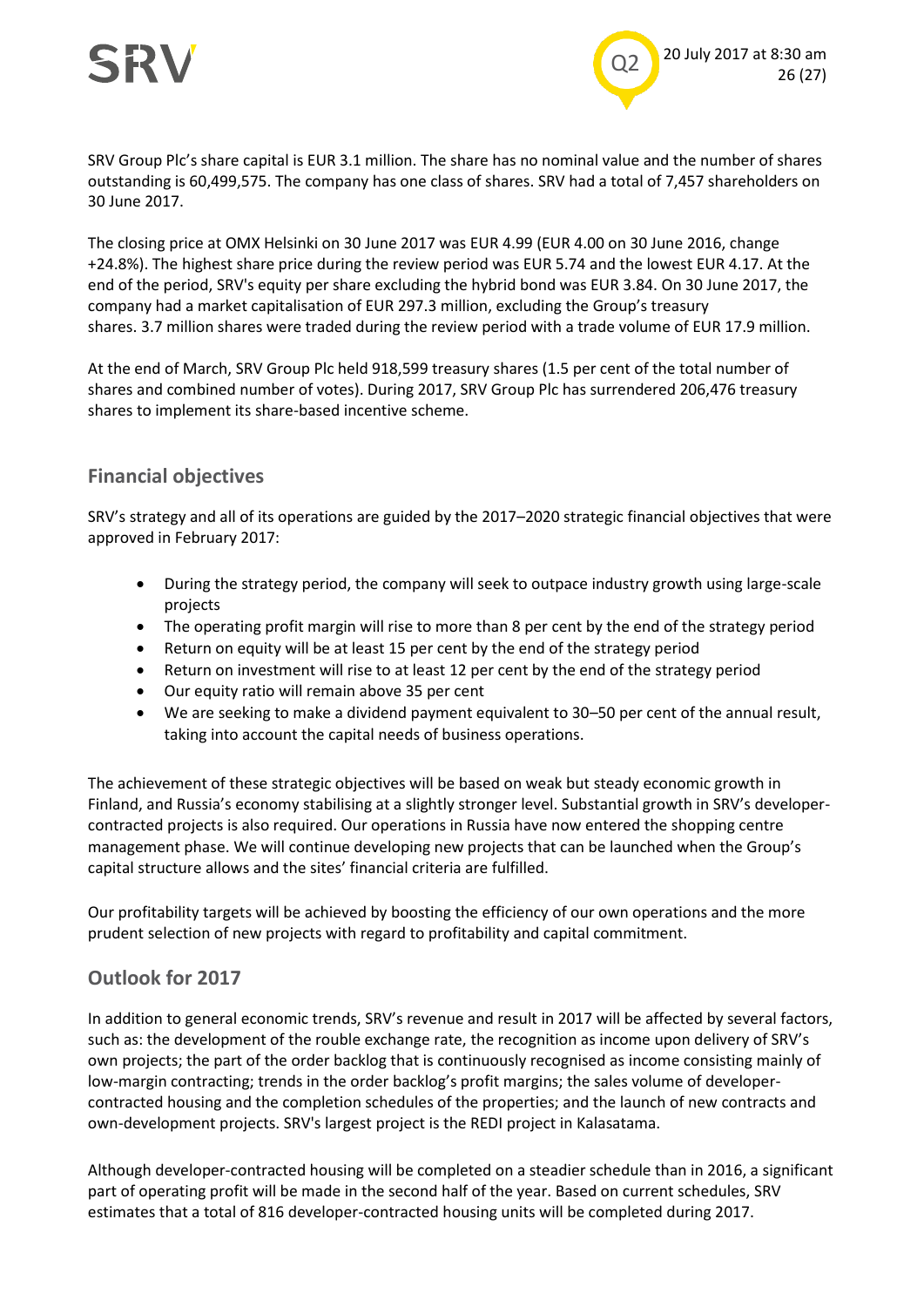SRV Group Plc's share capital is EUR 3.1 million. The share has no nominal value and the number of shares outstanding is 60,499,575. The company has one class of shares. SRV had a total of 7,457 shareholders on 30 June 2017.

The closing price at OMX Helsinki on 30 June 2017 was EUR 4.99 (EUR 4.00 on 30 June 2016, change +24.8%). The highest share price during the review period was EUR 5.74 and the lowest EUR 4.17. At the end of the period, SRV's equity per share excluding the hybrid bond was EUR 3.84. On 30 June 2017, the company had a market capitalisation of EUR 297.3 million, excluding the Group's treasury shares. 3.7 million shares were traded during the review period with a trade volume of EUR 17.9 million.

At the end of March, SRV Group Plc held 918,599 treasury shares (1.5 per cent of the total number of shares and combined number of votes). During 2017, SRV Group Plc has surrendered 206,476 treasury shares to implement its share-based incentive scheme.

## Financial objectives

SRV's strategy and all of its operations are guided by the 2017–2020 strategic financial objectives that were approved in February 2017:

- During the strategy period, the company will seek to outpace industry growth using large-scale projects
- The operating profit margin will rise to more than 8 per cent by the end of the strategy period
- Return on equity will be at least 15 per cent by the end of the strategy period
- Return on investment will rise to at least 12 per cent by the end of the strategy period
- Our equity ratio will remain above 35 per cent
- We are seeking to make a dividend payment equivalent to 30–50 per cent of the annual result, taking into account the capital needs of business operations.

The achievement of these strategic objectives will be based on weak but steady economic growth in Finland, and Russia's economy stabilising at a slightly stronger level. Substantial growth in SRV's developer-contracted projects is also required. Our operations in Russia have now entered the shopping centre management phase. We will continue developing new projects that can be launched when the Group's capital structure allows and the sites' financial criteria are fulfilled.

Our profitability targets will be achieved by boosting the efficiency of our own operations and the more prudent selection of new projects with regard to profitability and capital commitment.

## Outlook for 2017

In addition to general economic trends, SRV's revenue and result in 2017 will be affected by several factors, such as: the development of the rouble exchange rate, the recognition as income upon delivery of SRV's own projects; the part of the order backlog that is continuously recognised as income consisting mainly of low-margin contracting; trends in the order backlog's profit margins; the sales volume of developer-contracted housing and the completion schedules of the properties; and the launch of new contracts and own-development projects. SRV's largest project is the REDI project in Kalasatama.

Although developer-contracted housing will be completed on a steadier schedule than in 2016, a significant part of operating profit will be made in the second half of the year. Based on current schedules, SRV estimates that a total of 816 developer-contracted housing units will be completed during 2017.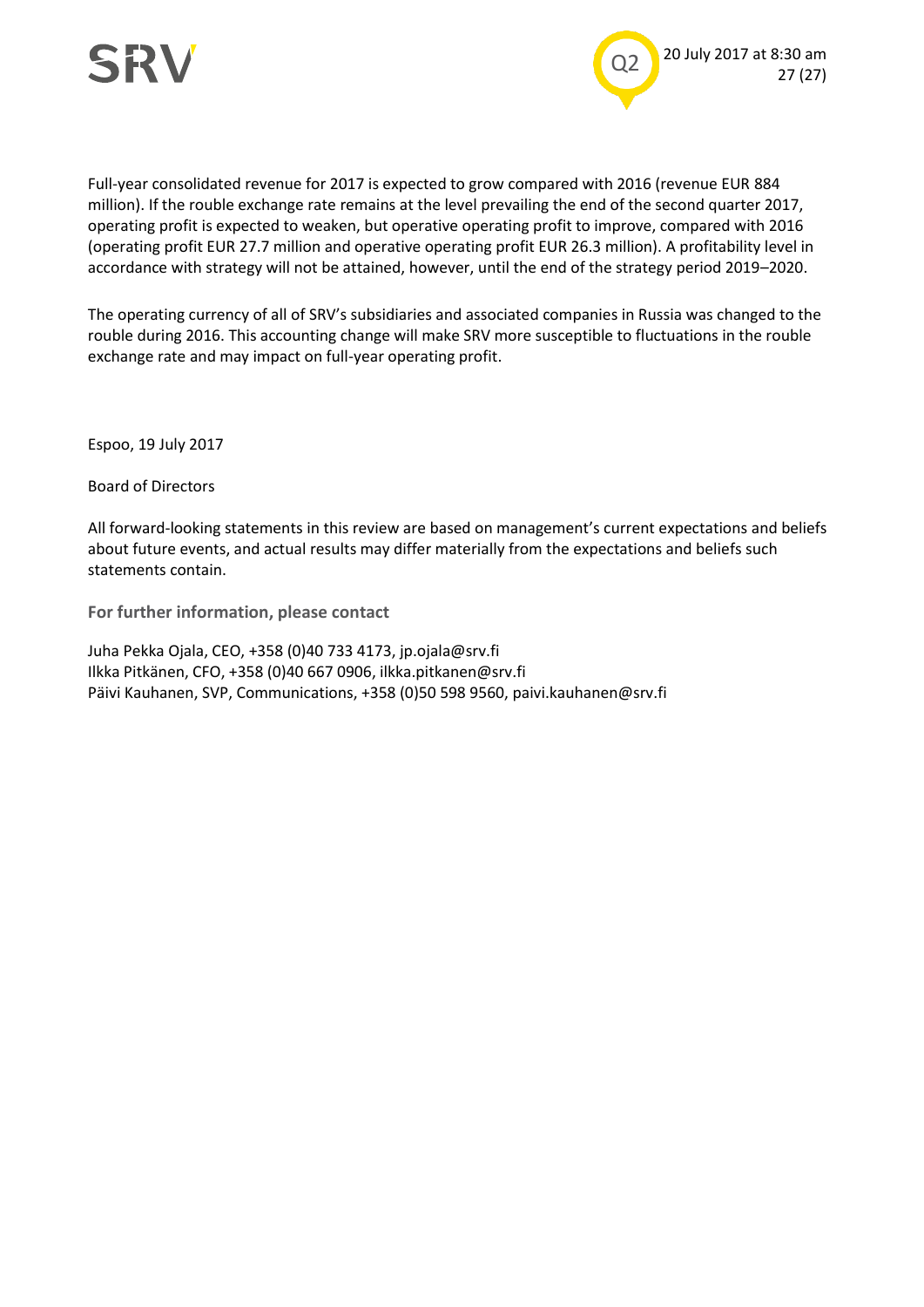Full-year consolidated revenue for 2017 is expected to grow compared with 2016 (revenue EUR 884 million). If the rouble exchange rate remains at the level prevailing the end of the second quarter 2017, operating profit is expected to weaken, but operative operating profit to improve, compared with 2016 (operating profit EUR 27.7 million and operative operating profit EUR 26.3 million). A profitability level in accordance with strategy will not be attained, however, until the end of the strategy period 2019–2020.

The operating currency of all of SRV's subsidiaries and associated companies in Russia was changed to the rouble during 2016. This accounting change will make SRV more susceptible to fluctuations in the rouble exchange rate and may impact on full-year operating profit.

Espoo, 19 July 2017

Board of Directors

All forward-looking statements in this review are based on management's current expectations and beliefs about future events, and actual results may differ materially from the expectations and beliefs such statements contain.

**For further information, please contact**

Juha Pekka Ojala, CEO, +358 (0)40 733 4173, jp.ojala@srv.fi
Ilkka Pitkänen, CFO, +358 (0)40 667 0906, ilkka.pitkanen@srv.fi
Päivi Kauhanen, SVP, Communications, +358 (0)50 598 9560, paivi.kauhanen@srv.fi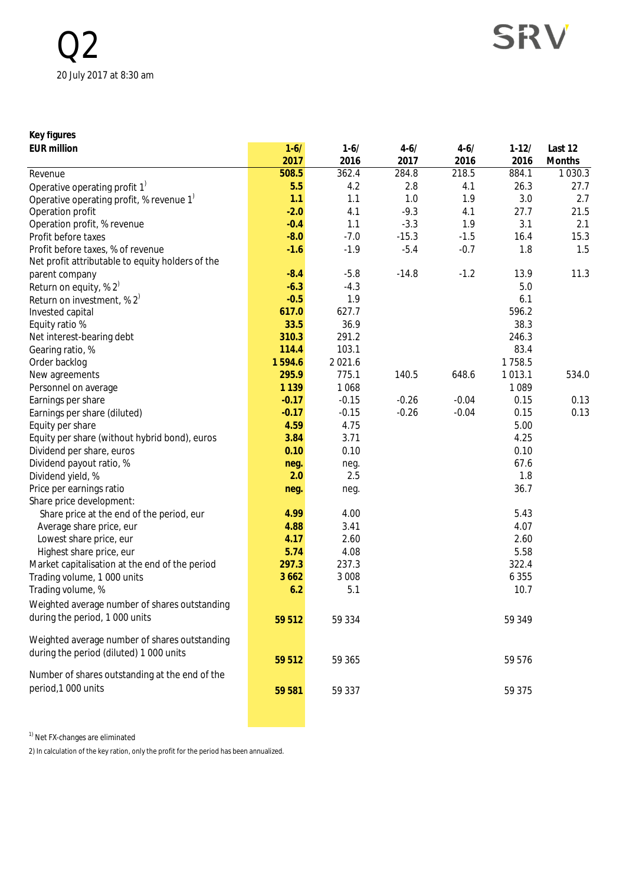# Q2

20 July 2017 at 8:30 am

**Key figures**

| EUR million | 1-6/ 2017 | 1-6/ 2016 | 4-6/ 2017 | 4-6/ 2016 | 1-12/ 2016 | Last 12 Months |
|---|---|---|---|---|---|---|
| Revenue | 508.5 | 362.4 | 284.8 | 218.5 | 884.1 | 1 030.3 |
| Operative operating profit 1) | 5.5 | 4.2 | 2.8 | 4.1 | 26.3 | 27.7 |
| Operative operating profit, % revenue 1) | 1.1 | 1.1 | 1.0 | 1.9 | 3.0 | 2.7 |
| Operation profit | -2.0 | 4.1 | -9.3 | 4.1 | 27.7 | 21.5 |
| Operation profit, % revenue | -0.4 | 1.1 | -3.3 | 1.9 | 3.1 | 2.1 |
| Profit before taxes | -8.0 | -7.0 | -15.3 | -1.5 | 16.4 | 15.3 |
| Profit before taxes, % of revenue | -1.6 | -1.9 | -5.4 | -0.7 | 1.8 | 1.5 |
| Net profit attributable to equity holders of the parent company | -8.4 | -5.8 | -14.8 | -1.2 | 13.9 | 11.3 |
| Return on equity, % 2) | -6.3 | -4.3 | | | 5.0 | |
| Return on investment, % 2) | -0.5 | 1.9 | | | 6.1 | |
| Invested capital | 617.0 | 627.7 | | | 596.2 | |
| Equity ratio % | 33.5 | 36.9 | | | 38.3 | |
| Net interest-bearing debt | 310.3 | 291.2 | | | 246.3 | |
| Gearing ratio, % | 114.4 | 103.1 | | | 83.4 | |
| Order backlog | 1 594.6 | 2 021.6 | | | 1 758.5 | |
| New agreements | 295.9 | 775.1 | 140.5 | 648.6 | 1 013.1 | 534.0 |
| Personnel on average | 1 139 | 1 068 | | | 1 089 | |
| Earnings per share | -0.17 | -0.15 | -0.26 | -0.04 | 0.15 | 0.13 |
| Earnings per share (diluted) | -0.17 | -0.15 | -0.26 | -0.04 | 0.15 | 0.13 |
| Equity per share | 4.59 | 4.75 | | | 5.00 | |
| Equity per share (without hybrid bond), euros | 3.84 | 3.71 | | | 4.25 | |
| Dividend per share, euros | 0.10 | 0.10 | | | 0.10 | |
| Dividend payout ratio, % | neg. | neg. | | | 67.6 | |
| Dividend yield, % | 2.0 | 2.5 | | | 1.8 | |
| Price per earnings ratio | neg. | neg. | | | 36.7 | |
| Share price development: | | | | | | |
| Share price at the end of the period, eur | 4.99 | 4.00 | | | 5.43 | |
| Average share price, eur | 4.88 | 3.41 | | | 4.07 | |
| Lowest share price, eur | 4.17 | 2.60 | | | 2.60 | |
| Highest share price, eur | 5.74 | 4.08 | | | 5.58 | |
| Market capitalisation at the end of the period | 297.3 | 237.3 | | | 322.4 | |
| Trading volume, 1 000 units | 3 662 | 3 008 | | | 6 355 | |
| Trading volume, % | 6.2 | 5.1 | | | 10.7 | |
| Weighted average number of shares outstanding during the period, 1 000 units | 59 512 | 59 334 | | | 59 349 | |
| Weighted average number of shares outstanding during the period (diluted) 1 000 units | 59 512 | 59 365 | | | 59 576 | |
| Number of shares outstanding at the end of the period,1 000 units | 59 581 | 59 337 | | | 59 375 | |

1) Net FX-changes are eliminated

2) In calculation of the key ration, only the profit for the period has been annualized.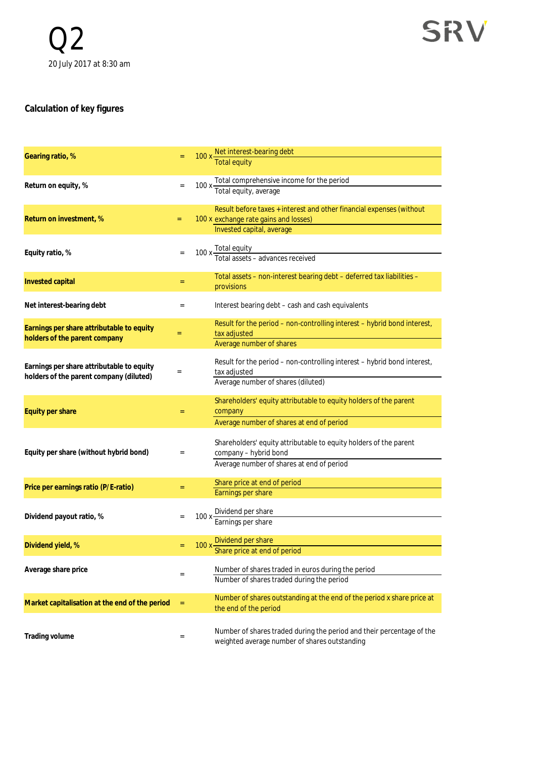Q2

20 July 2017 at 8:30 am

## Calculation of key figures

| Key figure | | Formula |
|---|---|---|
| **Gearing ratio, %** | = | 100 x Net interest-bearing debt / Total equity |
| **Return on equity, %** | = | 100 x Total comprehensive income for the period / Total equity, average |
| **Return on investment, %** | = | 100 x Result before taxes + interest and other financial expenses (without exchange rate gains and losses) / Invested capital, average |
| **Equity ratio, %** | = | 100 x Total equity / Total assets – advances received |
| **Invested capital** | = | Total assets – non-interest bearing debt – deferred tax liabilities – provisions |
| **Net interest-bearing debt** | = | Interest bearing debt – cash and cash equivalents |
| **Earnings per share attributable to equity holders of the parent company** | = | Result for the period – non-controlling interest – hybrid bond interest, tax adjusted / Average number of shares |
| **Earnings per share attributable to equity holders of the parent company (diluted)** | = | Result for the period – non-controlling interest – hybrid bond interest, tax adjusted / Average number of shares (diluted) |
| **Equity per share** | = | Shareholders' equity attributable to equity holders of the parent company / Average number of shares at end of period |
| **Equity per share (without hybrid bond)** | = | Shareholders' equity attributable to equity holders of the parent company – hybrid bond / Average number of shares at end of period |
| **Price per earnings ratio (P/E-ratio)** | = | Share price at end of period / Earnings per share |
| **Dividend payout ratio, %** | = | 100 x Dividend per share / Earnings per share |
| **Dividend yield, %** | = | 100 x Dividend per share / Share price at end of period |
| **Average share price** | = | Number of shares traded in euros during the period / Number of shares traded during the period |
| **Market capitalisation at the end of the period** | = | Number of shares outstanding at the end of the period x share price at the end of the period |
| **Trading volume** | = | Number of shares traded during the period and their percentage of the weighted average number of shares outstanding |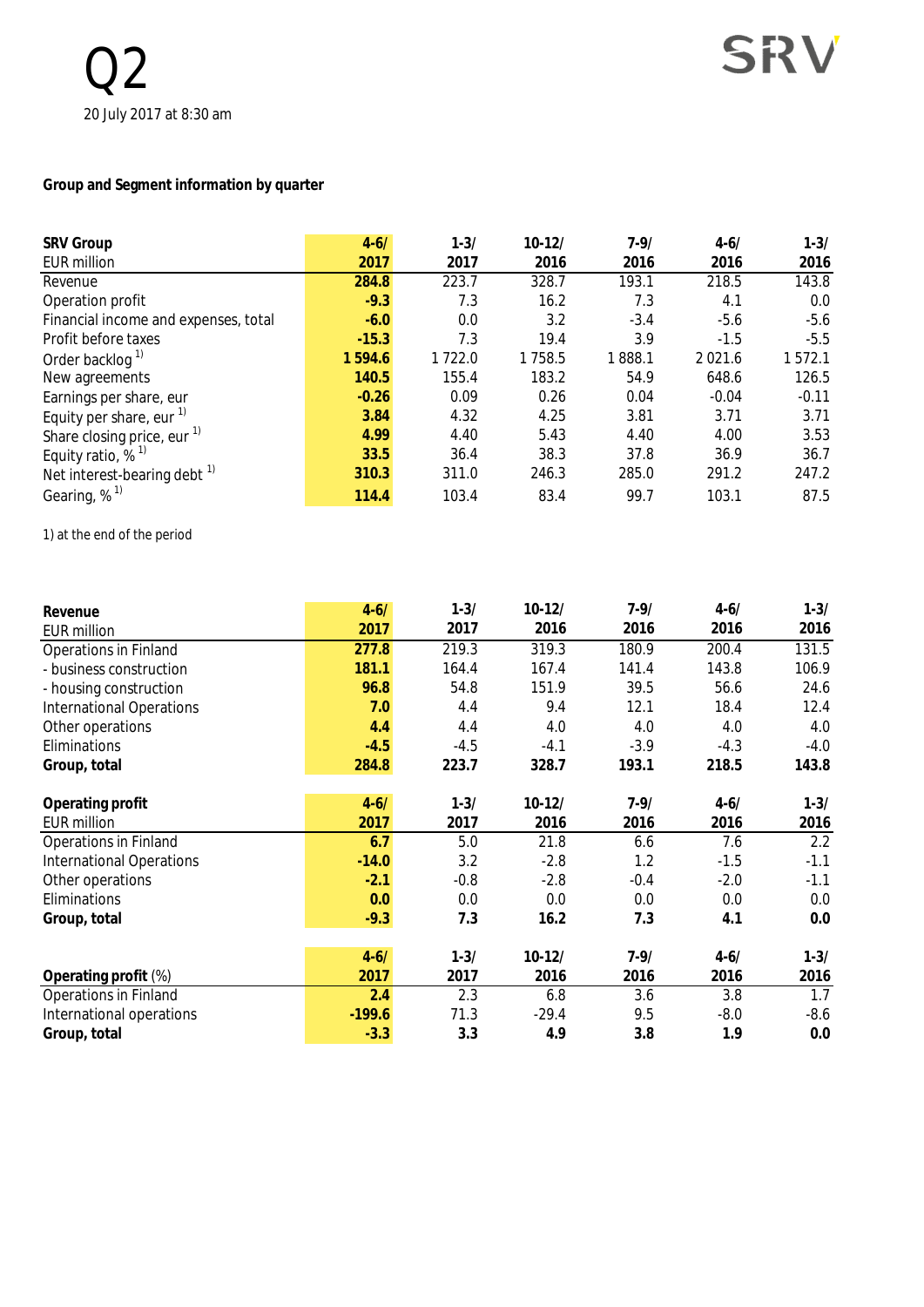Q2

20 July 2017 at 8:30 am

SRV

**Group and Segment information by quarter**

| **SRV Group**<br>EUR million | **4-6/ 2017** | **1-3/ 2017** | **10-12/ 2016** | **7-9/ 2016** | **4-6/ 2016** | **1-3/ 2016** |
|---|---|---|---|---|---|---|
| Revenue | **284.8** | 223.7 | 328.7 | 193.1 | 218.5 | 143.8 |
| Operation profit | **-9.3** | 7.3 | 16.2 | 7.3 | 4.1 | 0.0 |
| Financial income and expenses, total | **-6.0** | 0.0 | 3.2 | -3.4 | -5.6 | -5.6 |
| Profit before taxes | **-15.3** | 7.3 | 19.4 | 3.9 | -1.5 | -5.5 |
| Order backlog [1] | **1 594.6** | 1 722.0 | 1 758.5 | 1 888.1 | 2 021.6 | 1 572.1 |
| New agreements | **140.5** | 155.4 | 183.2 | 54.9 | 648.6 | 126.5 |
| Earnings per share, eur | **-0.26** | 0.09 | 0.26 | 0.04 | -0.04 | -0.11 |
| Equity per share, eur [1] | **3.84** | 4.32 | 4.25 | 3.81 | 3.71 | 3.71 |
| Share closing price, eur [1] | **4.99** | 4.40 | 5.43 | 4.40 | 4.00 | 3.53 |
| Equity ratio, % [1] | **33.5** | 36.4 | 38.3 | 37.8 | 36.9 | 36.7 |
| Net interest-bearing debt [1] | **310.3** | 311.0 | 246.3 | 285.0 | 291.2 | 247.2 |
| Gearing, % [1] | **114.4** | 103.4 | 83.4 | 99.7 | 103.1 | 87.5 |

1) at the end of the period

| **Revenue**<br>EUR million | **4-6/ 2017** | **1-3/ 2017** | **10-12/ 2016** | **7-9/ 2016** | **4-6/ 2016** | **1-3/ 2016** |
|---|---|---|---|---|---|---|
| Operations in Finland | **277.8** | 219.3 | 319.3 | 180.9 | 200.4 | 131.5 |
| - business construction | **181.1** | 164.4 | 167.4 | 141.4 | 143.8 | 106.9 |
| - housing construction | **96.8** | 54.8 | 151.9 | 39.5 | 56.6 | 24.6 |
| International Operations | **7.0** | 4.4 | 9.4 | 12.1 | 18.4 | 12.4 |
| Other operations | **4.4** | 4.4 | 4.0 | 4.0 | 4.0 | 4.0 |
| Eliminations | **-4.5** | -4.5 | -4.1 | -3.9 | -4.3 | -4.0 |
| **Group, total** | **284.8** | **223.7** | **328.7** | **193.1** | **218.5** | **143.8** |

| **Operating profit**<br>EUR million | **4-6/ 2017** | **1-3/ 2017** | **10-12/ 2016** | **7-9/ 2016** | **4-6/ 2016** | **1-3/ 2016** |
|---|---|---|---|---|---|---|
| Operations in Finland | **6.7** | 5.0 | 21.8 | 6.6 | 7.6 | 2.2 |
| International Operations | **-14.0** | 3.2 | -2.8 | 1.2 | -1.5 | -1.1 |
| Other operations | **-2.1** | -0.8 | -2.8 | -0.4 | -2.0 | -1.1 |
| Eliminations | **0.0** | 0.0 | 0.0 | 0.0 | 0.0 | 0.0 |
| **Group, total** | **-9.3** | **7.3** | **16.2** | **7.3** | **4.1** | **0.0** |

| **Operating profit** (%) | **4-6/ 2017** | **1-3/ 2017** | **10-12/ 2016** | **7-9/ 2016** | **4-6/ 2016** | **1-3/ 2016** |
|---|---|---|---|---|---|---|
| Operations in Finland | **2.4** | 2.3 | 6.8 | 3.6 | 3.8 | 1.7 |
| International operations | **-199.6** | 71.3 | -29.4 | 9.5 | -8.0 | -8.6 |
| **Group, total** | **-3.3** | **3.3** | **4.9** | **3.8** | **1.9** | **0.0** |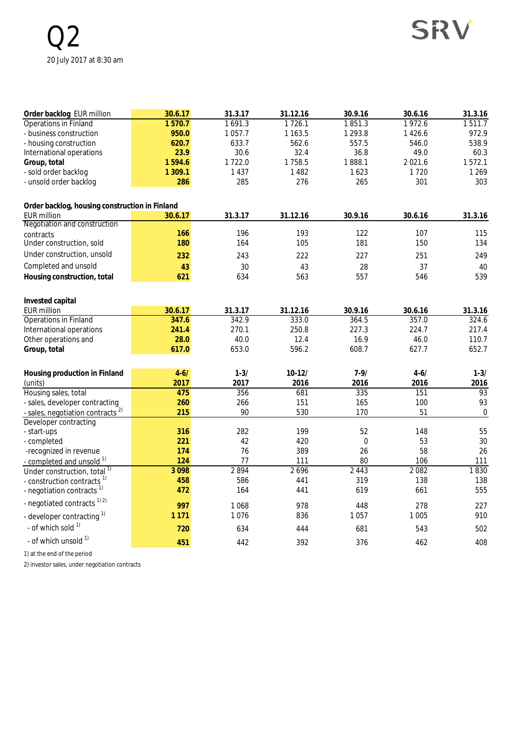# Q2

20 July 2017 at 8:30 am

| Order backlog EUR million | 30.6.17 | 31.3.17 | 31.12.16 | 30.9.16 | 30.6.16 | 31.3.16 |
|---|---|---|---|---|---|---|
| Operations in Finland | 1 570.7 | 1 691.3 | 1 726.1 | 1 851.3 | 1 972.6 | 1 511.7 |
| - business construction | 950.0 | 1 057.7 | 1 163.5 | 1 293.8 | 1 426.6 | 972.9 |
| - housing construction | 620.7 | 633.7 | 562.6 | 557.5 | 546.0 | 538.9 |
| International operations | 23.9 | 30.6 | 32.4 | 36.8 | 49.0 | 60.3 |
| **Group, total** | 1 594.6 | 1 722.0 | 1 758.5 | 1 888.1 | 2 021.6 | 1 572.1 |
| - sold order backlog | 1 309.1 | 1 437 | 1 482 | 1 623 | 1 720 | 1 269 |
| - unsold order backlog | 286 | 285 | 276 | 265 | 301 | 303 |

| Order backlog, housing construction in Finland EUR million | 30.6.17 | 31.3.17 | 31.12.16 | 30.9.16 | 30.6.16 | 31.3.16 |
|---|---|---|---|---|---|---|
| Negotiation and construction contracts | 166 | 196 | 193 | 122 | 107 | 115 |
| Under construction, sold | 180 | 164 | 105 | 181 | 150 | 134 |
| Under construction, unsold | 232 | 243 | 222 | 227 | 251 | 249 |
| Completed and unsold | 43 | 30 | 43 | 28 | 37 | 40 |
| **Housing construction, total** | 621 | 634 | 563 | 557 | 546 | 539 |

| Invested capital EUR million | 30.6.17 | 31.3.17 | 31.12.16 | 30.9.16 | 30.6.16 | 31.3.16 |
|---|---|---|---|---|---|---|
| Operations in Finland | 347.6 | 342.9 | 333.0 | 364.5 | 357.0 | 324.6 |
| International operations | 241.4 | 270.1 | 250.8 | 227.3 | 224.7 | 217.4 |
| Other operations and | 28.0 | 40.0 | 12.4 | 16.9 | 46.0 | 110.7 |
| **Group, total** | 617.0 | 653.0 | 596.2 | 608.7 | 627.7 | 652.7 |

| Housing production in Finland (units) | 4-6/ 2017 | 1-3/ 2017 | 10-12/ 2016 | 7-9/ 2016 | 4-6/ 2016 | 1-3/ 2016 |
|---|---|---|---|---|---|---|
| Housing sales, total | 475 | 356 | 681 | 335 | 151 | 93 |
| - sales, developer contracting | 260 | 266 | 151 | 165 | 100 | 93 |
| - sales, negotiation contracts [2] | 215 | 90 | 530 | 170 | 51 | 0 |
| Developer contracting | | | | | | |
| - start-ups | 316 | 282 | 199 | 52 | 148 | 55 |
| - completed | 221 | 42 | 420 | 0 | 53 | 30 |
| -recognized in revenue | 174 | 76 | 389 | 26 | 58 | 26 |
| - completed and unsold [1] | 124 | 77 | 111 | 80 | 106 | 111 |
| Under construction, total [1] | 3 098 | 2 894 | 2 696 | 2 443 | 2 082 | 1 830 |
| - construction contracts [1] | 458 | 586 | 441 | 319 | 138 | 138 |
| - negotiation contracts [1] | 472 | 164 | 441 | 619 | 661 | 555 |
| - negotiated contracts [1) 2)] | 997 | 1 068 | 978 | 448 | 278 | 227 |
| - developer contracting [1] | 1 171 | 1 076 | 836 | 1 057 | 1 005 | 910 |
| - of which sold [1] | 720 | 634 | 444 | 681 | 543 | 502 |
| - of which unsold [1] | 451 | 442 | 392 | 376 | 462 | 408 |

1) at the end of the period

2) investor sales, under negotiation contracts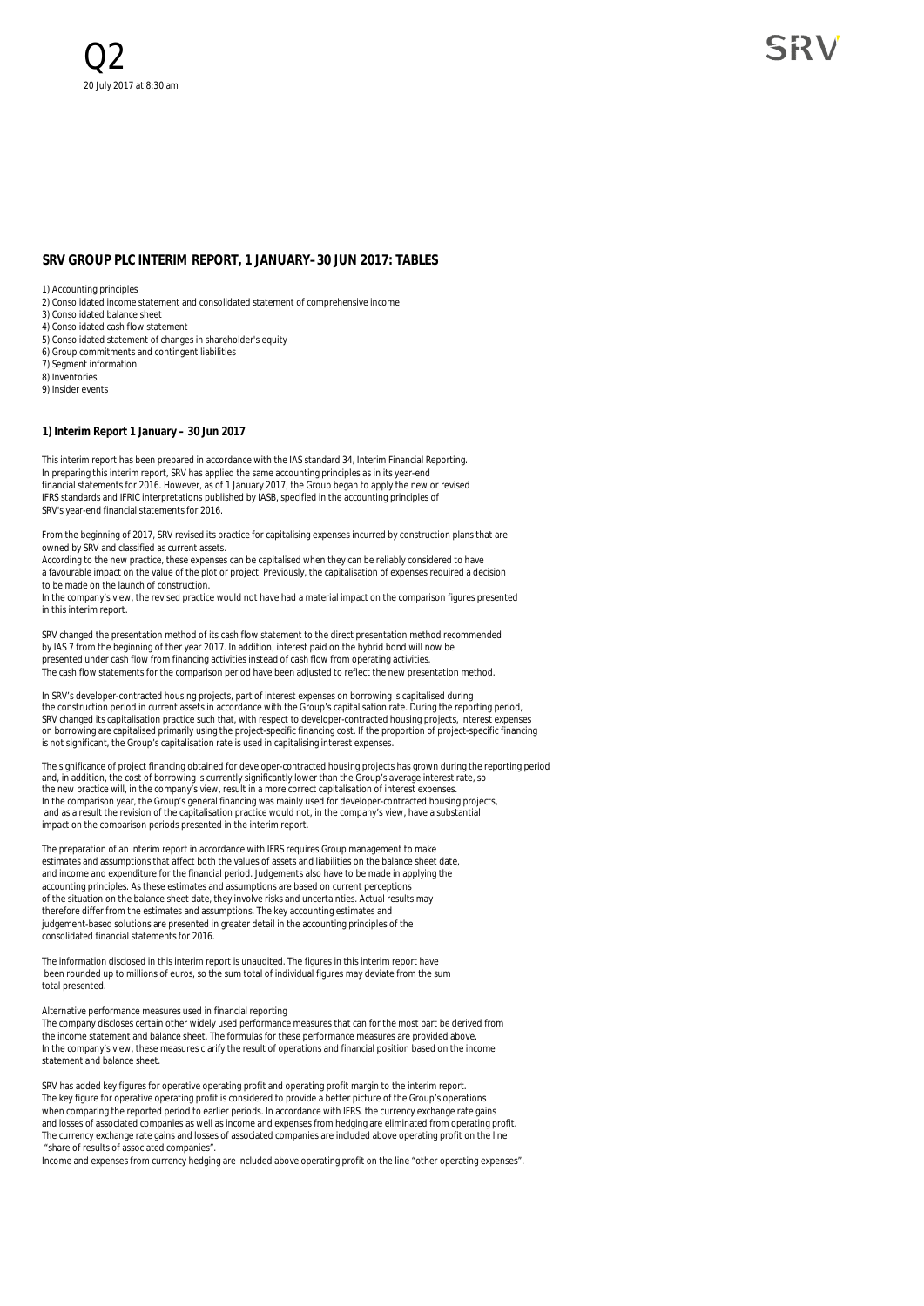Q2
20 July 2017 at 8:30 am

## SRV GROUP PLC INTERIM REPORT, 1 JANUARY–30 JUN 2017: TABLES

1) Accounting principles
2) Consolidated income statement and consolidated statement of comprehensive income
3) Consolidated balance sheet
4) Consolidated cash flow statement
5) Consolidated statement of changes in shareholder's equity
6) Group commitments and contingent liabilities
7) Segment information
8) Inventories
9) Insider events

### 1) Interim Report 1 January – 30 Jun 2017

This interim report has been prepared in accordance with the IAS standard 34, Interim Financial Reporting. In preparing this interim report, SRV has applied the same accounting principles as in its year-end financial statements for 2016. However, as of 1 January 2017, the Group began to apply the new or revised IFRS standards and IFRIC interpretations published by IASB, specified in the accounting principles of SRV's year-end financial statements for 2016.

From the beginning of 2017, SRV revised its practice for capitalising expenses incurred by construction plans that are owned by SRV and classified as current assets.
According to the new practice, these expenses can be capitalised when they can be reliably considered to have a favourable impact on the value of the plot or project. Previously, the capitalisation of expenses required a decision to be made on the launch of construction.
In the company's view, the revised practice would not have had a material impact on the comparison figures presented in this interim report.

SRV changed the presentation method of its cash flow statement to the direct presentation method recommended by IAS 7 from the beginning of ther year 2017. In addition, interest paid on the hybrid bond will now be presented under cash flow from financing activities instead of cash flow from operating activities.
The cash flow statements for the comparison period have been adjusted to reflect the new presentation method.

In SRV's developer-contracted housing projects, part of interest expenses on borrowing is capitalised during the construction period in current assets in accordance with the Group's capitalisation rate. During the reporting period, SRV changed its capitalisation practice such that, with respect to developer-contracted housing projects, interest expenses on borrowing are capitalised primarily using the project-specific financing cost. If the proportion of project-specific financing is not significant, the Group's capitalisation rate is used in capitalising interest expenses.

The significance of project financing obtained for developer-contracted housing projects has grown during the reporting period and, in addition, the cost of borrowing is currently significantly lower than the Group's average interest rate, so the new practice will, in the company's view, result in a more correct capitalisation of interest expenses.
In the comparison year, the Group's general financing was mainly used for developer-contracted housing projects, and as a result the revision of the capitalisation practice would not, in the company's view, have a substantial impact on the comparison periods presented in the interim report.

The preparation of an interim report in accordance with IFRS requires Group management to make estimates and assumptions that affect both the values of assets and liabilities on the balance sheet date, and income and expenditure for the financial period. Judgements also have to be made in applying the accounting principles. As these estimates and assumptions are based on current perceptions of the situation on the balance sheet date, they involve risks and uncertainties. Actual results may therefore differ from the estimates and assumptions. The key accounting estimates and judgement-based solutions are presented in greater detail in the accounting principles of the consolidated financial statements for 2016.

The information disclosed in this interim report is unaudited. The figures in this interim report have been rounded up to millions of euros, so the sum total of individual figures may deviate from the sum total presented.

Alternative performance measures used in financial reporting
The company discloses certain other widely used performance measures that can for the most part be derived from the income statement and balance sheet. The formulas for these performance measures are provided above.
In the company's view, these measures clarify the result of operations and financial position based on the income statement and balance sheet.

SRV has added key figures for operative operating profit and operating profit margin to the interim report.
The key figure for operative operating profit is considered to provide a better picture of the Group's operations when comparing the reported period to earlier periods. In accordance with IFRS, the currency exchange rate gains and losses of associated companies as well as income and expenses from hedging are eliminated from operating profit.
The currency exchange rate gains and losses of associated companies are included above operating profit on the line "share of results of associated companies".
Income and expenses from currency hedging are included above operating profit on the line "other operating expenses".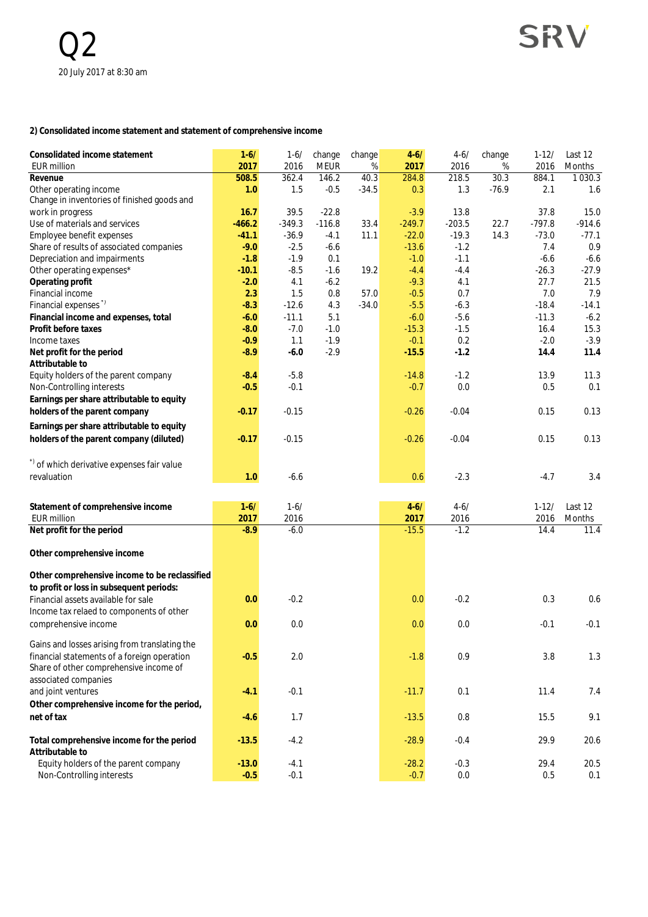# Q2

20 July 2017 at 8:30 am

**2) Consolidated income statement and statement of comprehensive income**

| Consolidated income statement<br>EUR million | 1-6/<br>2017 | 1-6/<br>2016 | change<br>MEUR | change<br>% | 4-6/<br>2017 | 4-6/<br>2016 | change<br>% | 1-12/<br>2016 | Last 12<br>Months |
|---|---|---|---|---|---|---|---|---|---|
| **Revenue** | **508.5** | 362.4 | 146.2 | 40.3 | **284.8** | 218.5 | 30.3 | 884.1 | 1 030.3 |
| Other operating income | **1.0** | 1.5 | -0.5 | -34.5 | **0.3** | 1.3 | -76.9 | 2.1 | 1.6 |
| Change in inventories of finished goods and work in progress | **16.7** | 39.5 | -22.8 | | **-3.9** | 13.8 | | 37.8 | 15.0 |
| Use of materials and services | **-466.2** | -349.3 | -116.8 | 33.4 | **-249.7** | -203.5 | 22.7 | -797.8 | -914.6 |
| Employee benefit expenses | **-41.1** | -36.9 | -4.1 | 11.1 | **-22.0** | -19.3 | 14.3 | -73.0 | -77.1 |
| Share of results of associated companies | **-9.0** | -2.5 | -6.6 | | **-13.6** | -1.2 | | 7.4 | 0.9 |
| Depreciation and impairments | **-1.8** | -1.9 | 0.1 | | **-1.0** | -1.1 | | -6.6 | -6.6 |
| Other operating expenses* | **-10.1** | -8.5 | -1.6 | 19.2 | **-4.4** | -4.4 | | -26.3 | -27.9 |
| **Operating profit** | **-2.0** | 4.1 | -6.2 | | **-9.3** | 4.1 | | 27.7 | 21.5 |
| Financial income | **2.3** | 1.5 | 0.8 | 57.0 | **-0.5** | 0.7 | | 7.0 | 7.9 |
| Financial expenses [*)] | **-8.3** | -12.6 | 4.3 | -34.0 | **-5.5** | -6.3 | | -18.4 | -14.1 |
| **Financial income and expenses, total** | **-6.0** | -11.1 | 5.1 | | **-6.0** | -5.6 | | -11.3 | -6.2 |
| **Profit before taxes** | **-8.0** | -7.0 | -1.0 | | **-15.3** | -1.5 | | 16.4 | 15.3 |
| Income taxes | **-0.9** | 1.1 | -1.9 | | **-0.1** | 0.2 | | -2.0 | -3.9 |
| **Net profit for the period** | **-8.9** | **-6.0** | -2.9 | | **-15.5** | **-1.2** | | **14.4** | **11.4** |
| **Attributable to** | | | | | | | | | |
| Equity holders of the parent company | **-8.4** | -5.8 | | | **-14.8** | -1.2 | | 13.9 | 11.3 |
| Non-Controlling interests | **-0.5** | -0.1 | | | **-0.7** | 0.0 | | 0.5 | 0.1 |
| **Earnings per share attributable to equity holders of the parent company** | **-0.17** | -0.15 | | | **-0.26** | -0.04 | | 0.15 | 0.13 |
| **Earnings per share attributable to equity holders of the parent company (diluted)** | **-0.17** | -0.15 | | | **-0.26** | -0.04 | | 0.15 | 0.13 |
| [*)] of which derivative expenses fair value revaluation | **1.0** | -6.6 | | | **0.6** | -2.3 | | -4.7 | 3.4 |

| Statement of comprehensive income<br>EUR million | 1-6/<br>2017 | 1-6/<br>2016 | 4-6/<br>2017 | 4-6/<br>2016 | 1-12/<br>2016 | Last 12<br>Months |
|---|---|---|---|---|---|---|
| **Net profit for the period** | **-8.9** | -6.0 | **-15.5** | -1.2 | 14.4 | 11.4 |
| **Other comprehensive income** | | | | | | |
| **Other comprehensive income to be reclassified to profit or loss in subsequent periods:** | | | | | | |
| Financial assets available for sale | **0.0** | -0.2 | **0.0** | -0.2 | 0.3 | 0.6 |
| Income tax relaed to components of other comprehensive income | **0.0** | 0.0 | **0.0** | 0.0 | -0.1 | -0.1 |
| Gains and losses arising from translating the financial statements of a foreign operation | **-0.5** | 2.0 | **-1.8** | 0.9 | 3.8 | 1.3 |
| Share of other comprehensive income of associated companies and joint ventures | **-4.1** | -0.1 | **-11.7** | 0.1 | 11.4 | 7.4 |
| **Other comprehensive income for the period, net of tax** | **-4.6** | 1.7 | **-13.5** | 0.8 | 15.5 | 9.1 |
| **Total comprehensive income for the period** | **-13.5** | -4.2 | **-28.9** | -0.4 | 29.9 | 20.6 |
| **Attributable to** | | | | | | |
| Equity holders of the parent company | **-13.0** | -4.1 | **-28.2** | -0.3 | 29.4 | 20.5 |
| Non-Controlling interests | **-0.5** | -0.1 | **-0.7** | 0.0 | 0.5 | 0.1 |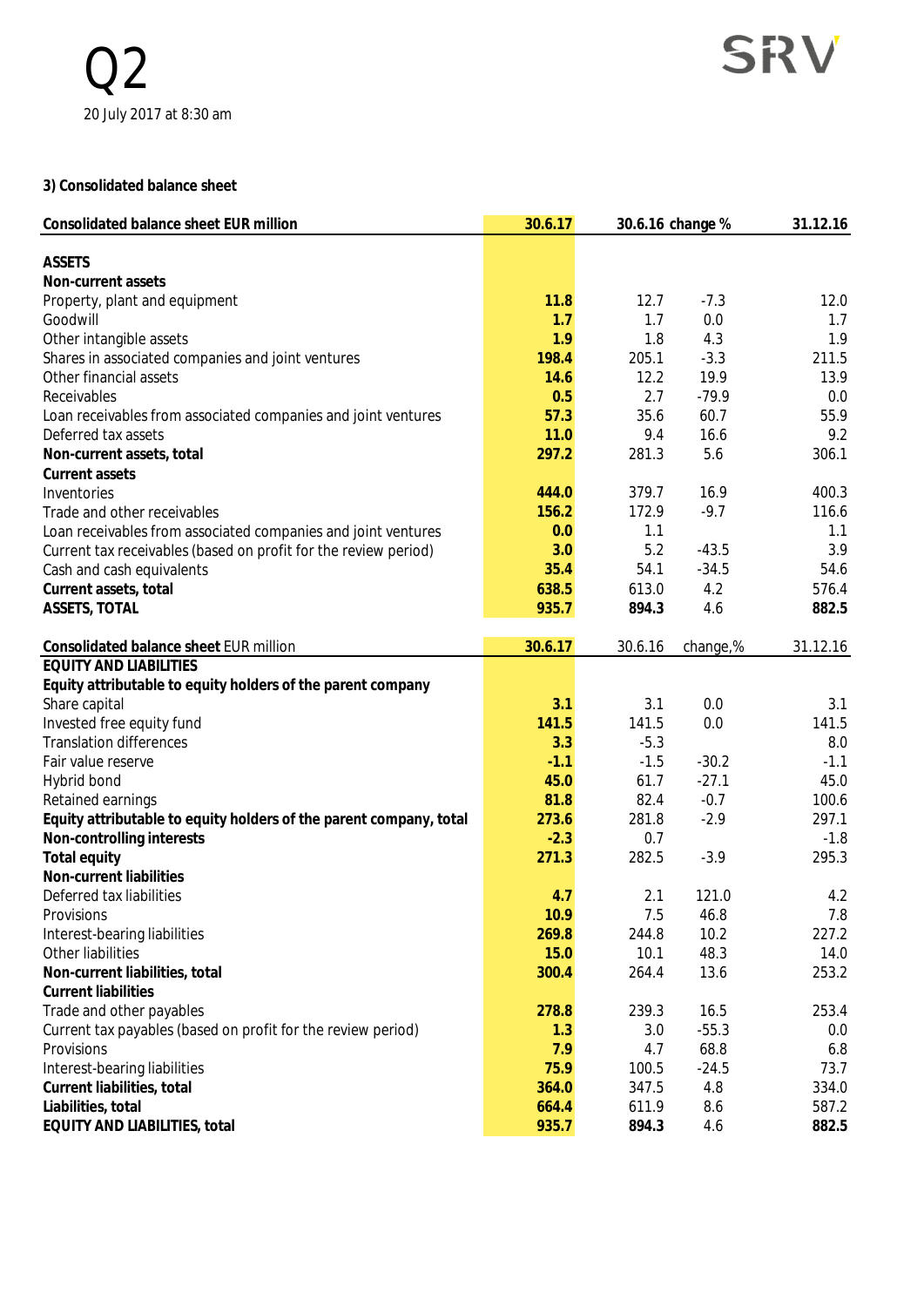# Q2

20 July 2017 at 8:30 am

### 3) Consolidated balance sheet

| Consolidated balance sheet EUR million | 30.6.17 | 30.6.16 | change % | 31.12.16 |
|---|---|---|---|---|
| **ASSETS** | | | | |
| **Non-current assets** | | | | |
| Property, plant and equipment | 11.8 | 12.7 | -7.3 | 12.0 |
| Goodwill | 1.7 | 1.7 | 0.0 | 1.7 |
| Other intangible assets | 1.9 | 1.8 | 4.3 | 1.9 |
| Shares in associated companies and joint ventures | 198.4 | 205.1 | -3.3 | 211.5 |
| Other financial assets | 14.6 | 12.2 | 19.9 | 13.9 |
| Receivables | 0.5 | 2.7 | -79.9 | 0.0 |
| Loan receivables from associated companies and joint ventures | 57.3 | 35.6 | 60.7 | 55.9 |
| Deferred tax assets | 11.0 | 9.4 | 16.6 | 9.2 |
| **Non-current assets, total** | 297.2 | 281.3 | 5.6 | 306.1 |
| **Current assets** | | | | |
| Inventories | 444.0 | 379.7 | 16.9 | 400.3 |
| Trade and other receivables | 156.2 | 172.9 | -9.7 | 116.6 |
| Loan receivables from associated companies and joint ventures | 0.0 | 1.1 | | 1.1 |
| Current tax receivables (based on profit for the review period) | 3.0 | 5.2 | -43.5 | 3.9 |
| Cash and cash equivalents | 35.4 | 54.1 | -34.5 | 54.6 |
| **Current assets, total** | 638.5 | 613.0 | 4.2 | 576.4 |
| **ASSETS, TOTAL** | 935.7 | 894.3 | 4.6 | 882.5 |

| Consolidated balance sheet EUR million | 30.6.17 | 30.6.16 | change,% | 31.12.16 |
|---|---|---|---|---|
| **EQUITY AND LIABILITIES** | | | | |
| **Equity attributable to equity holders of the parent company** | | | | |
| Share capital | 3.1 | 3.1 | 0.0 | 3.1 |
| Invested free equity fund | 141.5 | 141.5 | 0.0 | 141.5 |
| Translation differences | 3.3 | -5.3 | | 8.0 |
| Fair value reserve | -1.1 | -1.5 | -30.2 | -1.1 |
| Hybrid bond | 45.0 | 61.7 | -27.1 | 45.0 |
| Retained earnings | 81.8 | 82.4 | -0.7 | 100.6 |
| **Equity attributable to equity holders of the parent company, total** | 273.6 | 281.8 | -2.9 | 297.1 |
| **Non-controlling interests** | -2.3 | 0.7 | | -1.8 |
| **Total equity** | 271.3 | 282.5 | -3.9 | 295.3 |
| **Non-current liabilities** | | | | |
| Deferred tax liabilities | 4.7 | 2.1 | 121.0 | 4.2 |
| Provisions | 10.9 | 7.5 | 46.8 | 7.8 |
| Interest-bearing liabilities | 269.8 | 244.8 | 10.2 | 227.2 |
| Other liabilities | 15.0 | 10.1 | 48.3 | 14.0 |
| **Non-current liabilities, total** | 300.4 | 264.4 | 13.6 | 253.2 |
| **Current liabilities** | | | | |
| Trade and other payables | 278.8 | 239.3 | 16.5 | 253.4 |
| Current tax payables (based on profit for the review period) | 1.3 | 3.0 | -55.3 | 0.0 |
| Provisions | 7.9 | 4.7 | 68.8 | 6.8 |
| Interest-bearing liabilities | 75.9 | 100.5 | -24.5 | 73.7 |
| **Current liabilities, total** | 364.0 | 347.5 | 4.8 | 334.0 |
| **Liabilities, total** | 664.4 | 611.9 | 8.6 | 587.2 |
| **EQUITY AND LIABILITIES, total** | 935.7 | 894.3 | 4.6 | 882.5 |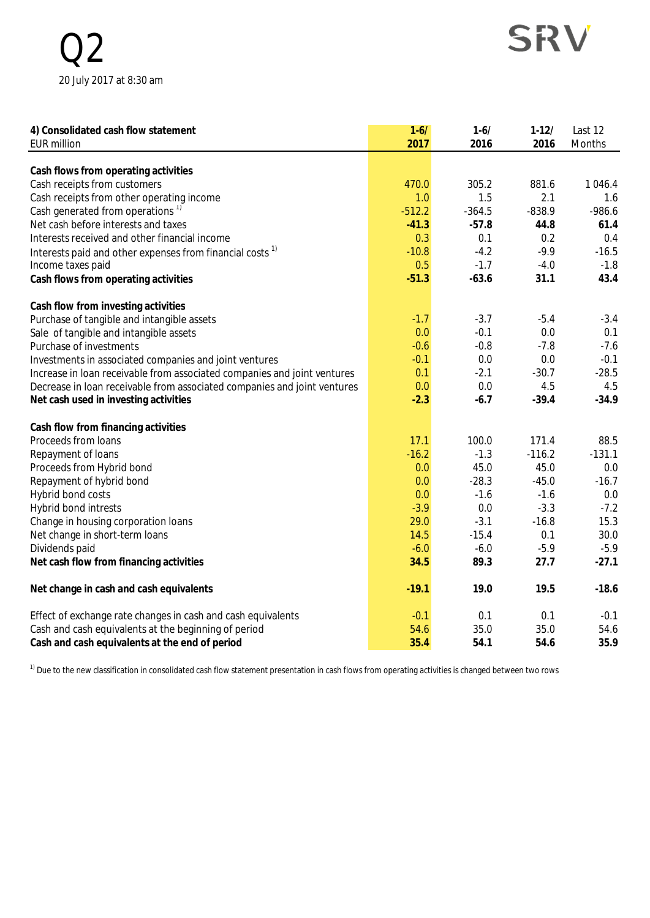Q2

20 July 2017 at 8:30 am

| 4) Consolidated cash flow statement<br>EUR million | 1-6/<br>2017 | 1-6/<br>2016 | 1-12/<br>2016 | Last 12<br>Months |
|---|---|---|---|---|
| **Cash flows from operating activities** | | | | |
| Cash receipts from customers | 470.0 | 305.2 | 881.6 | 1 046.4 |
| Cash receipts from other operating income | 1.0 | 1.5 | 2.1 | 1.6 |
| Cash generated from operations [1)] | -512.2 | -364.5 | -838.9 | -986.6 |
| **Net cash before interests and taxes** | **-41.3** | **-57.8** | **44.8** | **61.4** |
| Interests received and other financial income | 0.3 | 0.1 | 0.2 | 0.4 |
| Interests paid and other expenses from financial costs [1)] | -10.8 | -4.2 | -9.9 | -16.5 |
| Income taxes paid | 0.5 | -1.7 | -4.0 | -1.8 |
| **Cash flows from operating activities** | **-51.3** | **-63.6** | **31.1** | **43.4** |
| **Cash flow from investing activities** | | | | |
| Purchase of tangible and intangible assets | -1.7 | -3.7 | -5.4 | -3.4 |
| Sale of tangible and intangible assets | 0.0 | -0.1 | 0.0 | 0.1 |
| Purchase of investments | -0.6 | -0.8 | -7.8 | -7.6 |
| Investments in associated companies and joint ventures | -0.1 | 0.0 | 0.0 | -0.1 |
| Increase in loan receivable from associated companies and joint ventures | 0.1 | -2.1 | -30.7 | -28.5 |
| Decrease in loan receivable from associated companies and joint ventures | 0.0 | 0.0 | 4.5 | 4.5 |
| **Net cash used in investing activities** | **-2.3** | **-6.7** | **-39.4** | **-34.9** |
| **Cash flow from financing activities** | | | | |
| Proceeds from loans | 17.1 | 100.0 | 171.4 | 88.5 |
| Repayment of loans | -16.2 | -1.3 | -116.2 | -131.1 |
| Proceeds from Hybrid bond | 0.0 | 45.0 | 45.0 | 0.0 |
| Repayment of hybrid bond | 0.0 | -28.3 | -45.0 | -16.7 |
| Hybrid bond costs | 0.0 | -1.6 | -1.6 | 0.0 |
| Hybrid bond intrests | -3.9 | 0.0 | -3.3 | -7.2 |
| Change in housing corporation loans | 29.0 | -3.1 | -16.8 | 15.3 |
| Net change in short-term loans | 14.5 | -15.4 | 0.1 | 30.0 |
| Dividends paid | -6.0 | -6.0 | -5.9 | -5.9 |
| **Net cash flow from financing activities** | **34.5** | **89.3** | **27.7** | **-27.1** |
| **Net change in cash and cash equivalents** | **-19.1** | **19.0** | **19.5** | **-18.6** |
| Effect of exchange rate changes in cash and cash equivalents | -0.1 | 0.1 | 0.1 | -0.1 |
| Cash and cash equivalents at the beginning of period | 54.6 | 35.0 | 35.0 | 54.6 |
| **Cash and cash equivalents at the end of period** | **35.4** | **54.1** | **54.6** | **35.9** |

[1)] Due to the new classification in consolidated cash flow statement presentation in cash flows from operating activities is changed between two rows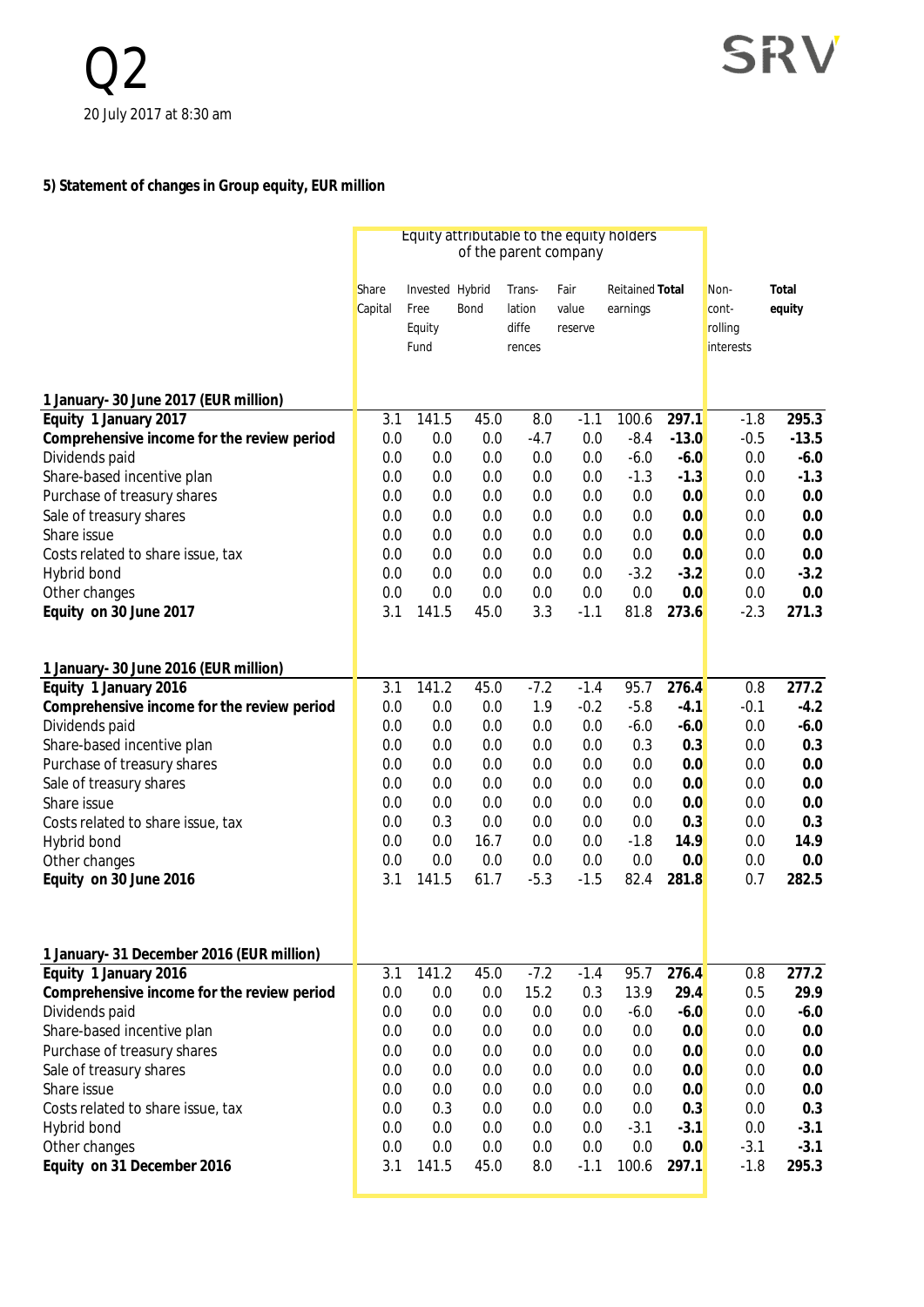### 5) Statement of changes in Group equity, EUR million

| | Equity attributable to the equity holders of the parent company | | | | | | | | |
|---|---|---|---|---|---|---|---|---|---|
| | Share Capital | Invested Free Equity Fund | Hybrid Bond | Translation differences | Fair value reserve | Reitained earnings | **Total** | Non-controlling interests | **Total equity** |
| **1 January- 30 June 2017 (EUR million)** | | | | | | | | | |
| **Equity 1 January 2017** | 3.1 | 141.5 | 45.0 | 8.0 | -1.1 | 100.6 | **297.1** | -1.8 | **295.3** |
| **Comprehensive income for the review period** | 0.0 | 0.0 | 0.0 | -4.7 | 0.0 | -8.4 | **-13.0** | -0.5 | **-13.5** |
| Dividends paid | 0.0 | 0.0 | 0.0 | 0.0 | 0.0 | -6.0 | **-6.0** | 0.0 | **-6.0** |
| Share-based incentive plan | 0.0 | 0.0 | 0.0 | 0.0 | 0.0 | -1.3 | **-1.3** | 0.0 | **-1.3** |
| Purchase of treasury shares | 0.0 | 0.0 | 0.0 | 0.0 | 0.0 | 0.0 | **0.0** | 0.0 | **0.0** |
| Sale of treasury shares | 0.0 | 0.0 | 0.0 | 0.0 | 0.0 | 0.0 | **0.0** | 0.0 | **0.0** |
| Share issue | 0.0 | 0.0 | 0.0 | 0.0 | 0.0 | 0.0 | **0.0** | 0.0 | **0.0** |
| Costs related to share issue, tax | 0.0 | 0.0 | 0.0 | 0.0 | 0.0 | 0.0 | **0.0** | 0.0 | **0.0** |
| Hybrid bond | 0.0 | 0.0 | 0.0 | 0.0 | 0.0 | -3.2 | **-3.2** | 0.0 | **-3.2** |
| Other changes | 0.0 | 0.0 | 0.0 | 0.0 | 0.0 | 0.0 | **0.0** | 0.0 | **0.0** |
| **Equity on 30 June 2017** | 3.1 | 141.5 | 45.0 | 3.3 | -1.1 | 81.8 | **273.6** | -2.3 | **271.3** |
| | | | | | | | | | |
| **1 January- 30 June 2016 (EUR million)** | | | | | | | | | |
| **Equity 1 January 2016** | 3.1 | 141.2 | 45.0 | -7.2 | -1.4 | 95.7 | **276.4** | 0.8 | **277.2** |
| **Comprehensive income for the review period** | 0.0 | 0.0 | 0.0 | 1.9 | -0.2 | -5.8 | **-4.1** | -0.1 | **-4.2** |
| Dividends paid | 0.0 | 0.0 | 0.0 | 0.0 | 0.0 | -6.0 | **-6.0** | 0.0 | **-6.0** |
| Share-based incentive plan | 0.0 | 0.0 | 0.0 | 0.0 | 0.0 | 0.3 | **0.3** | 0.0 | **0.3** |
| Purchase of treasury shares | 0.0 | 0.0 | 0.0 | 0.0 | 0.0 | 0.0 | **0.0** | 0.0 | **0.0** |
| Sale of treasury shares | 0.0 | 0.0 | 0.0 | 0.0 | 0.0 | 0.0 | **0.0** | 0.0 | **0.0** |
| Share issue | 0.0 | 0.0 | 0.0 | 0.0 | 0.0 | 0.0 | **0.0** | 0.0 | **0.0** |
| Costs related to share issue, tax | 0.0 | 0.3 | 0.0 | 0.0 | 0.0 | 0.0 | **0.3** | 0.0 | **0.3** |
| Hybrid bond | 0.0 | 0.0 | 16.7 | 0.0 | 0.0 | -1.8 | **14.9** | 0.0 | **14.9** |
| Other changes | 0.0 | 0.0 | 0.0 | 0.0 | 0.0 | 0.0 | **0.0** | 0.0 | **0.0** |
| **Equity on 30 June 2016** | 3.1 | 141.5 | 61.7 | -5.3 | -1.5 | 82.4 | **281.8** | 0.7 | **282.5** |
| | | | | | | | | | |
| **1 January- 31 December 2016 (EUR million)** | | | | | | | | | |
| **Equity 1 January 2016** | 3.1 | 141.2 | 45.0 | -7.2 | -1.4 | 95.7 | **276.4** | 0.8 | **277.2** |
| **Comprehensive income for the review period** | 0.0 | 0.0 | 0.0 | 15.2 | 0.3 | 13.9 | **29.4** | 0.5 | **29.9** |
| Dividends paid | 0.0 | 0.0 | 0.0 | 0.0 | 0.0 | -6.0 | **-6.0** | 0.0 | **-6.0** |
| Share-based incentive plan | 0.0 | 0.0 | 0.0 | 0.0 | 0.0 | 0.0 | **0.0** | 0.0 | **0.0** |
| Purchase of treasury shares | 0.0 | 0.0 | 0.0 | 0.0 | 0.0 | 0.0 | **0.0** | 0.0 | **0.0** |
| Sale of treasury shares | 0.0 | 0.0 | 0.0 | 0.0 | 0.0 | 0.0 | **0.0** | 0.0 | **0.0** |
| Share issue | 0.0 | 0.0 | 0.0 | 0.0 | 0.0 | 0.0 | **0.0** | 0.0 | **0.0** |
| Costs related to share issue, tax | 0.0 | 0.3 | 0.0 | 0.0 | 0.0 | 0.0 | **0.3** | 0.0 | **0.3** |
| Hybrid bond | 0.0 | 0.0 | 0.0 | 0.0 | 0.0 | -3.1 | **-3.1** | 0.0 | **-3.1** |
| Other changes | 0.0 | 0.0 | 0.0 | 0.0 | 0.0 | 0.0 | **0.0** | -3.1 | **-3.1** |
| **Equity on 31 December 2016** | 3.1 | 141.5 | 45.0 | 8.0 | -1.1 | 100.6 | **297.1** | -1.8 | **295.3** |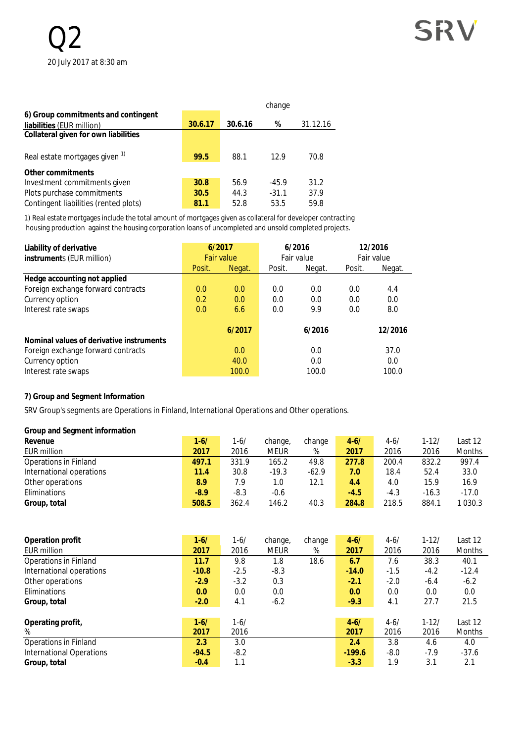| 6) Group commitments and contingent liabilities (EUR million) | 30.6.17 | 30.6.16 | change % | 31.12.16 |
|---|---|---|---|---|
| **Collateral given for own liabilities** | | | | |
| Real estate mortgages given [1] | **99.5** | 88.1 | 12.9 | 70.8 |
| **Other commitments** | | | | |
| Investment commitments given | **30.8** | 56.9 | -45.9 | 31.2 |
| Plots purchase commitments | **30.5** | 44.3 | -31.1 | 37.9 |
| Contingent liabilities (rented plots) | **81.1** | 52.8 | 53.5 | 59.8 |

1) Real estate mortgages include the total amount of mortgages given as collateral for developer contracting housing production against the housing corporation loans of uncompleted and unsold completed projects.

| Liability of derivative instruments (EUR million) | 6/2017 Fair value | | 6/2016 Fair value | | 12/2016 Fair value | |
|---|---|---|---|---|---|---|
| | Posit. | Negat. | Posit. | Negat. | Posit. | Negat. |
| **Hedge accounting not applied** | | | | | | |
| Foreign exchange forward contracts | 0.0 | 0.0 | 0.0 | 0.0 | 0.0 | 4.4 |
| Currency option | 0.2 | 0.0 | 0.0 | 0.0 | 0.0 | 0.0 |
| Interest rate swaps | 0.0 | 6.6 | 0.0 | 9.9 | 0.0 | 8.0 |

| Nominal values of derivative instruments | 6/2017 | 6/2016 | 12/2016 |
|---|---|---|---|
| Foreign exchange forward contracts | 0.0 | 0.0 | 37.0 |
| Currency option | 40.0 | 0.0 | 0.0 |
| Interest rate swaps | 100.0 | 100.0 | 100.0 |

**7) Group and Segment Information**

SRV Group's segments are Operations in Finland, International Operations and Other operations.

**Group and Segment information**

| Revenue EUR million | 1-6/ 2017 | 1-6/ 2016 | change, MEUR | change % | 4-6/ 2017 | 4-6/ 2016 | 1-12/ 2016 | Last 12 Months |
|---|---|---|---|---|---|---|---|---|
| Operations in Finland | **497.1** | 331.9 | 165.2 | 49.8 | **277.8** | 200.4 | 832.2 | 997.4 |
| International operations | **11.4** | 30.8 | -19.3 | -62.9 | **7.0** | 18.4 | 52.4 | 33.0 |
| Other operations | **8.9** | 7.9 | 1.0 | 12.1 | **4.4** | 4.0 | 15.9 | 16.9 |
| Eliminations | **-8.9** | -8.3 | -0.6 | | **-4.5** | -4.3 | -16.3 | -17.0 |
| **Group, total** | **508.5** | 362.4 | 146.2 | 40.3 | **284.8** | 218.5 | 884.1 | 1 030.3 |

| Operation profit EUR million | 1-6/ 2017 | 1-6/ 2016 | change, MEUR | change % | 4-6/ 2017 | 4-6/ 2016 | 1-12/ 2016 | Last 12 Months |
|---|---|---|---|---|---|---|---|---|
| Operations in Finland | **11.7** | 9.8 | 1.8 | 18.6 | **6.7** | 7.6 | 38.3 | 40.1 |
| International operations | **-10.8** | -2.5 | -8.3 | | **-14.0** | -1.5 | -4.2 | -12.4 |
| Other operations | **-2.9** | -3.2 | 0.3 | | **-2.1** | -2.0 | -6.4 | -6.2 |
| Eliminations | **0.0** | 0.0 | 0.0 | | **0.0** | 0.0 | 0.0 | 0.0 |
| **Group, total** | **-2.0** | 4.1 | -6.2 | | **-9.3** | 4.1 | 27.7 | 21.5 |

| Operating profit, % | 1-6/ 2017 | 1-6/ 2016 | 4-6/ 2017 | 4-6/ 2016 | 1-12/ 2016 | Last 12 Months |
|---|---|---|---|---|---|---|
| Operations in Finland | **2.3** | 3.0 | **2.4** | 3.8 | 4.6 | 4.0 |
| International Operations | **-94.5** | -8.2 | **-199.6** | -8.0 | -7.9 | -37.6 |
| **Group, total** | **-0.4** | 1.1 | **-3.3** | 1.9 | 3.1 | 2.1 |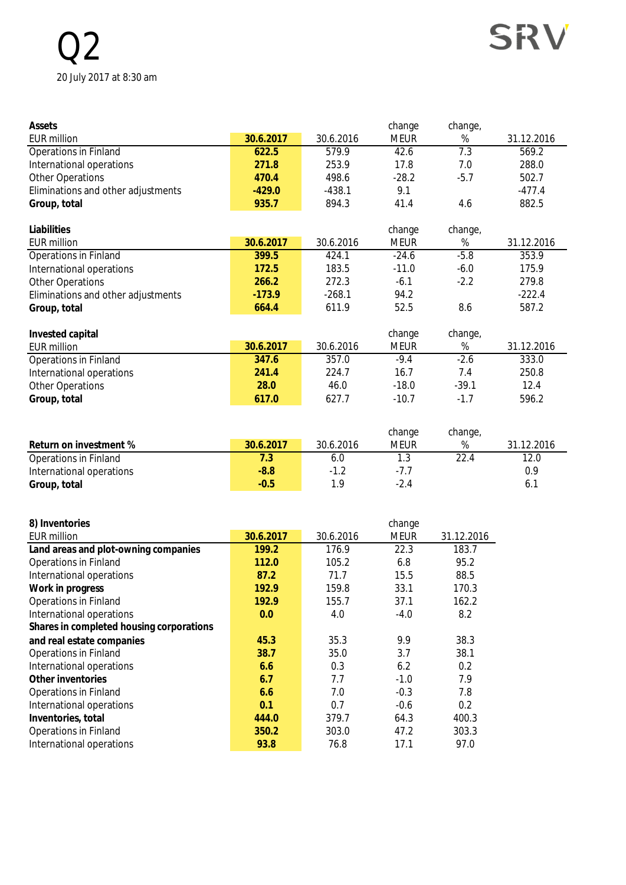Q2

20 July 2017 at 8:30 am

| Assets<br>EUR million | 30.6.2017 | 30.6.2016 | change MEUR | change, % | 31.12.2016 |
|---|---|---|---|---|---|
| Operations in Finland | 622.5 | 579.9 | 42.6 | 7.3 | 569.2 |
| International operations | 271.8 | 253.9 | 17.8 | 7.0 | 288.0 |
| Other Operations | 470.4 | 498.6 | -28.2 | -5.7 | 502.7 |
| Eliminations and other adjustments | -429.0 | -438.1 | 9.1 | | -477.4 |
| **Group, total** | 935.7 | 894.3 | 41.4 | 4.6 | 882.5 |

| Liabilities<br>EUR million | 30.6.2017 | 30.6.2016 | change MEUR | change, % | 31.12.2016 |
|---|---|---|---|---|---|
| Operations in Finland | 399.5 | 424.1 | -24.6 | -5.8 | 353.9 |
| International operations | 172.5 | 183.5 | -11.0 | -6.0 | 175.9 |
| Other Operations | 266.2 | 272.3 | -6.1 | -2.2 | 279.8 |
| Eliminations and other adjustments | -173.9 | -268.1 | 94.2 | | -222.4 |
| **Group, total** | 664.4 | 611.9 | 52.5 | 8.6 | 587.2 |

| Invested capital<br>EUR million | 30.6.2017 | 30.6.2016 | change MEUR | change, % | 31.12.2016 |
|---|---|---|---|---|---|
| Operations in Finland | 347.6 | 357.0 | -9.4 | -2.6 | 333.0 |
| International operations | 241.4 | 224.7 | 16.7 | 7.4 | 250.8 |
| Other Operations | 28.0 | 46.0 | -18.0 | -39.1 | 12.4 |
| **Group, total** | 617.0 | 627.7 | -10.7 | -1.7 | 596.2 |

| Return on investment % | 30.6.2017 | 30.6.2016 | change MEUR | change, % | 31.12.2016 |
|---|---|---|---|---|---|
| Operations in Finland | 7.3 | 6.0 | 1.3 | 22.4 | 12.0 |
| International operations | -8.8 | -1.2 | -7.7 | | 0.9 |
| **Group, total** | -0.5 | 1.9 | -2.4 | | 6.1 |

| 8) Inventories<br>EUR million | 30.6.2017 | 30.6.2016 | change MEUR | 31.12.2016 |
|---|---|---|---|---|
| **Land areas and plot-owning companies** | 199.2 | 176.9 | 22.3 | 183.7 |
| Operations in Finland | 112.0 | 105.2 | 6.8 | 95.2 |
| International operations | 87.2 | 71.7 | 15.5 | 88.5 |
| **Work in progress** | 192.9 | 159.8 | 33.1 | 170.3 |
| Operations in Finland | 192.9 | 155.7 | 37.1 | 162.2 |
| International operations | 0.0 | 4.0 | -4.0 | 8.2 |
| **Shares in completed housing corporations and real estate companies** | 45.3 | 35.3 | 9.9 | 38.3 |
| Operations in Finland | 38.7 | 35.0 | 3.7 | 38.1 |
| International operations | 6.6 | 0.3 | 6.2 | 0.2 |
| **Other inventories** | 6.7 | 7.7 | -1.0 | 7.9 |
| Operations in Finland | 6.6 | 7.0 | -0.3 | 7.8 |
| International operations | 0.1 | 0.7 | -0.6 | 0.2 |
| **Inventories, total** | 444.0 | 379.7 | 64.3 | 400.3 |
| Operations in Finland | 350.2 | 303.0 | 47.2 | 303.3 |
| International operations | 93.8 | 76.8 | 17.1 | 97.0 |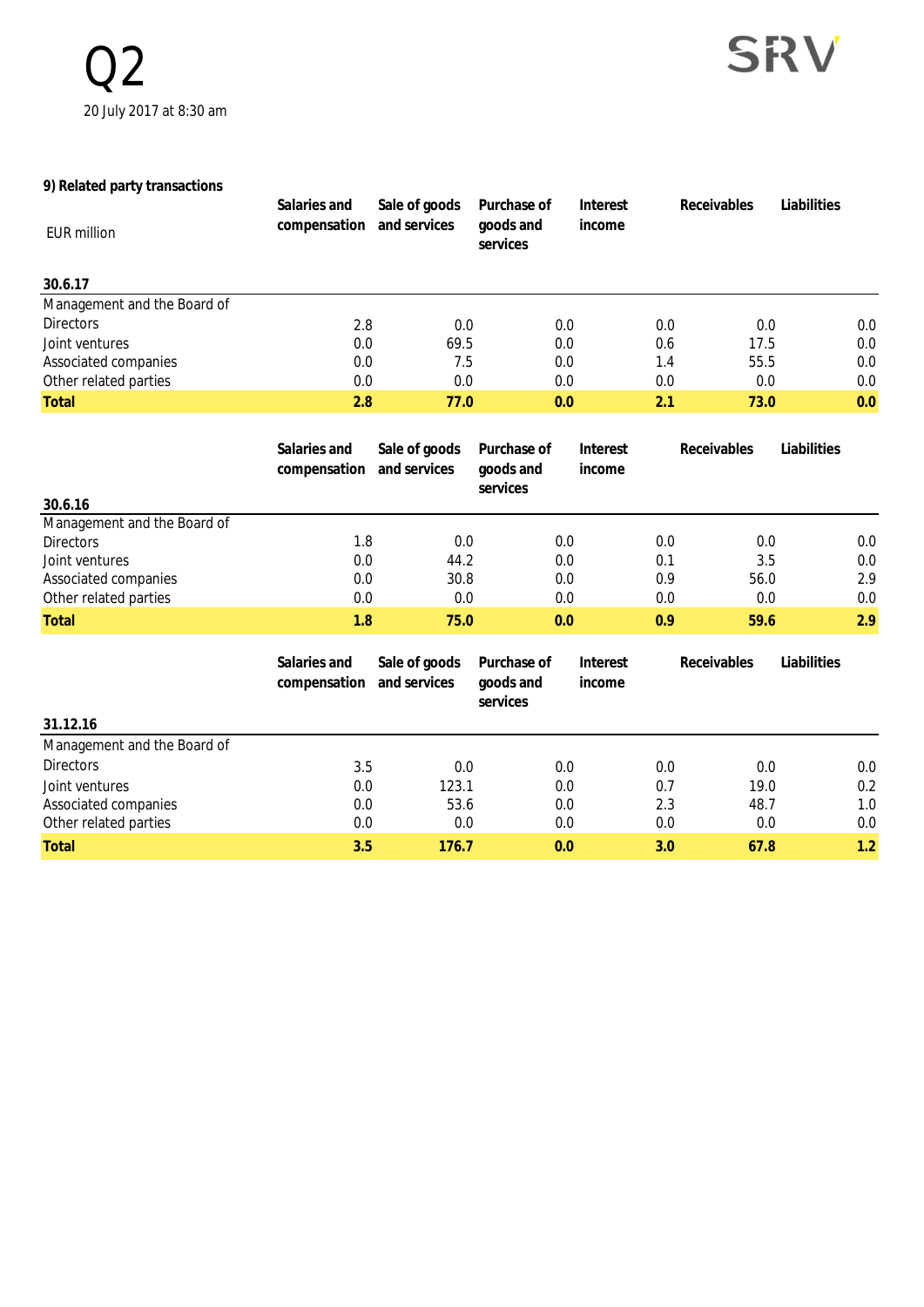### 9) Related party transactions

| EUR million | Salaries and compensation | Sale of goods and services | Purchase of goods and services | Interest income | Receivables | Liabilities |
|---|---|---|---|---|---|---|
| **30.6.17** | | | | | | |
| Management and the Board of Directors | 2.8 | 0.0 | 0.0 | 0.0 | 0.0 | 0.0 |
| Joint ventures | 0.0 | 69.5 | 0.0 | 0.6 | 17.5 | 0.0 |
| Associated companies | 0.0 | 7.5 | 0.0 | 1.4 | 55.5 | 0.0 |
| Other related parties | 0.0 | 0.0 | 0.0 | 0.0 | 0.0 | 0.0 |
| **Total** | **2.8** | **77.0** | **0.0** | **2.1** | **73.0** | **0.0** |

| 30.6.16 | Salaries and compensation | Sale of goods and services | Purchase of goods and services | Interest income | Receivables | Liabilities |
|---|---|---|---|---|---|---|
| Management and the Board of Directors | 1.8 | 0.0 | 0.0 | 0.0 | 0.0 | 0.0 |
| Joint ventures | 0.0 | 44.2 | 0.0 | 0.1 | 3.5 | 0.0 |
| Associated companies | 0.0 | 30.8 | 0.0 | 0.9 | 56.0 | 2.9 |
| Other related parties | 0.0 | 0.0 | 0.0 | 0.0 | 0.0 | 0.0 |
| **Total** | **1.8** | **75.0** | **0.0** | **0.9** | **59.6** | **2.9** |

| 31.12.16 | Salaries and compensation | Sale of goods and services | Purchase of goods and services | Interest income | Receivables | Liabilities |
|---|---|---|---|---|---|---|
| Management and the Board of Directors | 3.5 | 0.0 | 0.0 | 0.0 | 0.0 | 0.0 |
| Joint ventures | 0.0 | 123.1 | 0.0 | 0.7 | 19.0 | 0.2 |
| Associated companies | 0.0 | 53.6 | 0.0 | 2.3 | 48.7 | 1.0 |
| Other related parties | 0.0 | 0.0 | 0.0 | 0.0 | 0.0 | 0.0 |
| **Total** | **3.5** | **176.7** | **0.0** | **3.0** | **67.8** | **1.2** |